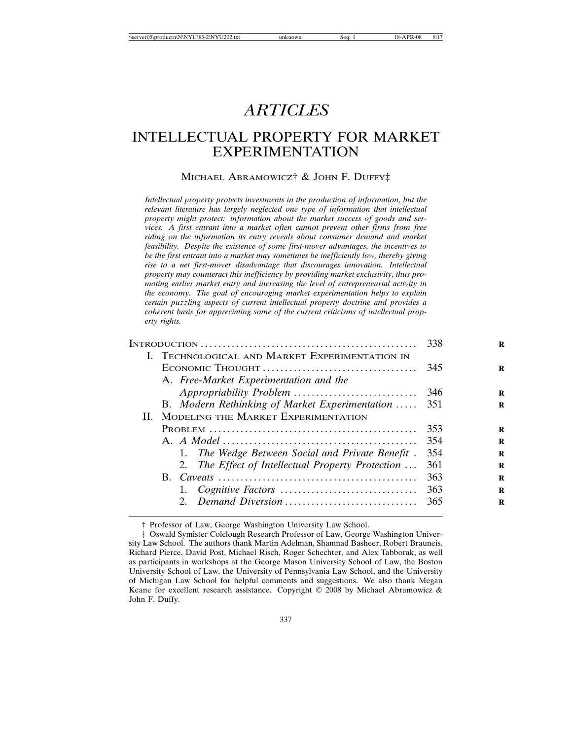# ARTICLES

# INTELLECTUAL PROPERTY FOR MARKET EXPERIMENTATION

MICHAEL ABRAMOWICZ† & JOHN F. DUFFY‡

*Intellectual property protects investments in the production of information, but the relevant literature has largely neglected one type of information that intellectual property might protect: information about the market success of goods and services. A first entrant into a market often cannot prevent other firms from free riding on the information its entry reveals about consumer demand and market feasibility. Despite the existence of some first-mover advantages, the incentives to be the first entrant into a market may sometimes be inefficiently low, thereby giving rise to a net first-mover disadvantage that discourages innovation. Intellectual property may counteract this inefficiency by providing market exclusivity, thus promoting earlier market entry and increasing the level of entrepreneurial activity in the economy. The goal of encouraging market experimentation helps to explain certain puzzling aspects of current intellectual property doctrine and provides a coherent basis for appreciating some of the current criticisms of intellectual property rights.*

| | |
|---|---|
| INTRODUCTION | 338 |
| I. TECHNOLOGICAL AND MARKET EXPERIMENTATION IN ECONOMIC THOUGHT | 345 |
| A. *Free-Market Experimentation and the Appropriability Problem* | 346 |
| B. *Modern Rethinking of Market Experimentation* | 351 |
| II. MODELING THE MARKET EXPERIMENTATION PROBLEM | 353 |
| A. *A Model* | 354 |
| 1. *The Wedge Between Social and Private Benefit* | 354 |
| 2. *The Effect of Intellectual Property Protection* | 361 |
| B. *Caveats* | 363 |
| 1. *Cognitive Factors* | 363 |
| 2. *Demand Diversion* | 365 |

† Professor of Law, George Washington University Law School.

‡ Oswald Symister Colclough Research Professor of Law, George Washington University Law School. The authors thank Martin Adelman, Shamnad Basheer, Robert Brauneis, Richard Pierce, David Post, Michael Risch, Roger Schechter, and Alex Tabborak, as well as participants in workshops at the George Mason University School of Law, the Boston University School of Law, the University of Pennsylvania Law School, and the University of Michigan Law School for helpful comments and suggestions. We also thank Megan Keane for excellent research assistance. Copyright © 2008 by Michael Abramowicz & John F. Duffy.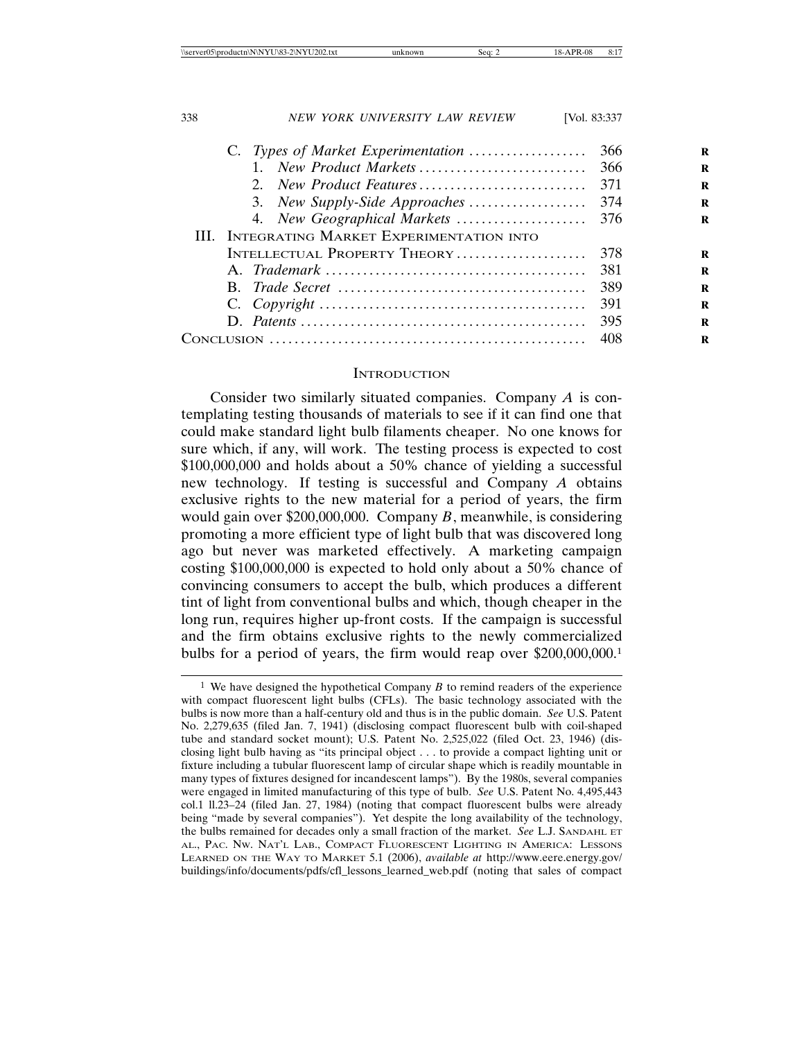| | |
|---|---|
| C. *Types of Market Experimentation* | 366 |
| 1. *New Product Markets* | 366 |
| 2. *New Product Features* | 371 |
| 3. *New Supply-Side Approaches* | 374 |
| 4. *New Geographical Markets* | 376 |
| III. INTEGRATING MARKET EXPERIMENTATION INTO INTELLECTUAL PROPERTY THEORY | 378 |
| A. *Trademark* | 381 |
| B. *Trade Secret* | 389 |
| C. *Copyright* | 391 |
| D. *Patents* | 395 |
| CONCLUSION | 408 |

## INTRODUCTION

Consider two similarly situated companies. Company *A* is contemplating testing thousands of materials to see if it can find one that could make standard light bulb filaments cheaper. No one knows for sure which, if any, will work. The testing process is expected to cost \$100,000,000 and holds about a 50% chance of yielding a successful new technology. If testing is successful and Company *A* obtains exclusive rights to the new material for a period of years, the firm would gain over \$200,000,000. Company *B*, meanwhile, is considering promoting a more efficient type of light bulb that was discovered long ago but never was marketed effectively. A marketing campaign costing \$100,000,000 is expected to hold only about a 50% chance of convincing consumers to accept the bulb, which produces a different tint of light from conventional bulbs and which, though cheaper in the long run, requires higher up-front costs. If the campaign is successful and the firm obtains exclusive rights to the newly commercialized bulbs for a period of years, the firm would reap over \$200,000,000.[1]

[1] We have designed the hypothetical Company *B* to remind readers of the experience with compact fluorescent light bulbs (CFLs). The basic technology associated with the bulbs is now more than a half-century old and thus is in the public domain. *See* U.S. Patent No. 2,279,635 (filed Jan. 7, 1941) (disclosing compact fluorescent bulb with coil-shaped tube and standard socket mount); U.S. Patent No. 2,525,022 (filed Oct. 23, 1946) (disclosing light bulb having as "its principal object . . . to provide a compact lighting unit or fixture including a tubular fluorescent lamp of circular shape which is readily mountable in many types of fixtures designed for incandescent lamps"). By the 1980s, several companies were engaged in limited manufacturing of this type of bulb. *See* U.S. Patent No. 4,495,443 col.1 ll.23–24 (filed Jan. 27, 1984) (noting that compact fluorescent bulbs were already being "made by several companies"). Yet despite the long availability of the technology, the bulbs remained for decades only a small fraction of the market. *See* L.J. SANDAHL ET AL., PAC. NW. NAT'L LAB., COMPACT FLUORESCENT LIGHTING IN AMERICA: LESSONS LEARNED ON THE WAY TO MARKET 5.1 (2006), *available at* http://www.eere.energy.gov/buildings/info/documents/pdfs/cfl_lessons_learned_web.pdf (noting that sales of compact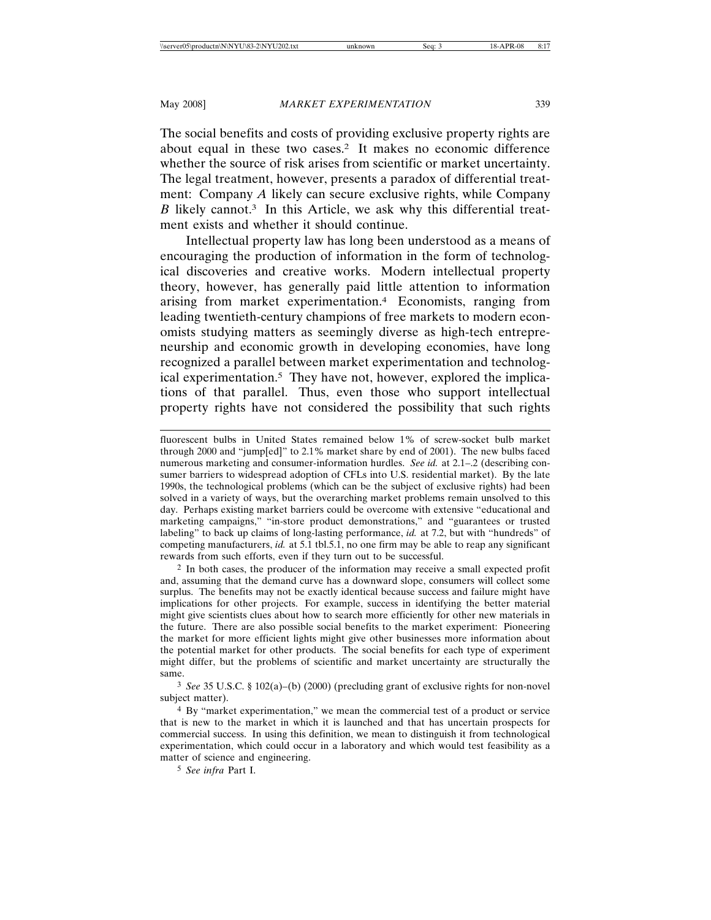The social benefits and costs of providing exclusive property rights are about equal in these two cases.[2] It makes no economic difference whether the source of risk arises from scientific or market uncertainty. The legal treatment, however, presents a paradox of differential treatment: Company *A* likely can secure exclusive rights, while Company *B* likely cannot.[3] In this Article, we ask why this differential treatment exists and whether it should continue.

Intellectual property law has long been understood as a means of encouraging the production of information in the form of technological discoveries and creative works. Modern intellectual property theory, however, has generally paid little attention to information arising from market experimentation.[4] Economists, ranging from leading twentieth-century champions of free markets to modern economists studying matters as seemingly diverse as high-tech entrepreneurship and economic growth in developing economies, have long recognized a parallel between market experimentation and technological experimentation.[5] They have not, however, explored the implications of that parallel. Thus, even those who support intellectual property rights have not considered the possibility that such rights

---

fluorescent bulbs in United States remained below 1% of screw-socket bulb market through 2000 and "jump[ed]" to 2.1% market share by end of 2001). The new bulbs faced numerous marketing and consumer-information hurdles. *See id.* at 2.1–.2 (describing consumer barriers to widespread adoption of CFLs into U.S. residential market). By the late 1990s, the technological problems (which can be the subject of exclusive rights) had been solved in a variety of ways, but the overarching market problems remain unsolved to this day. Perhaps existing market barriers could be overcome with extensive "educational and marketing campaigns," "in-store product demonstrations," and "guarantees or trusted labeling" to back up claims of long-lasting performance, *id.* at 7.2, but with "hundreds" of competing manufacturers, *id.* at 5.1 tbl.5.1, no one firm may be able to reap any significant rewards from such efforts, even if they turn out to be successful.

[2] In both cases, the producer of the information may receive a small expected profit and, assuming that the demand curve has a downward slope, consumers will collect some surplus. The benefits may not be exactly identical because success and failure might have implications for other projects. For example, success in identifying the better material might give scientists clues about how to search more efficiently for other new materials in the future. There are also possible social benefits to the market experiment: Pioneering the market for more efficient lights might give other businesses more information about the potential market for other products. The social benefits for each type of experiment might differ, but the problems of scientific and market uncertainty are structurally the same.

[3] *See* 35 U.S.C. § 102(a)–(b) (2000) (precluding grant of exclusive rights for non-novel subject matter).

[4] By "market experimentation," we mean the commercial test of a product or service that is new to the market in which it is launched and that has uncertain prospects for commercial success. In using this definition, we mean to distinguish it from technological experimentation, which could occur in a laboratory and which would test feasibility as a matter of science and engineering.

[5] *See infra* Part I.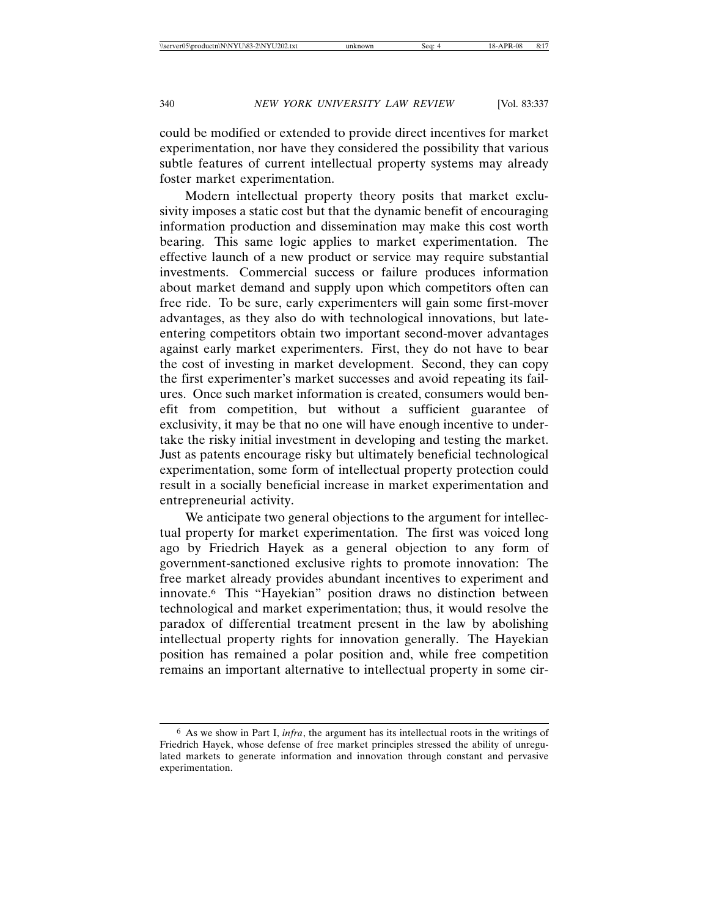could be modified or extended to provide direct incentives for market experimentation, nor have they considered the possibility that various subtle features of current intellectual property systems may already foster market experimentation.

Modern intellectual property theory posits that market exclusivity imposes a static cost but that the dynamic benefit of encouraging information production and dissemination may make this cost worth bearing. This same logic applies to market experimentation. The effective launch of a new product or service may require substantial investments. Commercial success or failure produces information about market demand and supply upon which competitors often can free ride. To be sure, early experimenters will gain some first-mover advantages, as they also do with technological innovations, but late-entering competitors obtain two important second-mover advantages against early market experimenters. First, they do not have to bear the cost of investing in market development. Second, they can copy the first experimenter's market successes and avoid repeating its failures. Once such market information is created, consumers would benefit from competition, but without a sufficient guarantee of exclusivity, it may be that no one will have enough incentive to undertake the risky initial investment in developing and testing the market. Just as patents encourage risky but ultimately beneficial technological experimentation, some form of intellectual property protection could result in a socially beneficial increase in market experimentation and entrepreneurial activity.

We anticipate two general objections to the argument for intellectual property for market experimentation. The first was voiced long ago by Friedrich Hayek as a general objection to any form of government-sanctioned exclusive rights to promote innovation: The free market already provides abundant incentives to experiment and innovate.[6] This "Hayekian" position draws no distinction between technological and market experimentation; thus, it would resolve the paradox of differential treatment present in the law by abolishing intellectual property rights for innovation generally. The Hayekian position has remained a polar position and, while free competition remains an important alternative to intellectual property in some cir-

---

[6] As we show in Part I, *infra*, the argument has its intellectual roots in the writings of Friedrich Hayek, whose defense of free market principles stressed the ability of unregulated markets to generate information and innovation through constant and pervasive experimentation.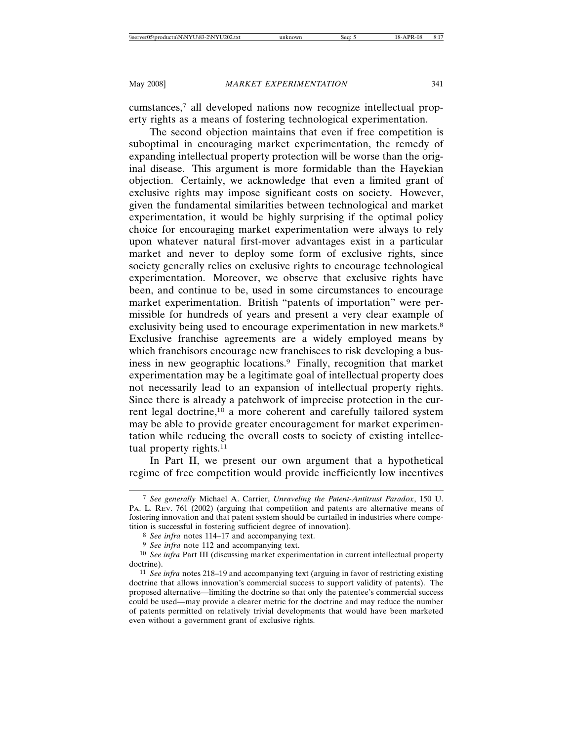cumstances,[7] all developed nations now recognize intellectual property rights as a means of fostering technological experimentation.

The second objection maintains that even if free competition is suboptimal in encouraging market experimentation, the remedy of expanding intellectual property protection will be worse than the original disease. This argument is more formidable than the Hayekian objection. Certainly, we acknowledge that even a limited grant of exclusive rights may impose significant costs on society. However, given the fundamental similarities between technological and market experimentation, it would be highly surprising if the optimal policy choice for encouraging market experimentation were always to rely upon whatever natural first-mover advantages exist in a particular market and never to deploy some form of exclusive rights, since society generally relies on exclusive rights to encourage technological experimentation. Moreover, we observe that exclusive rights have been, and continue to be, used in some circumstances to encourage market experimentation. British "patents of importation" were permissible for hundreds of years and present a very clear example of exclusivity being used to encourage experimentation in new markets.[8] Exclusive franchise agreements are a widely employed means by which franchisors encourage new franchisees to risk developing a business in new geographic locations.[9] Finally, recognition that market experimentation may be a legitimate goal of intellectual property does not necessarily lead to an expansion of intellectual property rights. Since there is already a patchwork of imprecise protection in the current legal doctrine,[10] a more coherent and carefully tailored system may be able to provide greater encouragement for market experimentation while reducing the overall costs to society of existing intellectual property rights.[11]

In Part II, we present our own argument that a hypothetical regime of free competition would provide inefficiently low incentives

---

[7] *See generally* Michael A. Carrier, *Unraveling the Patent-Antitrust Paradox*, 150 U. PA. L. REV. 761 (2002) (arguing that competition and patents are alternative means of fostering innovation and that patent system should be curtailed in industries where competition is successful in fostering sufficient degree of innovation).

[8] *See infra* notes 114–17 and accompanying text.

[9] *See infra* note 112 and accompanying text.

[10] *See infra* Part III (discussing market experimentation in current intellectual property doctrine).

[11] *See infra* notes 218–19 and accompanying text (arguing in favor of restricting existing doctrine that allows innovation's commercial success to support validity of patents). The proposed alternative—limiting the doctrine so that only the patentee's commercial success could be used—may provide a clearer metric for the doctrine and may reduce the number of patents permitted on relatively trivial developments that would have been marketed even without a government grant of exclusive rights.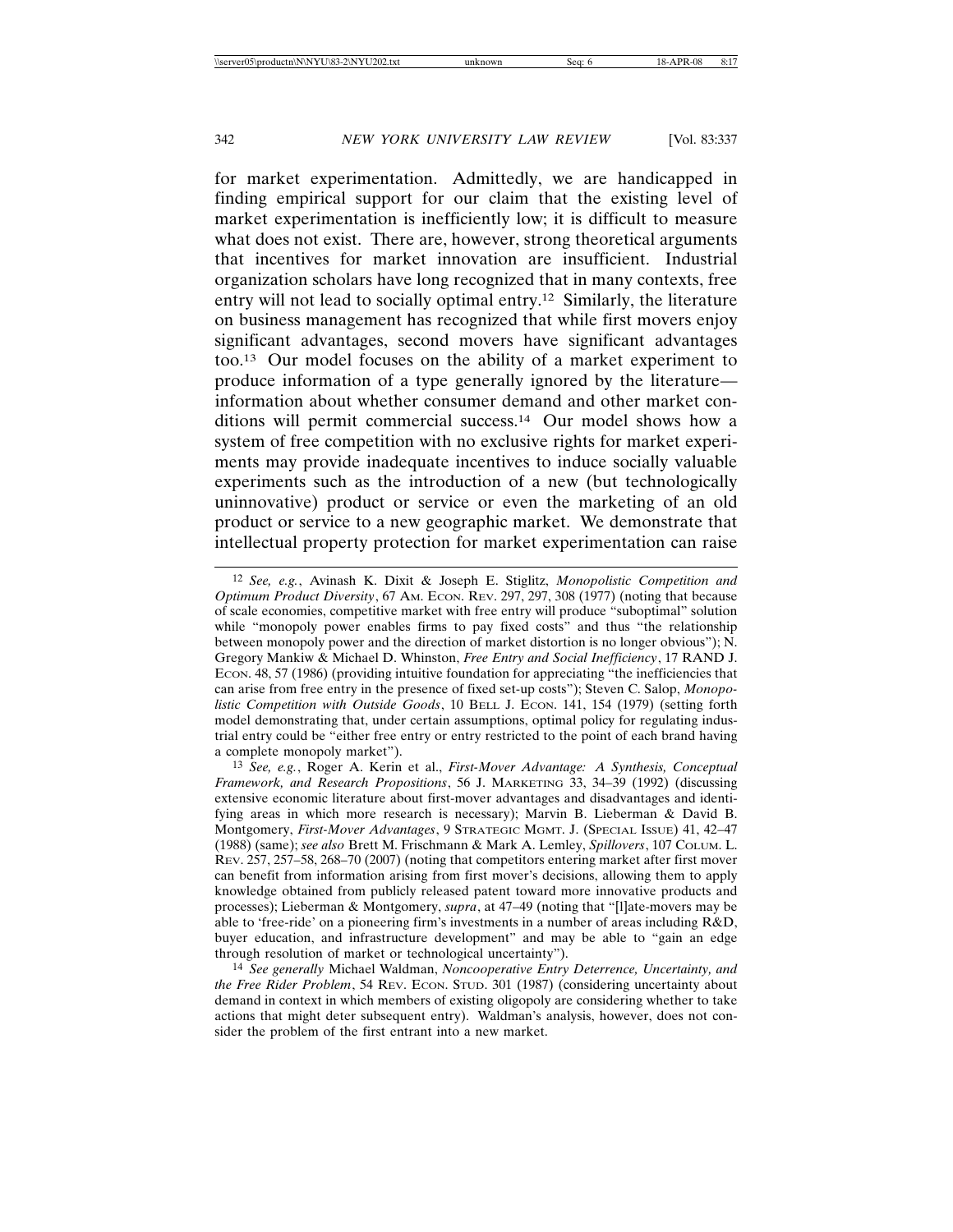for market experimentation. Admittedly, we are handicapped in finding empirical support for our claim that the existing level of market experimentation is inefficiently low; it is difficult to measure what does not exist. There are, however, strong theoretical arguments that incentives for market innovation are insufficient. Industrial organization scholars have long recognized that in many contexts, free entry will not lead to socially optimal entry.[12] Similarly, the literature on business management has recognized that while first movers enjoy significant advantages, second movers have significant advantages too.[13] Our model focuses on the ability of a market experiment to produce information of a type generally ignored by the literature—information about whether consumer demand and other market conditions will permit commercial success.[14] Our model shows how a system of free competition with no exclusive rights for market experiments may provide inadequate incentives to induce socially valuable experiments such as the introduction of a new (but technologically uninnovative) product or service or even the marketing of an old product or service to a new geographic market. We demonstrate that intellectual property protection for market experimentation can raise

---

[12] *See, e.g.*, Avinash K. Dixit & Joseph E. Stiglitz, *Monopolistic Competition and Optimum Product Diversity*, 67 Am. Econ. Rev. 297, 297, 308 (1977) (noting that because of scale economies, competitive market with free entry will produce "suboptimal" solution while "monopoly power enables firms to pay fixed costs" and thus "the relationship between monopoly power and the direction of market distortion is no longer obvious"); N. Gregory Mankiw & Michael D. Whinston, *Free Entry and Social Inefficiency*, 17 RAND J. Econ. 48, 57 (1986) (providing intuitive foundation for appreciating "the inefficiencies that can arise from free entry in the presence of fixed set-up costs"); Steven C. Salop, *Monopolistic Competition with Outside Goods*, 10 Bell J. Econ. 141, 154 (1979) (setting forth model demonstrating that, under certain assumptions, optimal policy for regulating industrial entry could be "either free entry or entry restricted to the point of each brand having a complete monopoly market").

[13] *See, e.g.*, Roger A. Kerin et al., *First-Mover Advantage: A Synthesis, Conceptual Framework, and Research Propositions*, 56 J. Marketing 33, 34–39 (1992) (discussing extensive economic literature about first-mover advantages and disadvantages and identifying areas in which more research is necessary); Marvin B. Lieberman & David B. Montgomery, *First-Mover Advantages*, 9 Strategic Mgmt. J. (Special Issue) 41, 42–47 (1988) (same); *see also* Brett M. Frischmann & Mark A. Lemley, *Spillovers*, 107 Colum. L. Rev. 257, 257–58, 268–70 (2007) (noting that competitors entering market after first mover can benefit from information arising from first mover's decisions, allowing them to apply knowledge obtained from publicly released patent toward more innovative products and processes); Lieberman & Montgomery, *supra*, at 47–49 (noting that "[l]ate-movers may be able to 'free-ride' on a pioneering firm's investments in a number of areas including R&D, buyer education, and infrastructure development" and may be able to "gain an edge through resolution of market or technological uncertainty").

[14] *See generally* Michael Waldman, *Noncooperative Entry Deterrence, Uncertainty, and the Free Rider Problem*, 54 Rev. Econ. Stud. 301 (1987) (considering uncertainty about demand in context in which members of existing oligopoly are considering whether to take actions that might deter subsequent entry). Waldman's analysis, however, does not consider the problem of the first entrant into a new market.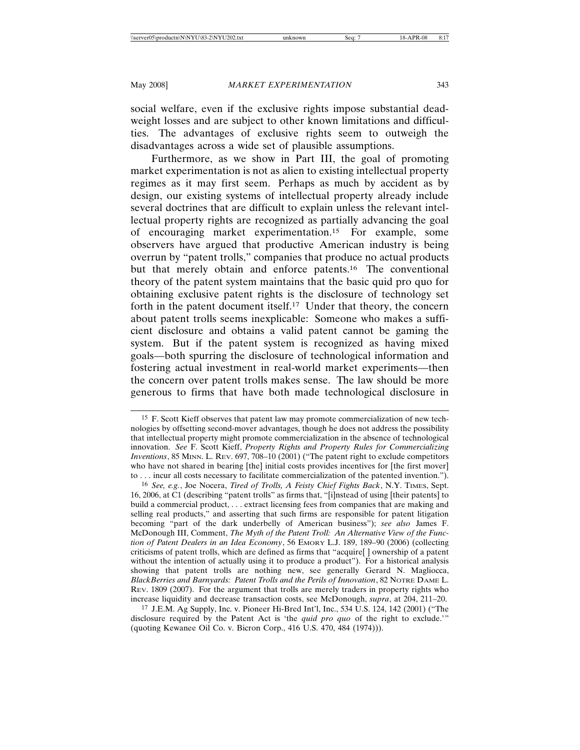social welfare, even if the exclusive rights impose substantial deadweight losses and are subject to other known limitations and difficulties. The advantages of exclusive rights seem to outweigh the disadvantages across a wide set of plausible assumptions.

Furthermore, as we show in Part III, the goal of promoting market experimentation is not as alien to existing intellectual property regimes as it may first seem. Perhaps as much by accident as by design, our existing systems of intellectual property already include several doctrines that are difficult to explain unless the relevant intellectual property rights are recognized as partially advancing the goal of encouraging market experimentation.[15] For example, some observers have argued that productive American industry is being overrun by "patent trolls," companies that produce no actual products but that merely obtain and enforce patents.[16] The conventional theory of the patent system maintains that the basic quid pro quo for obtaining exclusive patent rights is the disclosure of technology set forth in the patent document itself.[17] Under that theory, the concern about patent trolls seems inexplicable: Someone who makes a sufficient disclosure and obtains a valid patent cannot be gaming the system. But if the patent system is recognized as having mixed goals—both spurring the disclosure of technological information and fostering actual investment in real-world market experiments—then the concern over patent trolls makes sense. The law should be more generous to firms that have both made technological disclosure in

---

[15] F. Scott Kieff observes that patent law may promote commercialization of new technologies by offsetting second-mover advantages, though he does not address the possibility that intellectual property might promote commercialization in the absence of technological innovation. *See* F. Scott Kieff, *Property Rights and Property Rules for Commercializing Inventions*, 85 MINN. L. REV. 697, 708–10 (2001) ("The patent right to exclude competitors who have not shared in bearing [the] initial costs provides incentives for [the first mover] to . . . incur all costs necessary to facilitate commercialization of the patented invention.").

[16] *See, e.g.*, Joe Nocera, *Tired of Trolls, A Feisty Chief Fights Back*, N.Y. TIMES, Sept. 16, 2006, at C1 (describing "patent trolls" as firms that, "[i]nstead of using [their patents] to build a commercial product, . . . extract licensing fees from companies that are making and selling real products," and asserting that such firms are responsible for patent litigation becoming "part of the dark underbelly of American business"); *see also* James F. McDonough III, Comment, *The Myth of the Patent Troll: An Alternative View of the Function of Patent Dealers in an Idea Economy*, 56 EMORY L.J. 189, 189–90 (2006) (collecting criticisms of patent trolls, which are defined as firms that "acquire[ ] ownership of a patent without the intention of actually using it to produce a product"). For a historical analysis showing that patent trolls are nothing new, see generally Gerard N. Magliocca, *BlackBerries and Barnyards: Patent Trolls and the Perils of Innovation*, 82 NOTRE DAME L. REV. 1809 (2007). For the argument that trolls are merely traders in property rights who increase liquidity and decrease transaction costs, see McDonough, *supra*, at 204, 211–20.

[17] J.E.M. Ag Supply, Inc. v. Pioneer Hi-Bred Int'l, Inc., 534 U.S. 124, 142 (2001) ("The disclosure required by the Patent Act is 'the *quid pro quo* of the right to exclude.'" (quoting Kewanee Oil Co. v. Bicron Corp., 416 U.S. 470, 484 (1974))).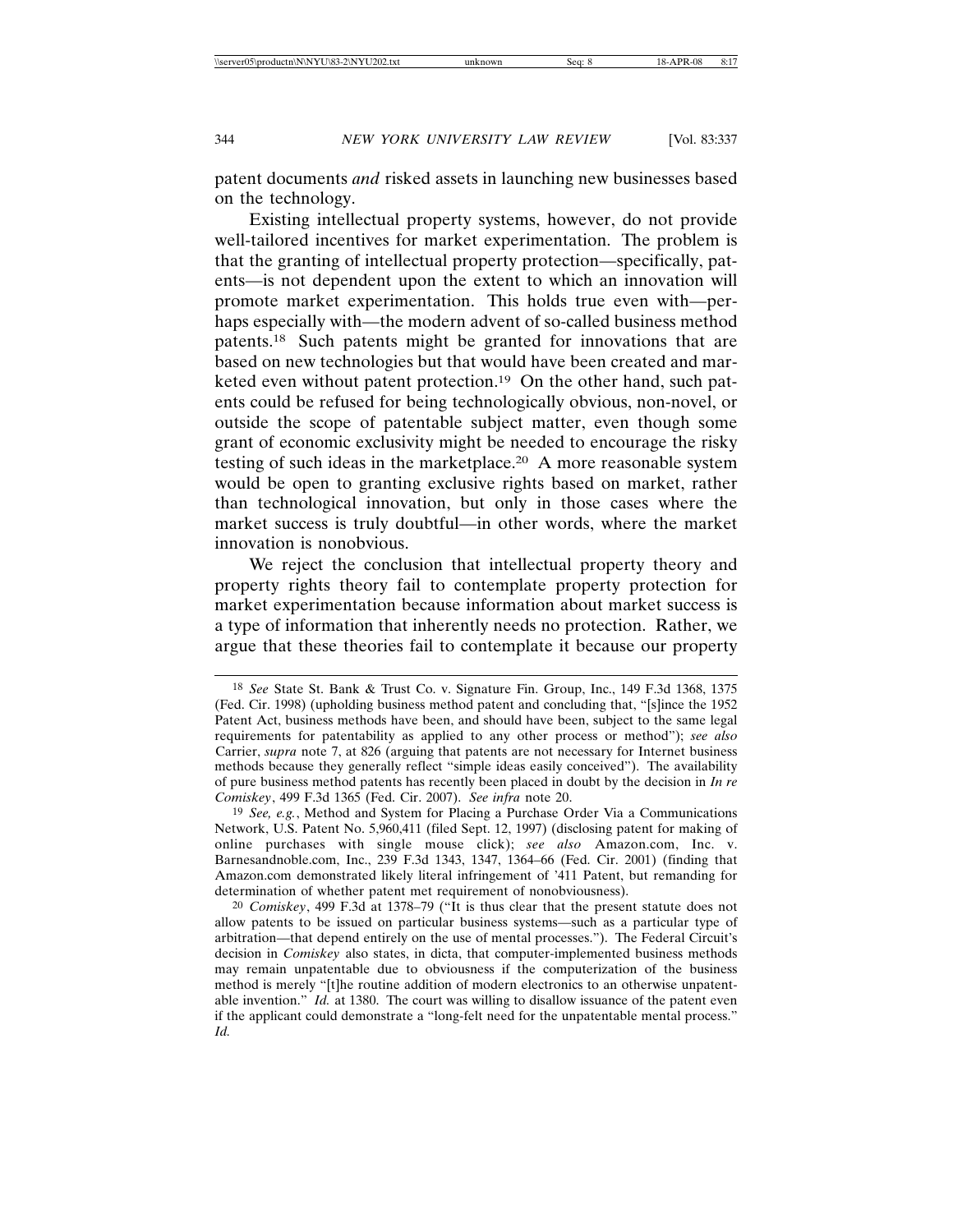patent documents *and* risked assets in launching new businesses based on the technology.

Existing intellectual property systems, however, do not provide well-tailored incentives for market experimentation. The problem is that the granting of intellectual property protection—specifically, patents—is not dependent upon the extent to which an innovation will promote market experimentation. This holds true even with—perhaps especially with—the modern advent of so-called business method patents.[18] Such patents might be granted for innovations that are based on new technologies but that would have been created and marketed even without patent protection.[19] On the other hand, such patents could be refused for being technologically obvious, non-novel, or outside the scope of patentable subject matter, even though some grant of economic exclusivity might be needed to encourage the risky testing of such ideas in the marketplace.[20] A more reasonable system would be open to granting exclusive rights based on market, rather than technological innovation, but only in those cases where the market success is truly doubtful—in other words, where the market innovation is nonobvious.

We reject the conclusion that intellectual property theory and property rights theory fail to contemplate property protection for market experimentation because information about market success is a type of information that inherently needs no protection. Rather, we argue that these theories fail to contemplate it because our property

---

[18] *See* State St. Bank & Trust Co. v. Signature Fin. Group, Inc., 149 F.3d 1368, 1375 (Fed. Cir. 1998) (upholding business method patent and concluding that, "[s]ince the 1952 Patent Act, business methods have been, and should have been, subject to the same legal requirements for patentability as applied to any other process or method"); *see also* Carrier, *supra* note 7, at 826 (arguing that patents are not necessary for Internet business methods because they generally reflect "simple ideas easily conceived"). The availability of pure business method patents has recently been placed in doubt by the decision in *In re Comiskey*, 499 F.3d 1365 (Fed. Cir. 2007). *See infra* note 20.

[19] *See, e.g.*, Method and System for Placing a Purchase Order Via a Communications Network, U.S. Patent No. 5,960,411 (filed Sept. 12, 1997) (disclosing patent for making of online purchases with single mouse click); *see also* Amazon.com, Inc. v. Barnesandnoble.com, Inc., 239 F.3d 1343, 1347, 1364–66 (Fed. Cir. 2001) (finding that Amazon.com demonstrated likely literal infringement of '411 Patent, but remanding for determination of whether patent met requirement of nonobviousness).

[20] *Comiskey*, 499 F.3d at 1378–79 ("It is thus clear that the present statute does not allow patents to be issued on particular business systems—such as a particular type of arbitration—that depend entirely on the use of mental processes."). The Federal Circuit's decision in *Comiskey* also states, in dicta, that computer-implemented business methods may remain unpatentable due to obviousness if the computerization of the business method is merely "[t]he routine addition of modern electronics to an otherwise unpatentable invention." *Id.* at 1380. The court was willing to disallow issuance of the patent even if the applicant could demonstrate a "long-felt need for the unpatentable mental process." *Id.*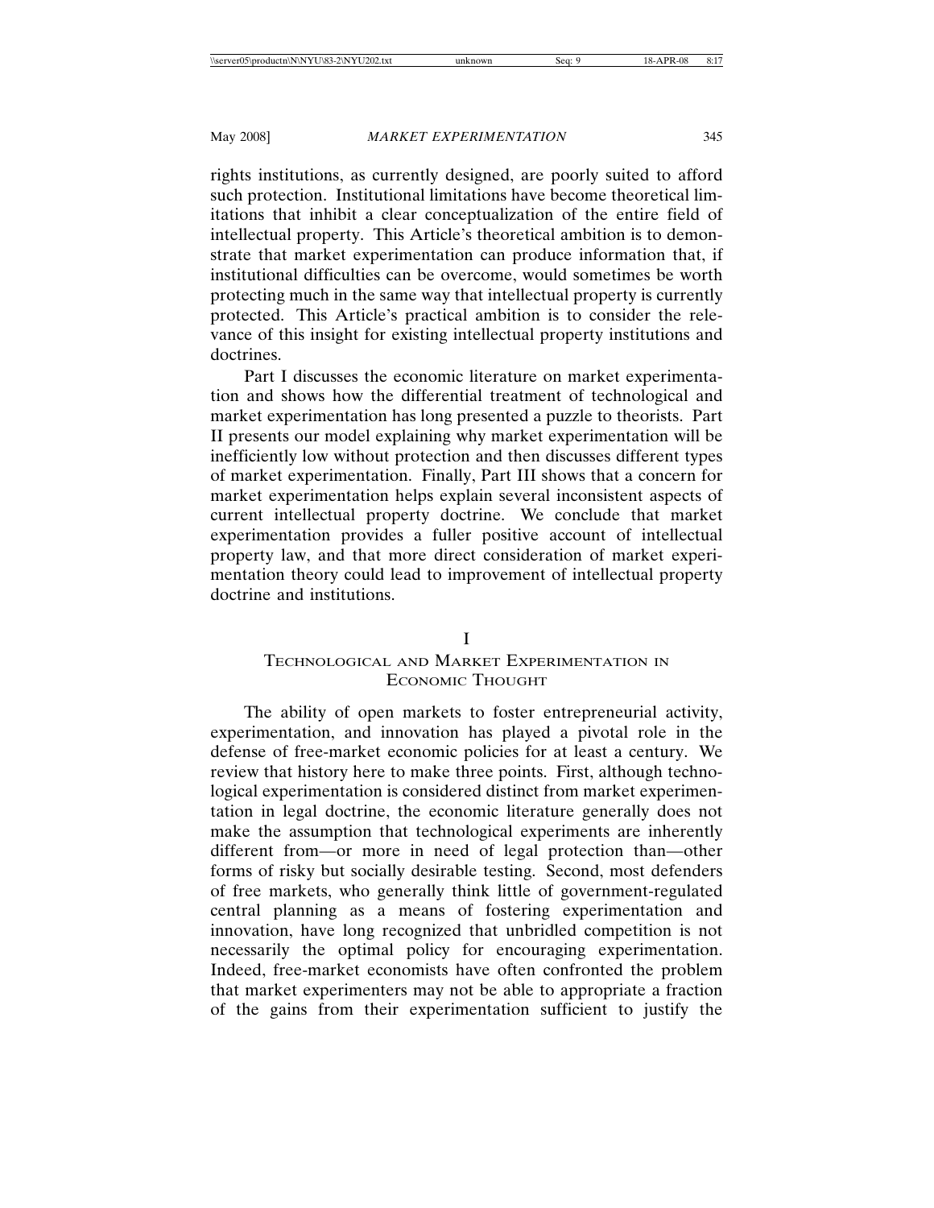rights institutions, as currently designed, are poorly suited to afford such protection. Institutional limitations have become theoretical limitations that inhibit a clear conceptualization of the entire field of intellectual property. This Article's theoretical ambition is to demonstrate that market experimentation can produce information that, if institutional difficulties can be overcome, would sometimes be worth protecting much in the same way that intellectual property is currently protected. This Article's practical ambition is to consider the relevance of this insight for existing intellectual property institutions and doctrines.

Part I discusses the economic literature on market experimentation and shows how the differential treatment of technological and market experimentation has long presented a puzzle to theorists. Part II presents our model explaining why market experimentation will be inefficiently low without protection and then discusses different types of market experimentation. Finally, Part III shows that a concern for market experimentation helps explain several inconsistent aspects of current intellectual property doctrine. We conclude that market experimentation provides a fuller positive account of intellectual property law, and that more direct consideration of market experimentation theory could lead to improvement of intellectual property doctrine and institutions.

# I
# Technological and Market Experimentation in Economic Thought

The ability of open markets to foster entrepreneurial activity, experimentation, and innovation has played a pivotal role in the defense of free-market economic policies for at least a century. We review that history here to make three points. First, although technological experimentation is considered distinct from market experimentation in legal doctrine, the economic literature generally does not make the assumption that technological experiments are inherently different from—or more in need of legal protection than—other forms of risky but socially desirable testing. Second, most defenders of free markets, who generally think little of government-regulated central planning as a means of fostering experimentation and innovation, have long recognized that unbridled competition is not necessarily the optimal policy for encouraging experimentation. Indeed, free-market economists have often confronted the problem that market experimenters may not be able to appropriate a fraction of the gains from their experimentation sufficient to justify the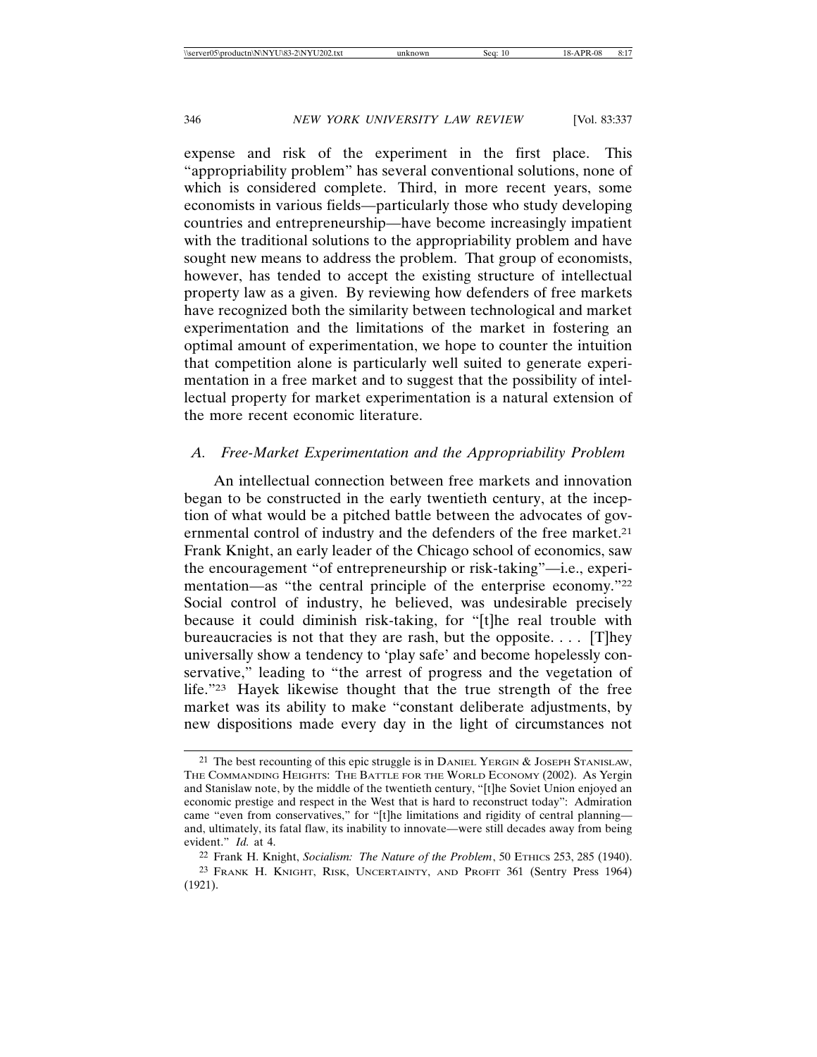expense and risk of the experiment in the first place. This "appropriability problem" has several conventional solutions, none of which is considered complete. Third, in more recent years, some economists in various fields—particularly those who study developing countries and entrepreneurship—have become increasingly impatient with the traditional solutions to the appropriability problem and have sought new means to address the problem. That group of economists, however, has tended to accept the existing structure of intellectual property law as a given. By reviewing how defenders of free markets have recognized both the similarity between technological and market experimentation and the limitations of the market in fostering an optimal amount of experimentation, we hope to counter the intuition that competition alone is particularly well suited to generate experimentation in a free market and to suggest that the possibility of intellectual property for market experimentation is a natural extension of the more recent economic literature.

### *A. Free-Market Experimentation and the Appropriability Problem*

An intellectual connection between free markets and innovation began to be constructed in the early twentieth century, at the inception of what would be a pitched battle between the advocates of governmental control of industry and the defenders of the free market.[21] Frank Knight, an early leader of the Chicago school of economics, saw the encouragement "of entrepreneurship or risk-taking"—i.e., experimentation—as "the central principle of the enterprise economy."[22] Social control of industry, he believed, was undesirable precisely because it could diminish risk-taking, for "[t]he real trouble with bureaucracies is not that they are rash, but the opposite. . . . [T]hey universally show a tendency to 'play safe' and become hopelessly conservative," leading to "the arrest of progress and the vegetation of life."[23] Hayek likewise thought that the true strength of the free market was its ability to make "constant deliberate adjustments, by new dispositions made every day in the light of circumstances not

---

[21] The best recounting of this epic struggle is in DANIEL YERGIN & JOSEPH STANISLAW, THE COMMANDING HEIGHTS: THE BATTLE FOR THE WORLD ECONOMY (2002). As Yergin and Stanislaw note, by the middle of the twentieth century, "[t]he Soviet Union enjoyed an economic prestige and respect in the West that is hard to reconstruct today": Admiration came "even from conservatives," for "[t]he limitations and rigidity of central planning—and, ultimately, its fatal flaw, its inability to innovate—were still decades away from being evident." *Id.* at 4.

[22] Frank H. Knight, *Socialism: The Nature of the Problem*, 50 ETHICS 253, 285 (1940).

[23] FRANK H. KNIGHT, RISK, UNCERTAINTY, AND PROFIT 361 (Sentry Press 1964) (1921).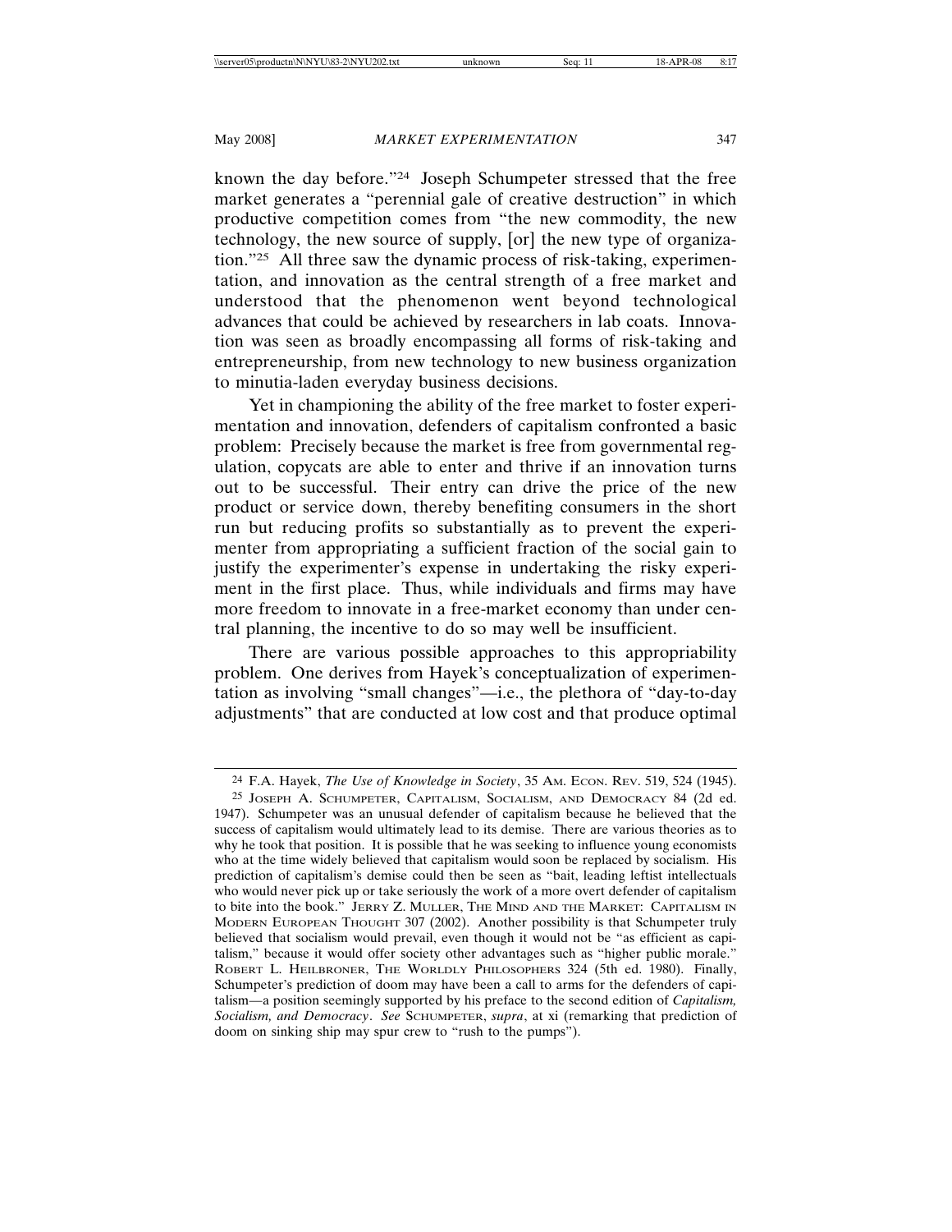known the day before."[24] Joseph Schumpeter stressed that the free market generates a "perennial gale of creative destruction" in which productive competition comes from "the new commodity, the new technology, the new source of supply, [or] the new type of organization."[25] All three saw the dynamic process of risk-taking, experimentation, and innovation as the central strength of a free market and understood that the phenomenon went beyond technological advances that could be achieved by researchers in lab coats. Innovation was seen as broadly encompassing all forms of risk-taking and entrepreneurship, from new technology to new business organization to minutia-laden everyday business decisions.

Yet in championing the ability of the free market to foster experimentation and innovation, defenders of capitalism confronted a basic problem: Precisely because the market is free from governmental regulation, copycats are able to enter and thrive if an innovation turns out to be successful. Their entry can drive the price of the new product or service down, thereby benefiting consumers in the short run but reducing profits so substantially as to prevent the experimenter from appropriating a sufficient fraction of the social gain to justify the experimenter's expense in undertaking the risky experiment in the first place. Thus, while individuals and firms may have more freedom to innovate in a free-market economy than under central planning, the incentive to do so may well be insufficient.

There are various possible approaches to this appropriability problem. One derives from Hayek's conceptualization of experimentation as involving "small changes"—i.e., the plethora of "day-to-day adjustments" that are conducted at low cost and that produce optimal

---

[24] F.A. Hayek, *The Use of Knowledge in Society*, 35 AM. ECON. REV. 519, 524 (1945).

[25] JOSEPH A. SCHUMPETER, CAPITALISM, SOCIALISM, AND DEMOCRACY 84 (2d ed. 1947). Schumpeter was an unusual defender of capitalism because he believed that the success of capitalism would ultimately lead to its demise. There are various theories as to why he took that position. It is possible that he was seeking to influence young economists who at the time widely believed that capitalism would soon be replaced by socialism. His prediction of capitalism's demise could then be seen as "bait, leading leftist intellectuals who would never pick up or take seriously the work of a more overt defender of capitalism to bite into the book." JERRY Z. MULLER, THE MIND AND THE MARKET: CAPITALISM IN MODERN EUROPEAN THOUGHT 307 (2002). Another possibility is that Schumpeter truly believed that socialism would prevail, even though it would not be "as efficient as capitalism," because it would offer society other advantages such as "higher public morale." ROBERT L. HEILBRONER, THE WORLDLY PHILOSOPHERS 324 (5th ed. 1980). Finally, Schumpeter's prediction of doom may have been a call to arms for the defenders of capitalism—a position seemingly supported by his preface to the second edition of *Capitalism, Socialism, and Democracy*. *See* SCHUMPETER, *supra*, at xi (remarking that prediction of doom on sinking ship may spur crew to "rush to the pumps").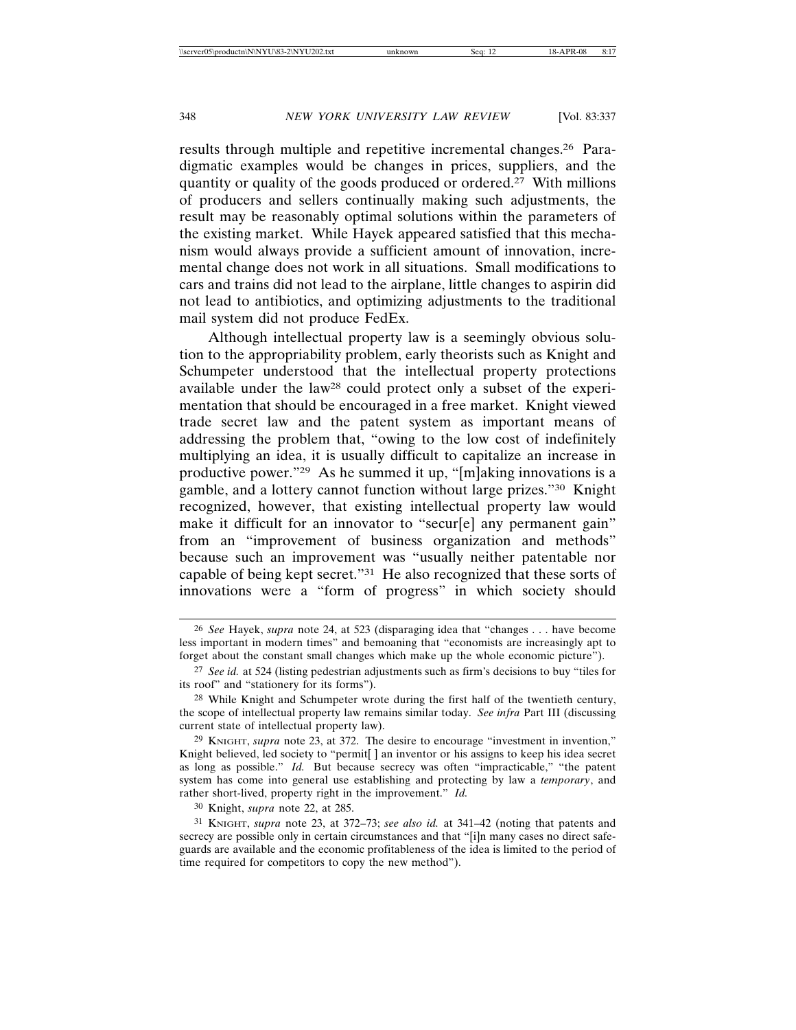results through multiple and repetitive incremental changes.[26] Paradigmatic examples would be changes in prices, suppliers, and the quantity or quality of the goods produced or ordered.[27] With millions of producers and sellers continually making such adjustments, the result may be reasonably optimal solutions within the parameters of the existing market. While Hayek appeared satisfied that this mechanism would always provide a sufficient amount of innovation, incremental change does not work in all situations. Small modifications to cars and trains did not lead to the airplane, little changes to aspirin did not lead to antibiotics, and optimizing adjustments to the traditional mail system did not produce FedEx.

Although intellectual property law is a seemingly obvious solution to the appropriability problem, early theorists such as Knight and Schumpeter understood that the intellectual property protections available under the law[28] could protect only a subset of the experimentation that should be encouraged in a free market. Knight viewed trade secret law and the patent system as important means of addressing the problem that, "owing to the low cost of indefinitely multiplying an idea, it is usually difficult to capitalize an increase in productive power."[29] As he summed it up, "[m]aking innovations is a gamble, and a lottery cannot function without large prizes."[30] Knight recognized, however, that existing intellectual property law would make it difficult for an innovator to "secur[e] any permanent gain" from an "improvement of business organization and methods" because such an improvement was "usually neither patentable nor capable of being kept secret."[31] He also recognized that these sorts of innovations were a "form of progress" in which society should

---

[26] *See* Hayek, *supra* note 24, at 523 (disparaging idea that "changes . . . have become less important in modern times" and bemoaning that "economists are increasingly apt to forget about the constant small changes which make up the whole economic picture").

[27] *See id.* at 524 (listing pedestrian adjustments such as firm's decisions to buy "tiles for its roof" and "stationery for its forms").

[28] While Knight and Schumpeter wrote during the first half of the twentieth century, the scope of intellectual property law remains similar today. *See infra* Part III (discussing current state of intellectual property law).

[29] Knight, *supra* note 23, at 372. The desire to encourage "investment in invention," Knight believed, led society to "permit[ ] an inventor or his assigns to keep his idea secret as long as possible." *Id.* But because secrecy was often "impracticable," "the patent system has come into general use establishing and protecting by law a *temporary*, and rather short-lived, property right in the improvement." *Id.*

[30] Knight, *supra* note 22, at 285.

[31] Knight, *supra* note 23, at 372–73; *see also id.* at 341–42 (noting that patents and secrecy are possible only in certain circumstances and that "[i]n many cases no direct safeguards are available and the economic profitableness of the idea is limited to the period of time required for competitors to copy the new method").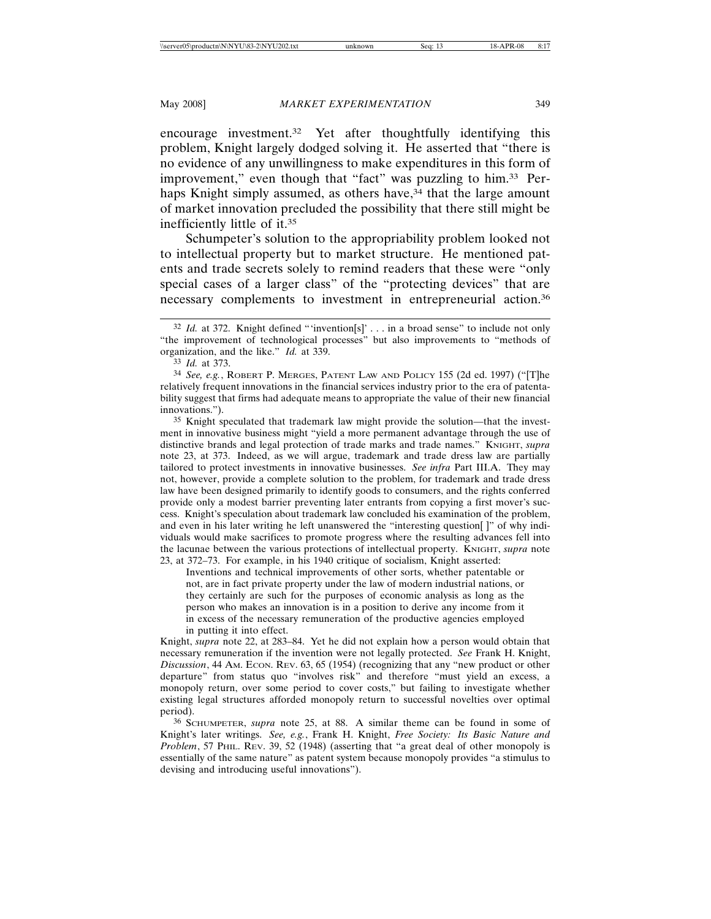encourage investment.[32] Yet after thoughtfully identifying this problem, Knight largely dodged solving it. He asserted that "there is no evidence of any unwillingness to make expenditures in this form of improvement," even though that "fact" was puzzling to him.[33] Perhaps Knight simply assumed, as others have,[34] that the large amount of market innovation precluded the possibility that there still might be inefficiently little of it.[35]

Schumpeter's solution to the appropriability problem looked not to intellectual property but to market structure. He mentioned patents and trade secrets solely to remind readers that these were "only special cases of a larger class" of the "protecting devices" that are necessary complements to investment in entrepreneurial action.[36]

---

[32] *Id.* at 372. Knight defined "'invention[s]' . . . in a broad sense" to include not only "the improvement of technological processes" but also improvements to "methods of organization, and the like." *Id.* at 339.

[33] *Id.* at 373.

[34] *See, e.g.*, ROBERT P. MERGES, PATENT LAW AND POLICY 155 (2d ed. 1997) ("[T]he relatively frequent innovations in the financial services industry prior to the era of patentability suggest that firms had adequate means to appropriate the value of their new financial innovations.").

[35] Knight speculated that trademark law might provide the solution—that the investment in innovative business might "yield a more permanent advantage through the use of distinctive brands and legal protection of trade marks and trade names." KNIGHT, *supra* note 23, at 373. Indeed, as we will argue, trademark and trade dress law are partially tailored to protect investments in innovative businesses. *See infra* Part III.A. They may not, however, provide a complete solution to the problem, for trademark and trade dress law have been designed primarily to identify goods to consumers, and the rights conferred provide only a modest barrier preventing later entrants from copying a first mover's success. Knight's speculation about trademark law concluded his examination of the problem, and even in his later writing he left unanswered the "interesting question[ ]" of why individuals would make sacrifices to promote progress where the resulting advances fell into the lacunae between the various protections of intellectual property. KNIGHT, *supra* note 23, at 372–73. For example, in his 1940 critique of socialism, Knight asserted:

> Inventions and technical improvements of other sorts, whether patentable or not, are in fact private property under the law of modern industrial nations, or they certainly are such for the purposes of economic analysis as long as the person who makes an innovation is in a position to derive any income from it in excess of the necessary remuneration of the productive agencies employed in putting it into effect.

Knight, *supra* note 22, at 283–84. Yet he did not explain how a person would obtain that necessary remuneration if the invention were not legally protected. *See* Frank H. Knight, *Discussion*, 44 AM. ECON. REV. 63, 65 (1954) (recognizing that any "new product or other departure" from status quo "involves risk" and therefore "must yield an excess, a monopoly return, over some period to cover costs," but failing to investigate whether existing legal structures afforded monopoly return to successful novelties over optimal period).

[36] SCHUMPETER, *supra* note 25, at 88. A similar theme can be found in some of Knight's later writings. *See, e.g.*, Frank H. Knight, *Free Society: Its Basic Nature and Problem*, 57 PHIL. REV. 39, 52 (1948) (asserting that "a great deal of other monopoly is essentially of the same nature" as patent system because monopoly provides "a stimulus to devising and introducing useful innovations").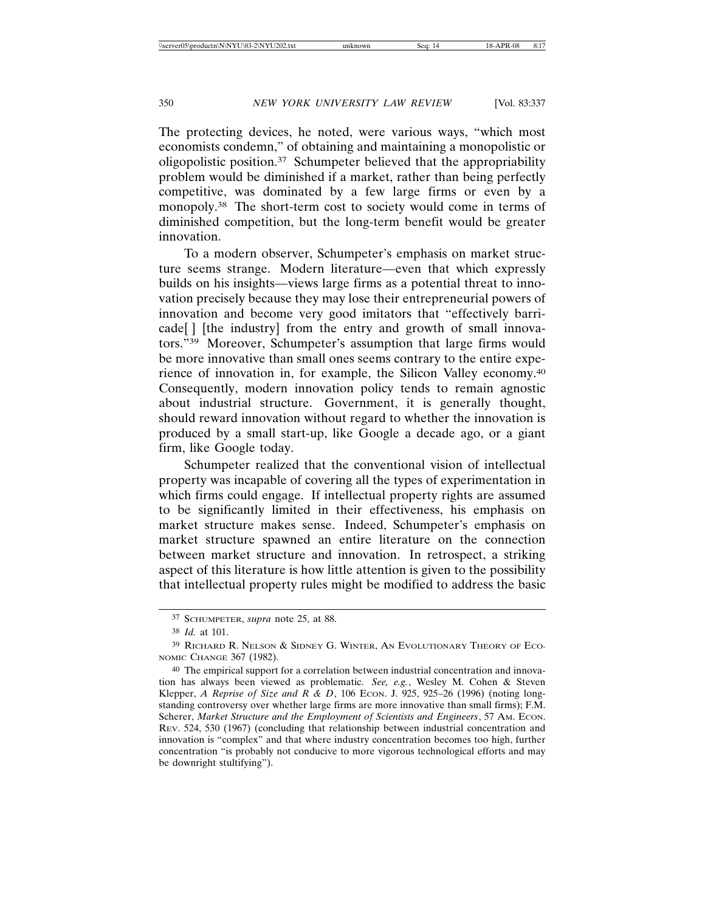The protecting devices, he noted, were various ways, "which most economists condemn," of obtaining and maintaining a monopolistic or oligopolistic position.[37] Schumpeter believed that the appropriability problem would be diminished if a market, rather than being perfectly competitive, was dominated by a few large firms or even by a monopoly.[38] The short-term cost to society would come in terms of diminished competition, but the long-term benefit would be greater innovation.

To a modern observer, Schumpeter's emphasis on market structure seems strange. Modern literature—even that which expressly builds on his insights—views large firms as a potential threat to innovation precisely because they may lose their entrepreneurial powers of innovation and become very good imitators that "effectively barricade[ ] [the industry] from the entry and growth of small innovators."[39] Moreover, Schumpeter's assumption that large firms would be more innovative than small ones seems contrary to the entire experience of innovation in, for example, the Silicon Valley economy.[40] Consequently, modern innovation policy tends to remain agnostic about industrial structure. Government, it is generally thought, should reward innovation without regard to whether the innovation is produced by a small start-up, like Google a decade ago, or a giant firm, like Google today.

Schumpeter realized that the conventional vision of intellectual property was incapable of covering all the types of experimentation in which firms could engage. If intellectual property rights are assumed to be significantly limited in their effectiveness, his emphasis on market structure makes sense. Indeed, Schumpeter's emphasis on market structure spawned an entire literature on the connection between market structure and innovation. In retrospect, a striking aspect of this literature is how little attention is given to the possibility that intellectual property rules might be modified to address the basic

---

[37] SCHUMPETER, *supra* note 25, at 88.

[38] *Id.* at 101.

[39] RICHARD R. NELSON & SIDNEY G. WINTER, AN EVOLUTIONARY THEORY OF ECONOMIC CHANGE 367 (1982).

[40] The empirical support for a correlation between industrial concentration and innovation has always been viewed as problematic. *See, e.g.*, Wesley M. Cohen & Steven Klepper, *A Reprise of Size and R & D*, 106 ECON. J. 925, 925–26 (1996) (noting longstanding controversy over whether large firms are more innovative than small firms); F.M. Scherer, *Market Structure and the Employment of Scientists and Engineers*, 57 AM. ECON. REV. 524, 530 (1967) (concluding that relationship between industrial concentration and innovation is "complex" and that where industry concentration becomes too high, further concentration "is probably not conducive to more vigorous technological efforts and may be downright stultifying").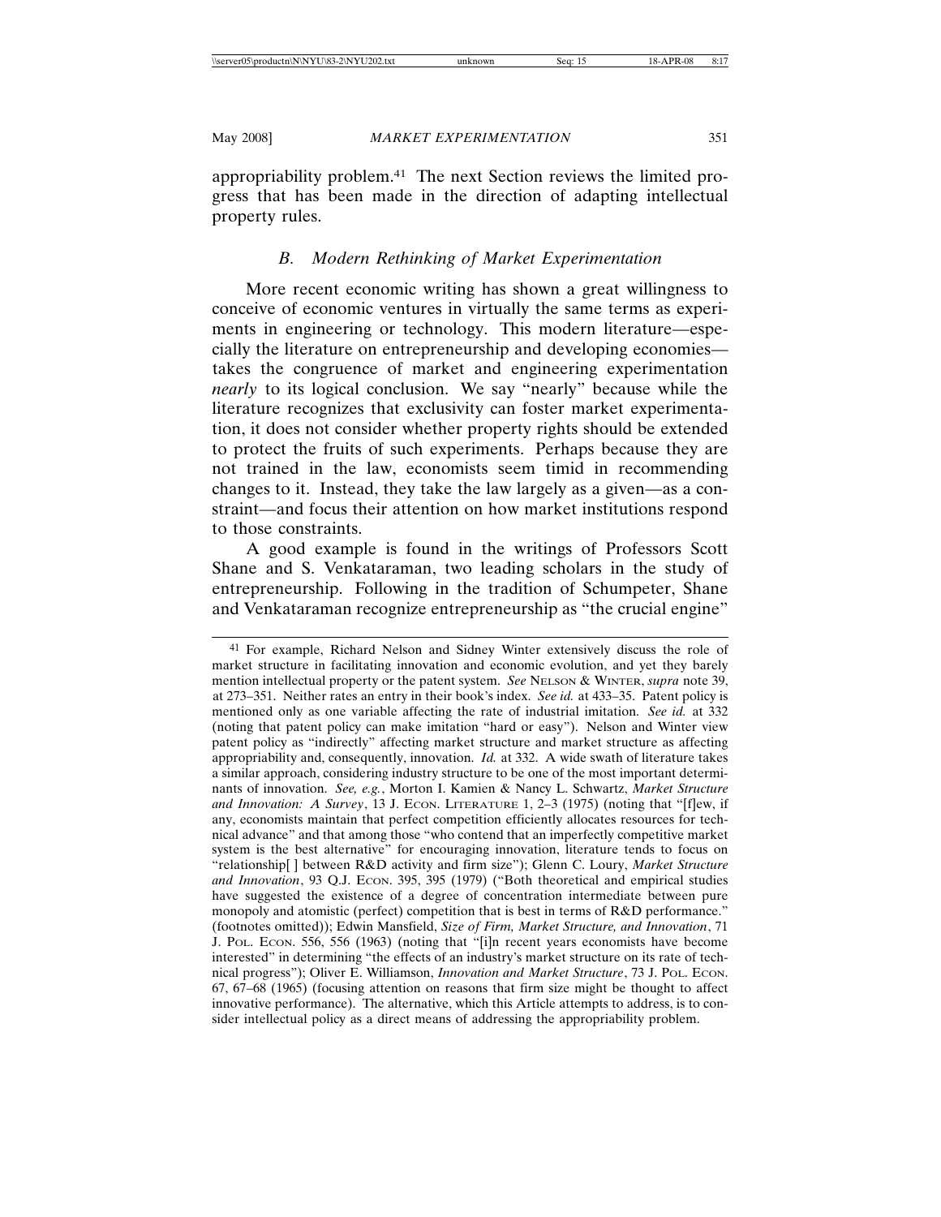appropriability problem.[41] The next Section reviews the limited progress that has been made in the direction of adapting intellectual property rules.

### *B. Modern Rethinking of Market Experimentation*

More recent economic writing has shown a great willingness to conceive of economic ventures in virtually the same terms as experiments in engineering or technology. This modern literature—especially the literature on entrepreneurship and developing economies—takes the congruence of market and engineering experimentation *nearly* to its logical conclusion. We say "nearly" because while the literature recognizes that exclusivity can foster market experimentation, it does not consider whether property rights should be extended to protect the fruits of such experiments. Perhaps because they are not trained in the law, economists seem timid in recommending changes to it. Instead, they take the law largely as a given—as a constraint—and focus their attention on how market institutions respond to those constraints.

A good example is found in the writings of Professors Scott Shane and S. Venkataraman, two leading scholars in the study of entrepreneurship. Following in the tradition of Schumpeter, Shane and Venkataraman recognize entrepreneurship as "the crucial engine"

---

[41] For example, Richard Nelson and Sidney Winter extensively discuss the role of market structure in facilitating innovation and economic evolution, and yet they barely mention intellectual property or the patent system. *See* NELSON & WINTER, *supra* note 39, at 273–351. Neither rates an entry in their book's index. *See id.* at 433–35. Patent policy is mentioned only as one variable affecting the rate of industrial imitation. *See id.* at 332 (noting that patent policy can make imitation "hard or easy"). Nelson and Winter view patent policy as "indirectly" affecting market structure and market structure as affecting appropriability and, consequently, innovation. *Id.* at 332. A wide swath of literature takes a similar approach, considering industry structure to be one of the most important determinants of innovation. *See, e.g.*, Morton I. Kamien & Nancy L. Schwartz, *Market Structure and Innovation: A Survey*, 13 J. ECON. LITERATURE 1, 2–3 (1975) (noting that "[f]ew, if any, economists maintain that perfect competition efficiently allocates resources for technical advance" and that among those "who contend that an imperfectly competitive market system is the best alternative" for encouraging innovation, literature tends to focus on "relationship[ ] between R&D activity and firm size"); Glenn C. Loury, *Market Structure and Innovation*, 93 Q.J. ECON. 395, 395 (1979) ("Both theoretical and empirical studies have suggested the existence of a degree of concentration intermediate between pure monopoly and atomistic (perfect) competition that is best in terms of R&D performance." (footnotes omitted)); Edwin Mansfield, *Size of Firm, Market Structure, and Innovation*, 71 J. POL. ECON. 556, 556 (1963) (noting that "[i]n recent years economists have become interested" in determining "the effects of an industry's market structure on its rate of technical progress"); Oliver E. Williamson, *Innovation and Market Structure*, 73 J. POL. ECON. 67, 67–68 (1965) (focusing attention on reasons that firm size might be thought to affect innovative performance). The alternative, which this Article attempts to address, is to consider intellectual policy as a direct means of addressing the appropriability problem.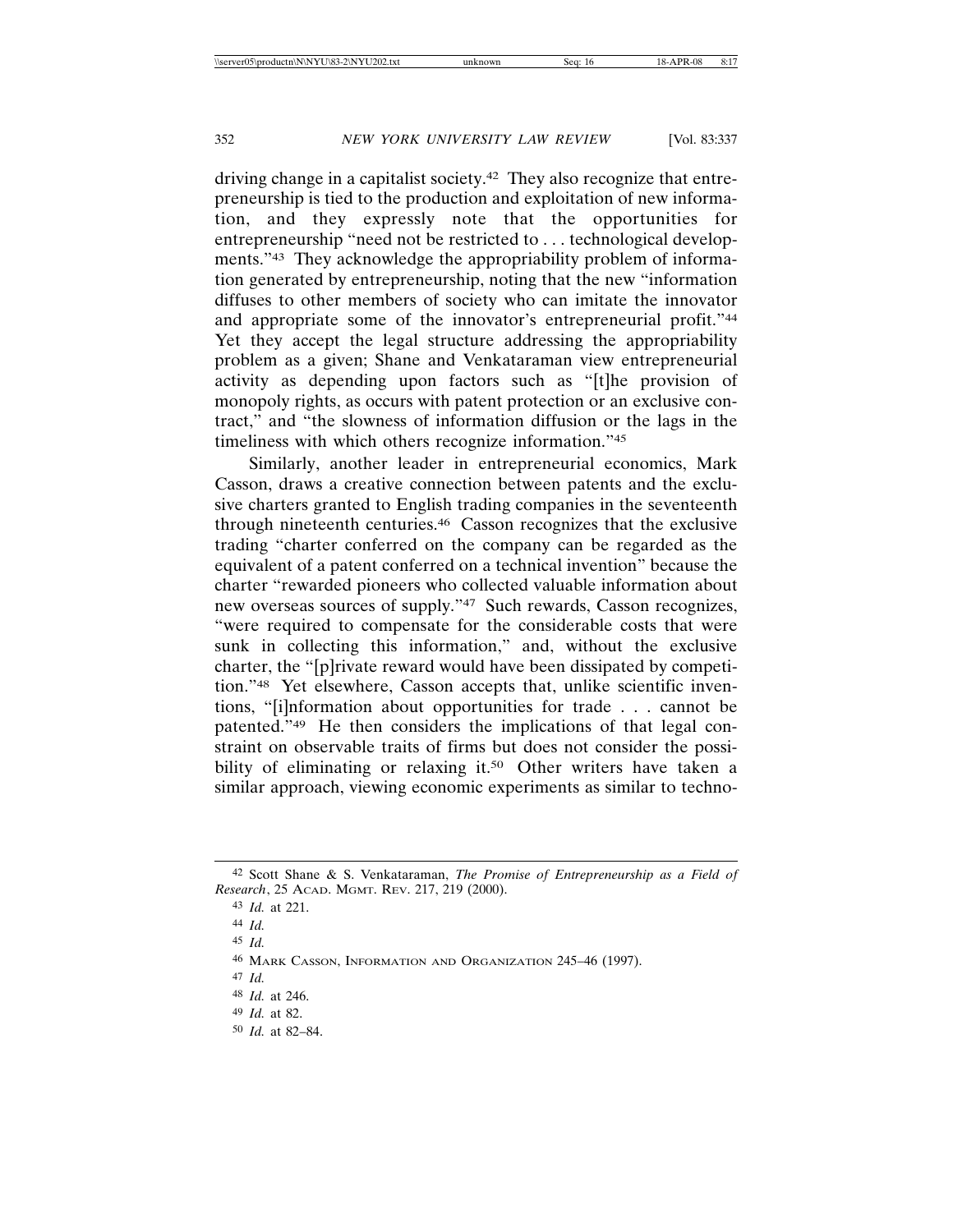driving change in a capitalist society.[42] They also recognize that entrepreneurship is tied to the production and exploitation of new information, and they expressly note that the opportunities for entrepreneurship "need not be restricted to . . . technological developments."[43] They acknowledge the appropriability problem of information generated by entrepreneurship, noting that the new "information diffuses to other members of society who can imitate the innovator and appropriate some of the innovator's entrepreneurial profit."[44] Yet they accept the legal structure addressing the appropriability problem as a given; Shane and Venkataraman view entrepreneurial activity as depending upon factors such as "[t]he provision of monopoly rights, as occurs with patent protection or an exclusive contract," and "the slowness of information diffusion or the lags in the timeliness with which others recognize information."[45]

Similarly, another leader in entrepreneurial economics, Mark Casson, draws a creative connection between patents and the exclusive charters granted to English trading companies in the seventeenth through nineteenth centuries.[46] Casson recognizes that the exclusive trading "charter conferred on the company can be regarded as the equivalent of a patent conferred on a technical invention" because the charter "rewarded pioneers who collected valuable information about new overseas sources of supply."[47] Such rewards, Casson recognizes, "were required to compensate for the considerable costs that were sunk in collecting this information," and, without the exclusive charter, the "[p]rivate reward would have been dissipated by competition."[48] Yet elsewhere, Casson accepts that, unlike scientific inventions, "[i]nformation about opportunities for trade . . . cannot be patented."[49] He then considers the implications of that legal constraint on observable traits of firms but does not consider the possibility of eliminating or relaxing it.[50] Other writers have taken a similar approach, viewing economic experiments as similar to techno-

---

[42] Scott Shane & S. Venkataraman, *The Promise of Entrepreneurship as a Field of Research*, 25 ACAD. MGMT. REV. 217, 219 (2000).

[43] *Id.* at 221.

[44] *Id.*

[45] *Id.*

[46] MARK CASSON, INFORMATION AND ORGANIZATION 245–46 (1997).

[47] *Id.*

[48] *Id.* at 246.

[49] *Id.* at 82.

[50] *Id.* at 82–84.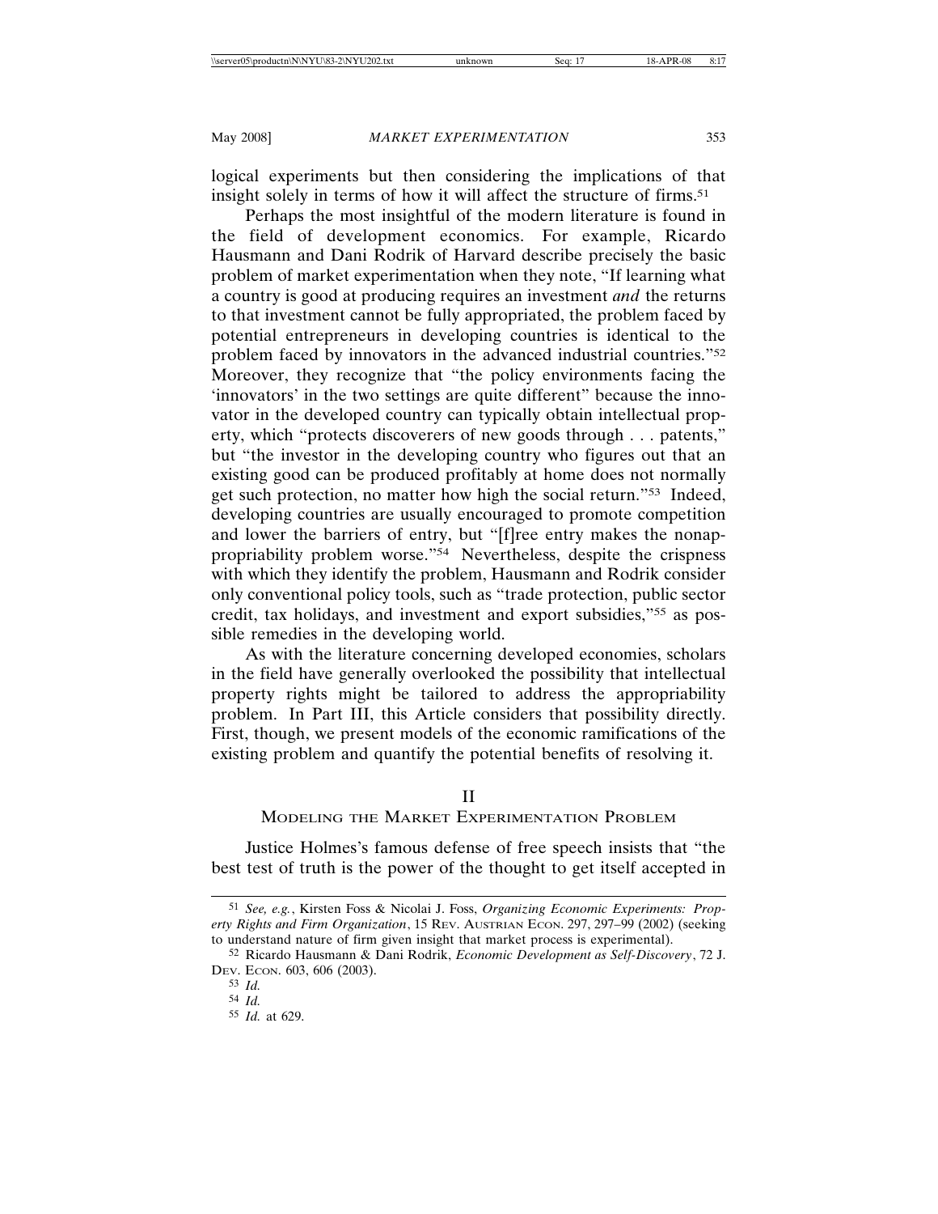logical experiments but then considering the implications of that insight solely in terms of how it will affect the structure of firms.[51]

Perhaps the most insightful of the modern literature is found in the field of development economics. For example, Ricardo Hausmann and Dani Rodrik of Harvard describe precisely the basic problem of market experimentation when they note, "If learning what a country is good at producing requires an investment *and* the returns to that investment cannot be fully appropriated, the problem faced by potential entrepreneurs in developing countries is identical to the problem faced by innovators in the advanced industrial countries."[52] Moreover, they recognize that "the policy environments facing the 'innovators' in the two settings are quite different" because the innovator in the developed country can typically obtain intellectual property, which "protects discoverers of new goods through . . . patents," but "the investor in the developing country who figures out that an existing good can be produced profitably at home does not normally get such protection, no matter how high the social return."[53] Indeed, developing countries are usually encouraged to promote competition and lower the barriers of entry, but "[f]ree entry makes the nonappropriability problem worse."[54] Nevertheless, despite the crispness with which they identify the problem, Hausmann and Rodrik consider only conventional policy tools, such as "trade protection, public sector credit, tax holidays, and investment and export subsidies,"[55] as possible remedies in the developing world.

As with the literature concerning developed economies, scholars in the field have generally overlooked the possibility that intellectual property rights might be tailored to address the appropriability problem. In Part III, this Article considers that possibility directly. First, though, we present models of the economic ramifications of the existing problem and quantify the potential benefits of resolving it.

## II
## Modeling the Market Experimentation Problem

Justice Holmes's famous defense of free speech insists that "the best test of truth is the power of the thought to get itself accepted in

---

[51] *See, e.g.*, Kirsten Foss & Nicolai J. Foss, *Organizing Economic Experiments: Property Rights and Firm Organization*, 15 Rev. Austrian Econ. 297, 297–99 (2002) (seeking to understand nature of firm given insight that market process is experimental).

[52] Ricardo Hausmann & Dani Rodrik, *Economic Development as Self-Discovery*, 72 J. Dev. Econ. 603, 606 (2003).

[53] *Id.*

[54] *Id.*

[55] *Id.* at 629.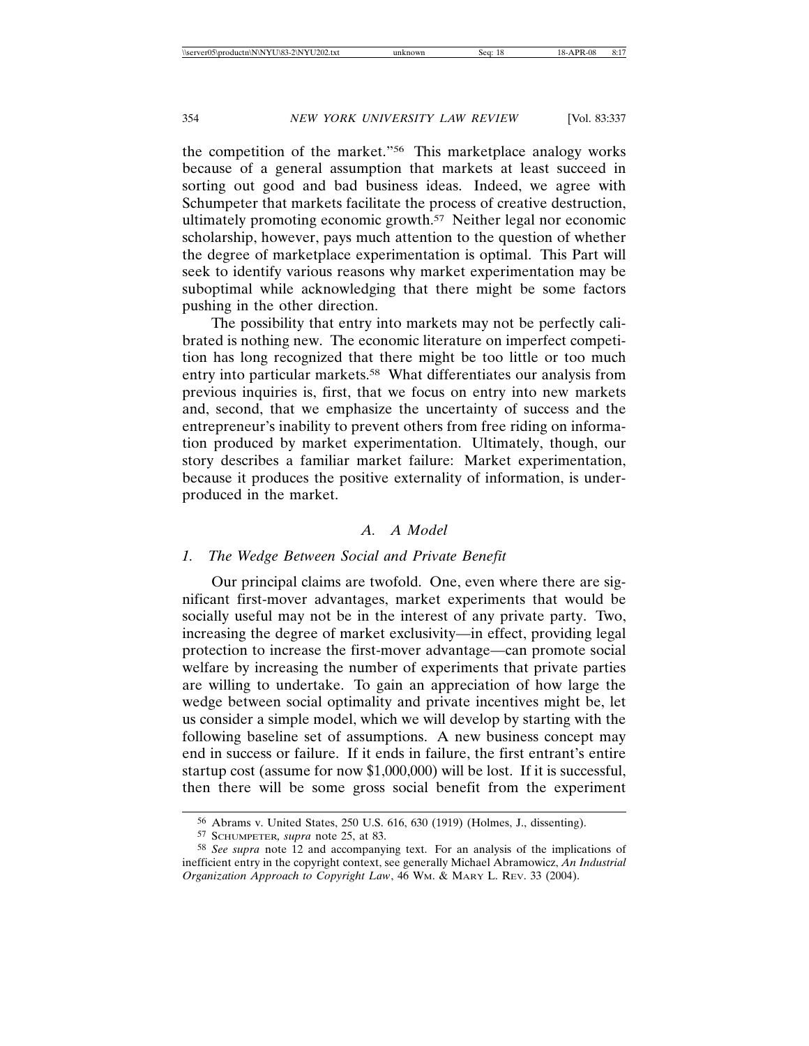the competition of the market."[56] This marketplace analogy works because of a general assumption that markets at least succeed in sorting out good and bad business ideas. Indeed, we agree with Schumpeter that markets facilitate the process of creative destruction, ultimately promoting economic growth.[57] Neither legal nor economic scholarship, however, pays much attention to the question of whether the degree of marketplace experimentation is optimal. This Part will seek to identify various reasons why market experimentation may be suboptimal while acknowledging that there might be some factors pushing in the other direction.

The possibility that entry into markets may not be perfectly calibrated is nothing new. The economic literature on imperfect competition has long recognized that there might be too little or too much entry into particular markets.[58] What differentiates our analysis from previous inquiries is, first, that we focus on entry into new markets and, second, that we emphasize the uncertainty of success and the entrepreneur's inability to prevent others from free riding on information produced by market experimentation. Ultimately, though, our story describes a familiar market failure: Market experimentation, because it produces the positive externality of information, is underproduced in the market.

### *A. A Model*

#### *1. The Wedge Between Social and Private Benefit*

Our principal claims are twofold. One, even where there are significant first-mover advantages, market experiments that would be socially useful may not be in the interest of any private party. Two, increasing the degree of market exclusivity—in effect, providing legal protection to increase the first-mover advantage—can promote social welfare by increasing the number of experiments that private parties are willing to undertake. To gain an appreciation of how large the wedge between social optimality and private incentives might be, let us consider a simple model, which we will develop by starting with the following baseline set of assumptions. A new business concept may end in success or failure. If it ends in failure, the first entrant's entire startup cost (assume for now \$1,000,000) will be lost. If it is successful, then there will be some gross social benefit from the experiment

---

[56] Abrams v. United States, 250 U.S. 616, 630 (1919) (Holmes, J., dissenting).

[57] SCHUMPETER, *supra* note 25, at 83.

[58] *See supra* note 12 and accompanying text. For an analysis of the implications of inefficient entry in the copyright context, see generally Michael Abramowicz, *An Industrial Organization Approach to Copyright Law*, 46 WM. & MARY L. REV. 33 (2004).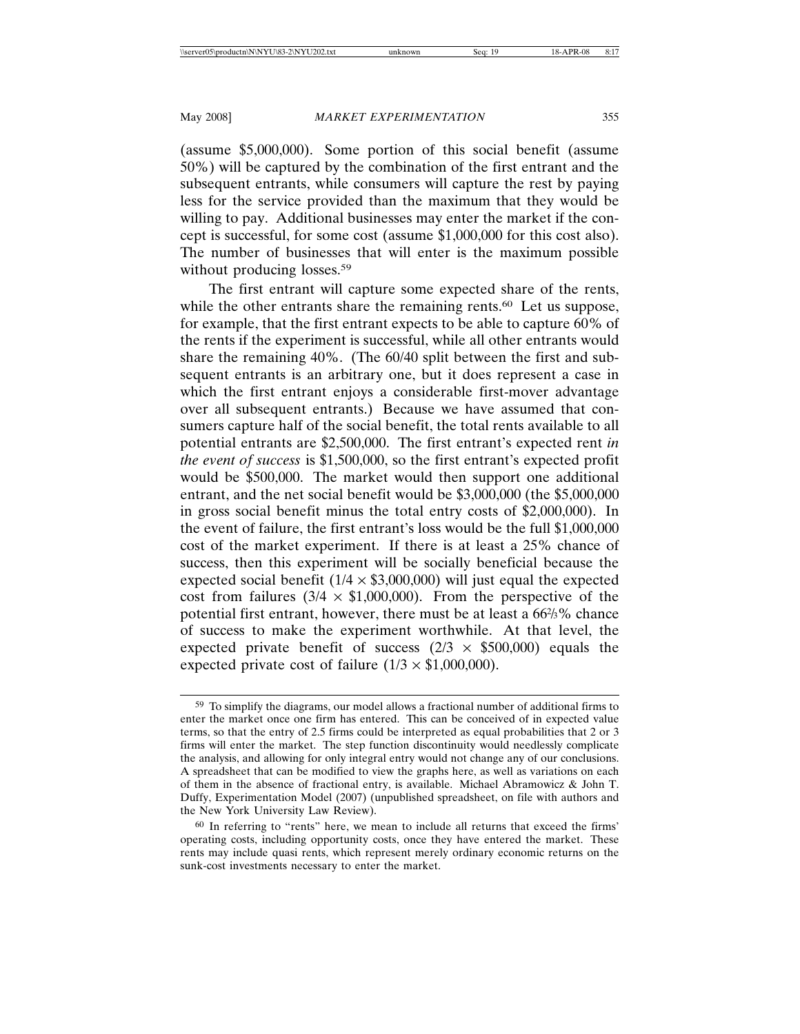(assume \$5,000,000). Some portion of this social benefit (assume 50%) will be captured by the combination of the first entrant and the subsequent entrants, while consumers will capture the rest by paying less for the service provided than the maximum that they would be willing to pay. Additional businesses may enter the market if the concept is successful, for some cost (assume \$1,000,000 for this cost also). The number of businesses that will enter is the maximum possible without producing losses.[59]

The first entrant will capture some expected share of the rents, while the other entrants share the remaining rents.[60] Let us suppose, for example, that the first entrant expects to be able to capture 60% of the rents if the experiment is successful, while all other entrants would share the remaining 40%. (The 60/40 split between the first and subsequent entrants is an arbitrary one, but it does represent a case in which the first entrant enjoys a considerable first-mover advantage over all subsequent entrants.) Because we have assumed that consumers capture half of the social benefit, the total rents available to all potential entrants are \$2,500,000. The first entrant's expected rent *in the event of success* is \$1,500,000, so the first entrant's expected profit would be \$500,000. The market would then support one additional entrant, and the net social benefit would be \$3,000,000 (the \$5,000,000 in gross social benefit minus the total entry costs of \$2,000,000). In the event of failure, the first entrant's loss would be the full \$1,000,000 cost of the market experiment. If there is at least a 25% chance of success, then this experiment will be socially beneficial because the expected social benefit ($1/4 \times \$3{,}000{,}000$) will just equal the expected cost from failures ($3/4 \times \$1{,}000{,}000$). From the perspective of the potential first entrant, however, there must be at least a $66\frac{2}{3}$% chance of success to make the experiment worthwhile. At that level, the expected private benefit of success ($2/3 \times \$500{,}000$) equals the expected private cost of failure ($1/3 \times \$1{,}000{,}000$).

---

[59] To simplify the diagrams, our model allows a fractional number of additional firms to enter the market once one firm has entered. This can be conceived of in expected value terms, so that the entry of 2.5 firms could be interpreted as equal probabilities that 2 or 3 firms will enter the market. The step function discontinuity would needlessly complicate the analysis, and allowing for only integral entry would not change any of our conclusions. A spreadsheet that can be modified to view the graphs here, as well as variations on each of them in the absence of fractional entry, is available. Michael Abramowicz & John T. Duffy, Experimentation Model (2007) (unpublished spreadsheet, on file with authors and the New York University Law Review).

[60] In referring to "rents" here, we mean to include all returns that exceed the firms' operating costs, including opportunity costs, once they have entered the market. These rents may include quasi rents, which represent merely ordinary economic returns on the sunk-cost investments necessary to enter the market.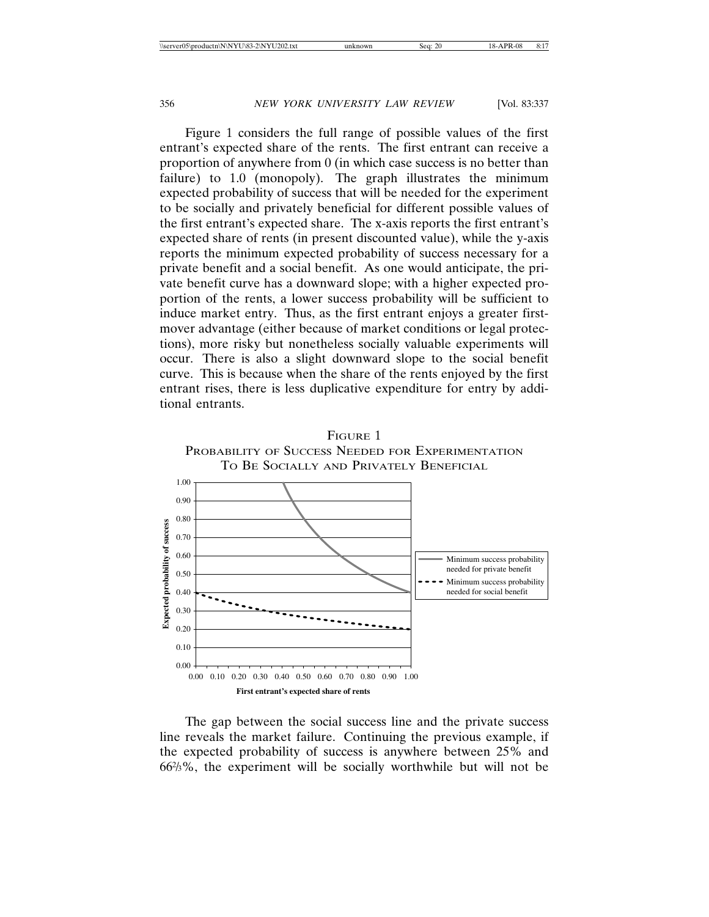Figure 1 considers the full range of possible values of the first entrant's expected share of the rents. The first entrant can receive a proportion of anywhere from 0 (in which case success is no better than failure) to 1.0 (monopoly). The graph illustrates the minimum expected probability of success that will be needed for the experiment to be socially and privately beneficial for different possible values of the first entrant's expected share. The x-axis reports the first entrant's expected share of rents (in present discounted value), while the y-axis reports the minimum expected probability of success necessary for a private benefit and a social benefit. As one would anticipate, the private benefit curve has a downward slope; with a higher expected proportion of the rents, a lower success probability will be sufficient to induce market entry. Thus, as the first entrant enjoys a greater first-mover advantage (either because of market conditions or legal protections), more risky but nonetheless socially valuable experiments will occur. There is also a slight downward slope to the social benefit curve. This is because when the share of the rents enjoyed by the first entrant rises, there is less duplicative expenditure for entry by additional entrants.

FIGURE 1
PROBABILITY OF SUCCESS NEEDED FOR EXPERIMENTATION TO BE SOCIALLY AND PRIVATELY BENEFICIAL

The gap between the social success line and the private success line reveals the market failure. Continuing the previous example, if the expected probability of success is anywhere between 25% and 66⅔%, the experiment will be socially worthwhile but will not be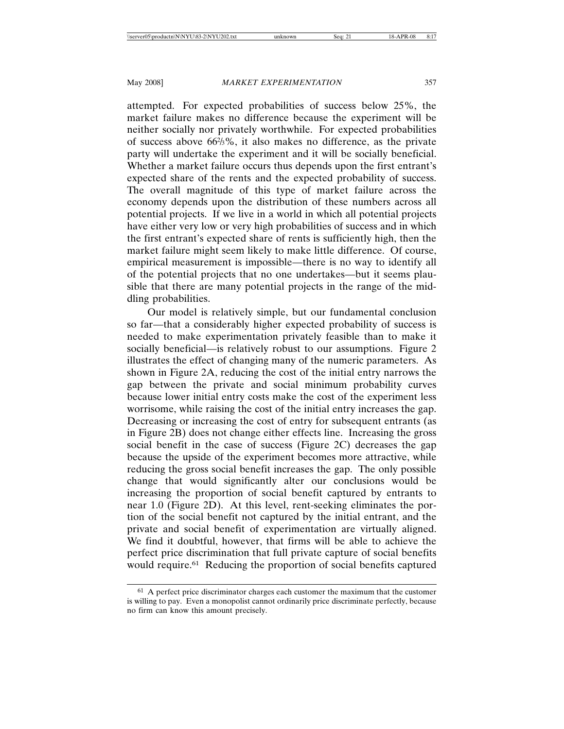attempted. For expected probabilities of success below 25%, the market failure makes no difference because the experiment will be neither socially nor privately worthwhile. For expected probabilities of success above 66⅔%, it also makes no difference, as the private party will undertake the experiment and it will be socially beneficial. Whether a market failure occurs thus depends upon the first entrant's expected share of the rents and the expected probability of success. The overall magnitude of this type of market failure across the economy depends upon the distribution of these numbers across all potential projects. If we live in a world in which all potential projects have either very low or very high probabilities of success and in which the first entrant's expected share of rents is sufficiently high, then the market failure might seem likely to make little difference. Of course, empirical measurement is impossible—there is no way to identify all of the potential projects that no one undertakes—but it seems plausible that there are many potential projects in the range of the middling probabilities.

Our model is relatively simple, but our fundamental conclusion so far—that a considerably higher expected probability of success is needed to make experimentation privately feasible than to make it socially beneficial—is relatively robust to our assumptions. Figure 2 illustrates the effect of changing many of the numeric parameters. As shown in Figure 2A, reducing the cost of the initial entry narrows the gap between the private and social minimum probability curves because lower initial entry costs make the cost of the experiment less worrisome, while raising the cost of the initial entry increases the gap. Decreasing or increasing the cost of entry for subsequent entrants (as in Figure 2B) does not change either effects line. Increasing the gross social benefit in the case of success (Figure 2C) decreases the gap because the upside of the experiment becomes more attractive, while reducing the gross social benefit increases the gap. The only possible change that would significantly alter our conclusions would be increasing the proportion of social benefit captured by entrants to near 1.0 (Figure 2D). At this level, rent-seeking eliminates the portion of the social benefit not captured by the initial entrant, and the private and social benefit of experimentation are virtually aligned. We find it doubtful, however, that firms will be able to achieve the perfect price discrimination that full private capture of social benefits would require.[61] Reducing the proportion of social benefits captured

[61] A perfect price discriminator charges each customer the maximum that the customer is willing to pay. Even a monopolist cannot ordinarily price discriminate perfectly, because no firm can know this amount precisely.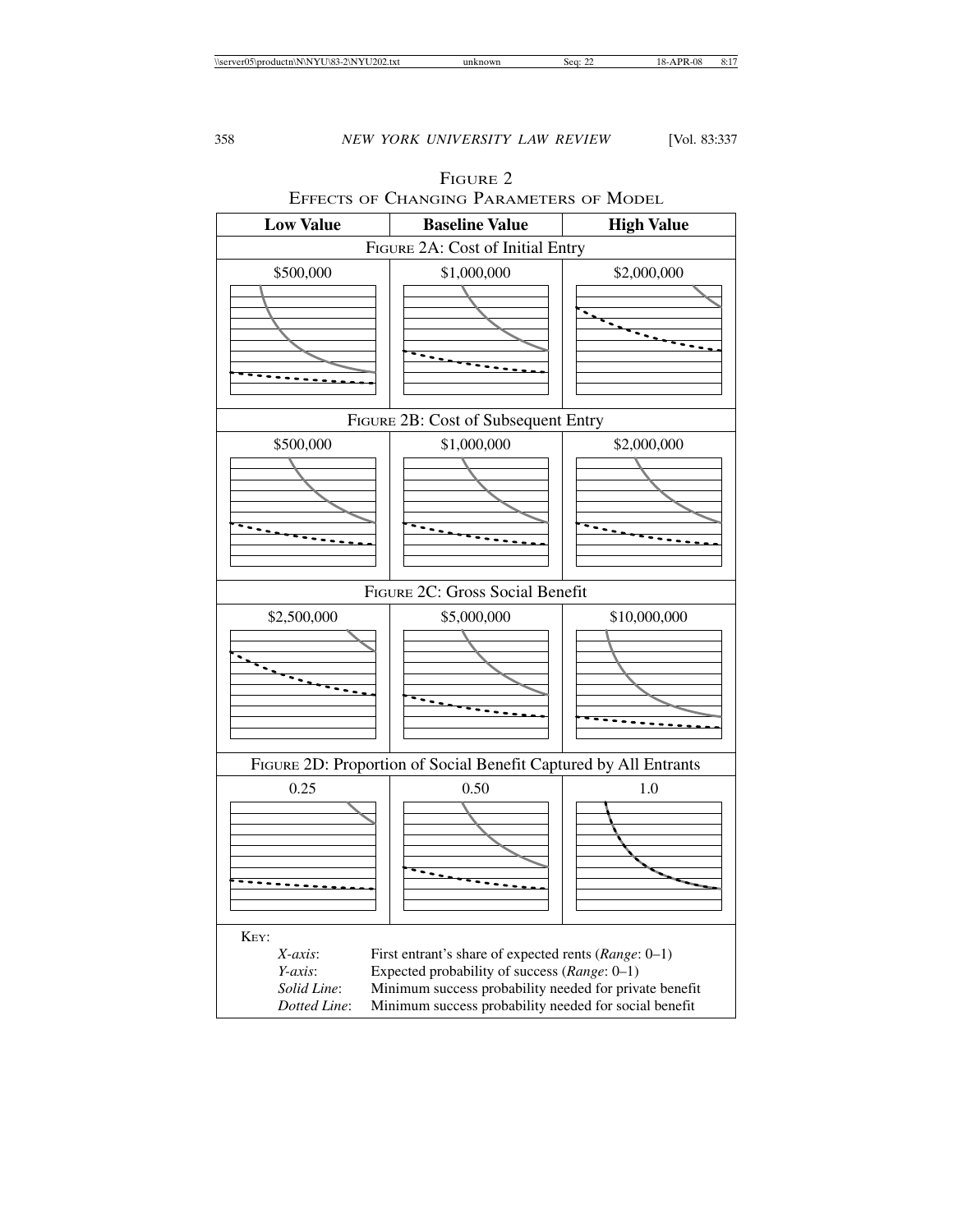FIGURE 2

EFFECTS OF CHANGING PARAMETERS OF MODEL

| **Low Value** | **Baseline Value** | **High Value** |
|---|---|---|
| FIGURE 2A: Cost of Initial Entry | | |
| $500,000 | $1,000,000 | $2,000,000 |
| FIGURE 2B: Cost of Subsequent Entry | | |
| $500,000 | $1,000,000 | $2,000,000 |
| FIGURE 2C: Gross Social Benefit | | |
| $2,500,000 | $5,000,000 | $10,000,000 |
| FIGURE 2D: Proportion of Social Benefit Captured by All Entrants | | |
| 0.25 | 0.50 | 1.0 |

KEY:

*X-axis*: First entrant's share of expected rents (*Range*: 0–1)

*Y-axis*: Expected probability of success (*Range*: 0–1)

*Solid Line*: Minimum success probability needed for private benefit

*Dotted Line*: Minimum success probability needed for social benefit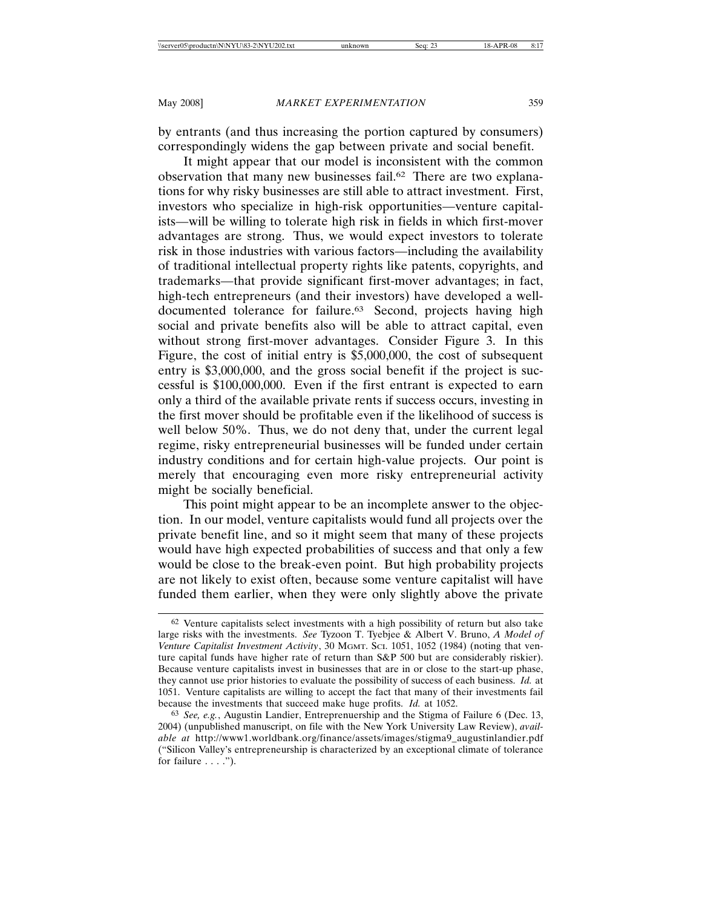by entrants (and thus increasing the portion captured by consumers) correspondingly widens the gap between private and social benefit.

It might appear that our model is inconsistent with the common observation that many new businesses fail.[62] There are two explanations for why risky businesses are still able to attract investment. First, investors who specialize in high-risk opportunities—venture capitalists—will be willing to tolerate high risk in fields in which first-mover advantages are strong. Thus, we would expect investors to tolerate risk in those industries with various factors—including the availability of traditional intellectual property rights like patents, copyrights, and trademarks—that provide significant first-mover advantages; in fact, high-tech entrepreneurs (and their investors) have developed a well-documented tolerance for failure.[63] Second, projects having high social and private benefits also will be able to attract capital, even without strong first-mover advantages. Consider Figure 3. In this Figure, the cost of initial entry is $5,000,000, the cost of subsequent entry is $3,000,000, and the gross social benefit if the project is successful is $100,000,000. Even if the first entrant is expected to earn only a third of the available private rents if success occurs, investing in the first mover should be profitable even if the likelihood of success is well below 50%. Thus, we do not deny that, under the current legal regime, risky entrepreneurial businesses will be funded under certain industry conditions and for certain high-value projects. Our point is merely that encouraging even more risky entrepreneurial activity might be socially beneficial.

This point might appear to be an incomplete answer to the objection. In our model, venture capitalists would fund all projects over the private benefit line, and so it might seem that many of these projects would have high expected probabilities of success and that only a few would be close to the break-even point. But high probability projects are not likely to exist often, because some venture capitalist will have funded them earlier, when they were only slightly above the private

---

[62] Venture capitalists select investments with a high possibility of return but also take large risks with the investments. *See* Tyzoon T. Tyebjee & Albert V. Bruno, *A Model of Venture Capitalist Investment Activity*, 30 MGMT. SCI. 1051, 1052 (1984) (noting that venture capital funds have higher rate of return than S&P 500 but are considerably riskier). Because venture capitalists invest in businesses that are in or close to the start-up phase, they cannot use prior histories to evaluate the possibility of success of each business. *Id.* at 1051. Venture capitalists are willing to accept the fact that many of their investments fail because the investments that succeed make huge profits. *Id.* at 1052.

[63] *See, e.g.*, Augustin Landier, Entreprenuership and the Stigma of Failure 6 (Dec. 13, 2004) (unpublished manuscript, on file with the New York University Law Review), *available at* http://www1.worldbank.org/finance/assets/images/stigma9_augustinlandier.pdf ("Silicon Valley's entrepreneurship is characterized by an exceptional climate of tolerance for failure . . . .").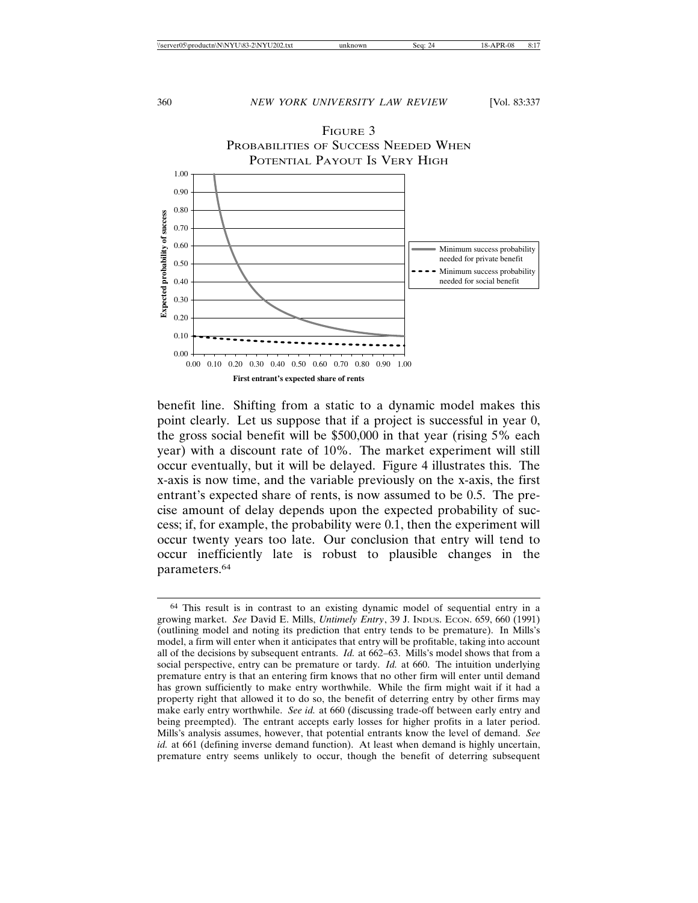FIGURE 3
PROBABILITIES OF SUCCESS NEEDED WHEN POTENTIAL PAYOUT IS VERY HIGH

benefit line. Shifting from a static to a dynamic model makes this point clearly. Let us suppose that if a project is successful in year 0, the gross social benefit will be $500,000 in that year (rising 5% each year) with a discount rate of 10%. The market experiment will still occur eventually, but it will be delayed. Figure 4 illustrates this. The x-axis is now time, and the variable previously on the x-axis, the first entrant's expected share of rents, is now assumed to be 0.5. The precise amount of delay depends upon the expected probability of success; if, for example, the probability were 0.1, then the experiment will occur twenty years too late. Our conclusion that entry will tend to occur inefficiently late is robust to plausible changes in the parameters.[64]

---

[64] This result is in contrast to an existing dynamic model of sequential entry in a growing market. *See* David E. Mills, *Untimely Entry*, 39 J. INDUS. ECON. 659, 660 (1991) (outlining model and noting its prediction that entry tends to be premature). In Mills's model, a firm will enter when it anticipates that entry will be profitable, taking into account all of the decisions by subsequent entrants. *Id.* at 662–63. Mills's model shows that from a social perspective, entry can be premature or tardy. *Id.* at 660. The intuition underlying premature entry is that an entering firm knows that no other firm will enter until demand has grown sufficiently to make entry worthwhile. While the firm might wait if it had a property right that allowed it to do so, the benefit of deterring entry by other firms may make early entry worthwhile. *See id.* at 660 (discussing trade-off between early entry and being preempted). The entrant accepts early losses for higher profits in a later period. Mills's analysis assumes, however, that potential entrants know the level of demand. *See id.* at 661 (defining inverse demand function). At least when demand is highly uncertain, premature entry seems unlikely to occur, though the benefit of deterring subsequent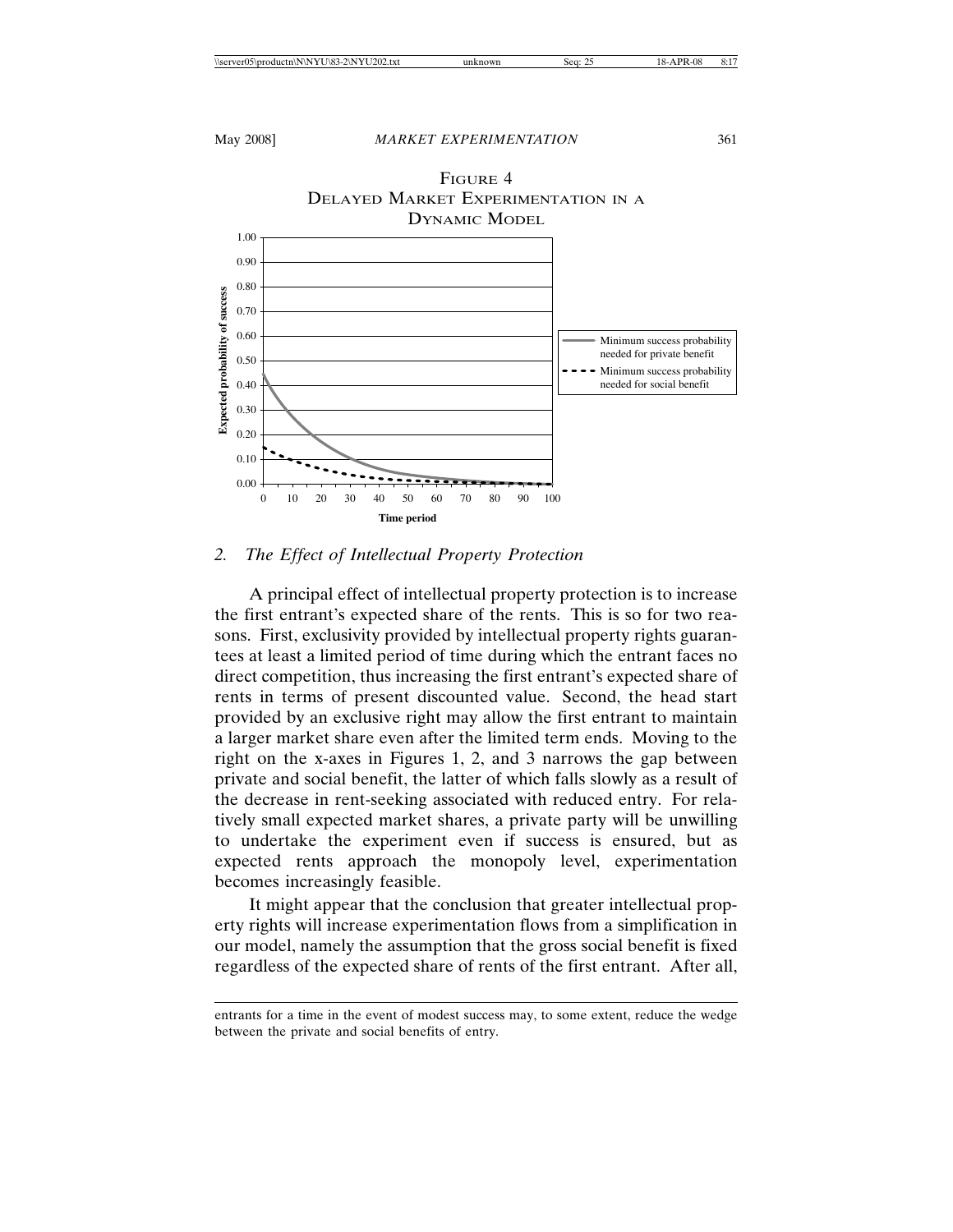FIGURE 4
DELAYED MARKET EXPERIMENTATION IN A DYNAMIC MODEL

## 2. *The Effect of Intellectual Property Protection*

A principal effect of intellectual property protection is to increase the first entrant's expected share of the rents. This is so for two reasons. First, exclusivity provided by intellectual property rights guarantees at least a limited period of time during which the entrant faces no direct competition, thus increasing the first entrant's expected share of rents in terms of present discounted value. Second, the head start provided by an exclusive right may allow the first entrant to maintain a larger market share even after the limited term ends. Moving to the right on the x-axes in Figures 1, 2, and 3 narrows the gap between private and social benefit, the latter of which falls slowly as a result of the decrease in rent-seeking associated with reduced entry. For relatively small expected market shares, a private party will be unwilling to undertake the experiment even if success is ensured, but as expected rents approach the monopoly level, experimentation becomes increasingly feasible.

It might appear that the conclusion that greater intellectual property rights will increase experimentation flows from a simplification in our model, namely the assumption that the gross social benefit is fixed regardless of the expected share of rents of the first entrant. After all,

---

entrants for a time in the event of modest success may, to some extent, reduce the wedge between the private and social benefits of entry.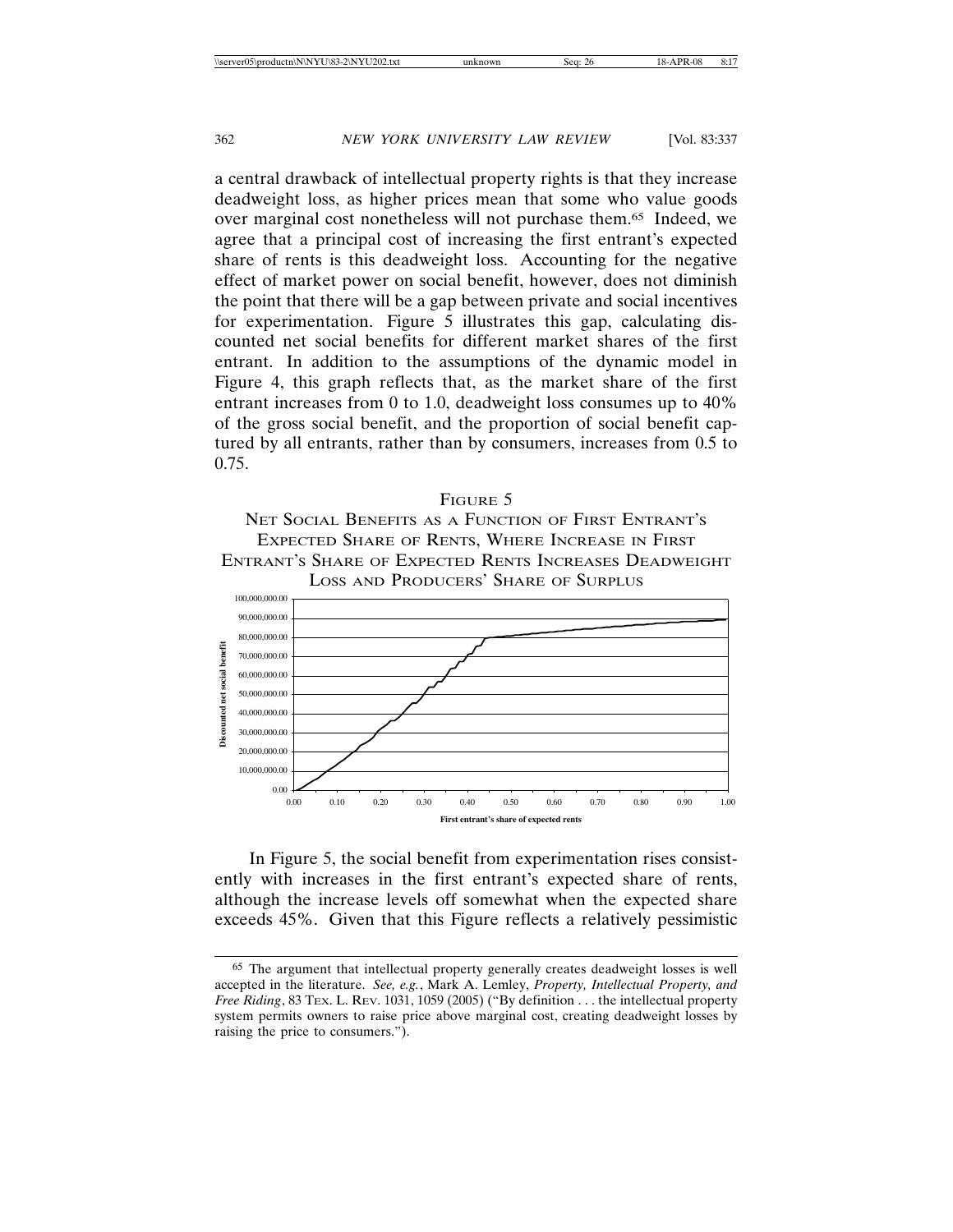a central drawback of intellectual property rights is that they increase deadweight loss, as higher prices mean that some who value goods over marginal cost nonetheless will not purchase them.[65] Indeed, we agree that a principal cost of increasing the first entrant's expected share of rents is this deadweight loss. Accounting for the negative effect of market power on social benefit, however, does not diminish the point that there will be a gap between private and social incentives for experimentation. Figure 5 illustrates this gap, calculating discounted net social benefits for different market shares of the first entrant. In addition to the assumptions of the dynamic model in Figure 4, this graph reflects that, as the market share of the first entrant increases from 0 to 1.0, deadweight loss consumes up to 40% of the gross social benefit, and the proportion of social benefit captured by all entrants, rather than by consumers, increases from 0.5 to 0.75.

FIGURE 5

NET SOCIAL BENEFITS AS A FUNCTION OF FIRST ENTRANT'S EXPECTED SHARE OF RENTS, WHERE INCREASE IN FIRST ENTRANT'S SHARE OF EXPECTED RENTS INCREASES DEADWEIGHT LOSS AND PRODUCERS' SHARE OF SURPLUS

In Figure 5, the social benefit from experimentation rises consistently with increases in the first entrant's expected share of rents, although the increase levels off somewhat when the expected share exceeds 45%. Given that this Figure reflects a relatively pessimistic

---

[65] The argument that intellectual property generally creates deadweight losses is well accepted in the literature. *See, e.g.*, Mark A. Lemley, *Property, Intellectual Property, and Free Riding*, 83 TEX. L. REV. 1031, 1059 (2005) ("By definition . . . the intellectual property system permits owners to raise price above marginal cost, creating deadweight losses by raising the price to consumers.").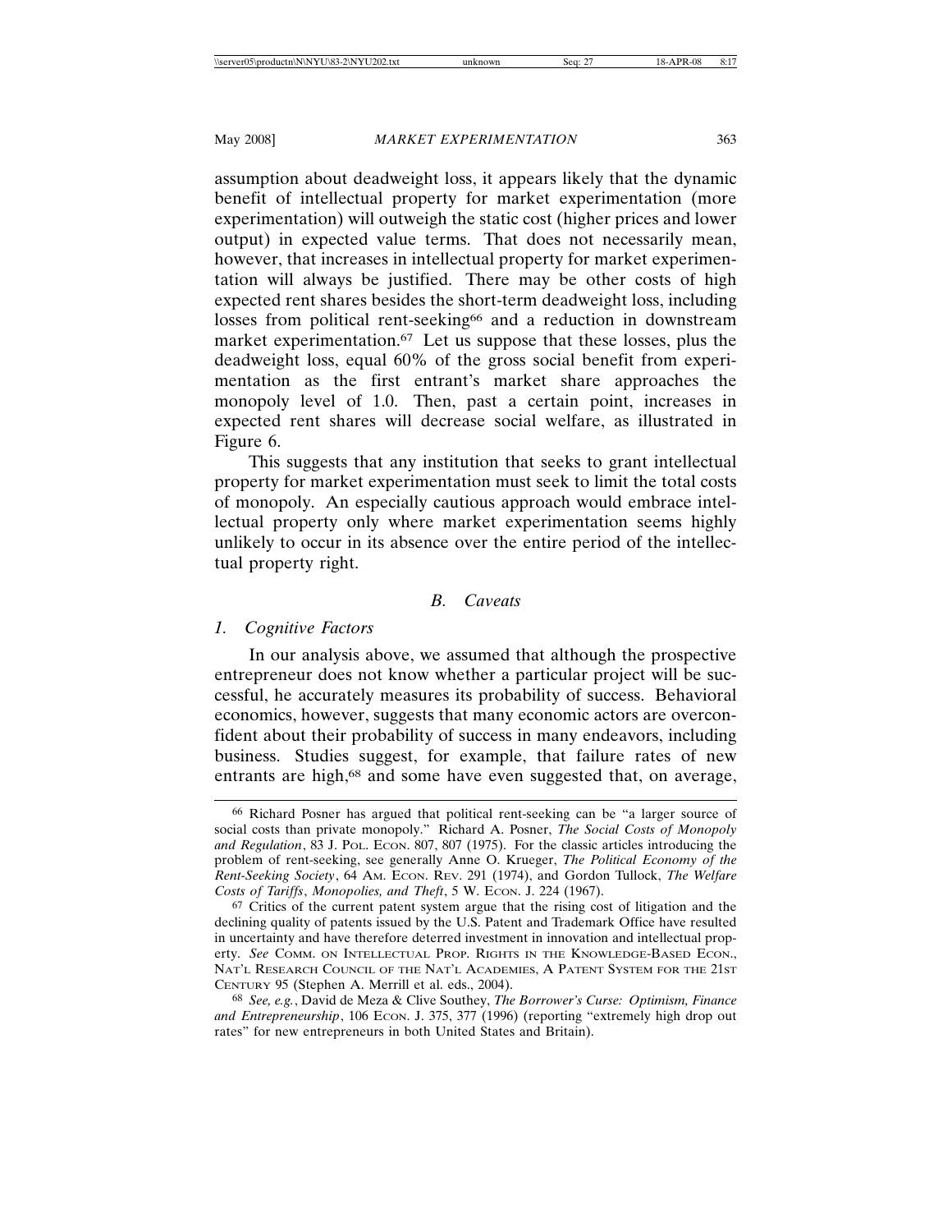assumption about deadweight loss, it appears likely that the dynamic benefit of intellectual property for market experimentation (more experimentation) will outweigh the static cost (higher prices and lower output) in expected value terms. That does not necessarily mean, however, that increases in intellectual property for market experimentation will always be justified. There may be other costs of high expected rent shares besides the short-term deadweight loss, including losses from political rent-seeking[66] and a reduction in downstream market experimentation.[67] Let us suppose that these losses, plus the deadweight loss, equal 60% of the gross social benefit from experimentation as the first entrant's market share approaches the monopoly level of 1.0. Then, past a certain point, increases in expected rent shares will decrease social welfare, as illustrated in Figure 6.

This suggests that any institution that seeks to grant intellectual property for market experimentation must seek to limit the total costs of monopoly. An especially cautious approach would embrace intellectual property only where market experimentation seems highly unlikely to occur in its absence over the entire period of the intellectual property right.

### *B. Caveats*

#### *1. Cognitive Factors*

In our analysis above, we assumed that although the prospective entrepreneur does not know whether a particular project will be successful, he accurately measures its probability of success. Behavioral economics, however, suggests that many economic actors are overconfident about their probability of success in many endeavors, including business. Studies suggest, for example, that failure rates of new entrants are high,[68] and some have even suggested that, on average,

---

[66] Richard Posner has argued that political rent-seeking can be "a larger source of social costs than private monopoly." Richard A. Posner, *The Social Costs of Monopoly and Regulation*, 83 J. POL. ECON. 807, 807 (1975). For the classic articles introducing the problem of rent-seeking, see generally Anne O. Krueger, *The Political Economy of the Rent-Seeking Society*, 64 AM. ECON. REV. 291 (1974), and Gordon Tullock, *The Welfare Costs of Tariffs, Monopolies, and Theft*, 5 W. ECON. J. 224 (1967).

[67] Critics of the current patent system argue that the rising cost of litigation and the declining quality of patents issued by the U.S. Patent and Trademark Office have resulted in uncertainty and have therefore deterred investment in innovation and intellectual property. *See* COMM. ON INTELLECTUAL PROP. RIGHTS IN THE KNOWLEDGE-BASED ECON., NAT'L RESEARCH COUNCIL OF THE NAT'L ACADEMIES, A PATENT SYSTEM FOR THE 21ST CENTURY 95 (Stephen A. Merrill et al. eds., 2004).

[68] *See, e.g.*, David de Meza & Clive Southey, *The Borrower's Curse: Optimism, Finance and Entrepreneurship*, 106 ECON. J. 375, 377 (1996) (reporting "extremely high drop out rates" for new entrepreneurs in both United States and Britain).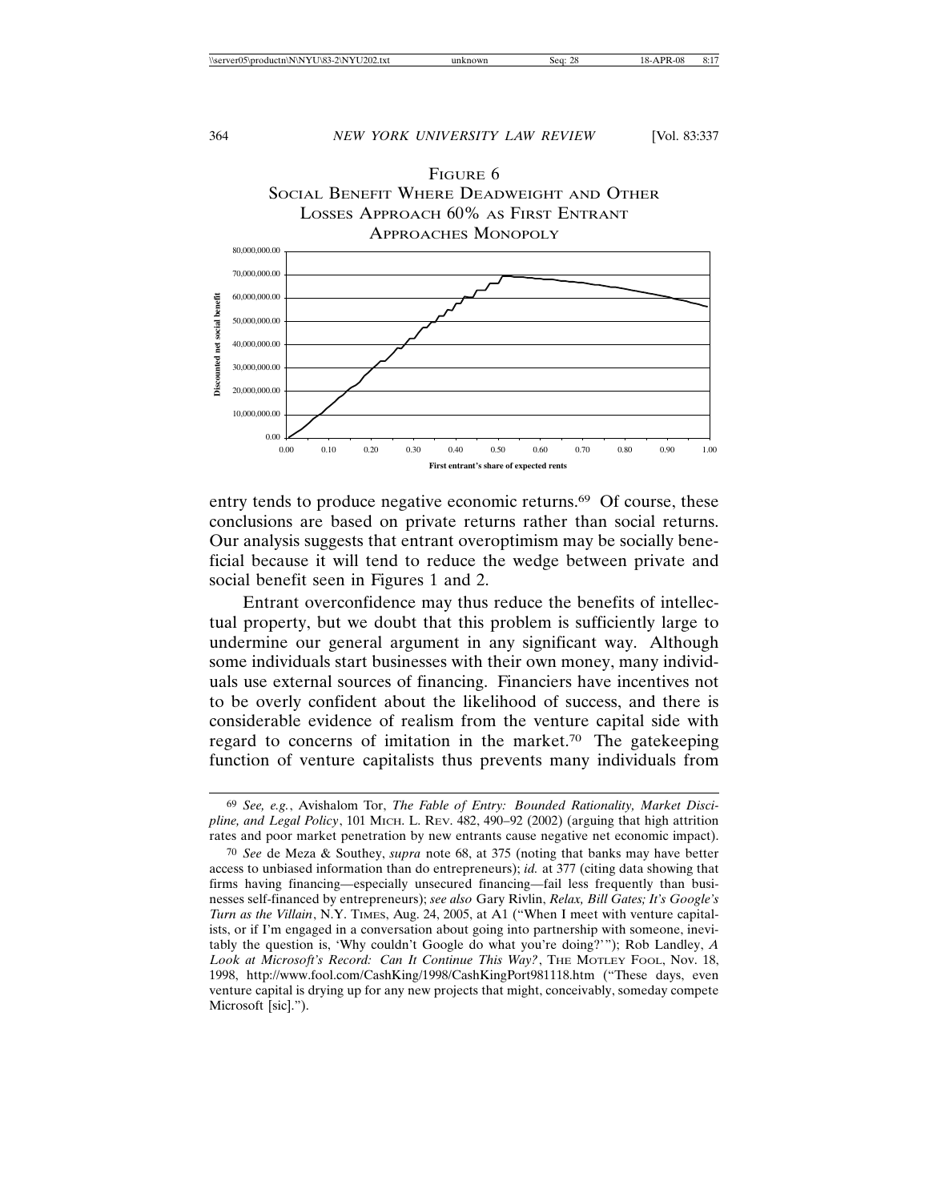FIGURE 6
SOCIAL BENEFIT WHERE DEADWEIGHT AND OTHER LOSSES APPROACH 60% AS FIRST ENTRANT APPROACHES MONOPOLY

entry tends to produce negative economic returns.[69] Of course, these conclusions are based on private returns rather than social returns. Our analysis suggests that entrant overoptimism may be socially beneficial because it will tend to reduce the wedge between private and social benefit seen in Figures 1 and 2.

Entrant overconfidence may thus reduce the benefits of intellectual property, but we doubt that this problem is sufficiently large to undermine our general argument in any significant way. Although some individuals start businesses with their own money, many individuals use external sources of financing. Financiers have incentives not to be overly confident about the likelihood of success, and there is considerable evidence of realism from the venture capital side with regard to concerns of imitation in the market.[70] The gatekeeping function of venture capitalists thus prevents many individuals from

---

[69] *See, e.g.*, Avishalom Tor, *The Fable of Entry: Bounded Rationality, Market Discipline, and Legal Policy*, 101 MICH. L. REV. 482, 490–92 (2002) (arguing that high attrition rates and poor market penetration by new entrants cause negative net economic impact).

[70] *See* de Meza & Southey, *supra* note 68, at 375 (noting that banks may have better access to unbiased information than do entrepreneurs); *id.* at 377 (citing data showing that firms having financing—especially unsecured financing—fail less frequently than businesses self-financed by entrepreneurs); *see also* Gary Rivlin, *Relax, Bill Gates; It's Google's Turn as the Villain*, N.Y. TIMES, Aug. 24, 2005, at A1 ("When I meet with venture capitalists, or if I'm engaged in a conversation about going into partnership with someone, inevitably the question is, 'Why couldn't Google do what you're doing?'"); Rob Landley, *A Look at Microsoft's Record: Can It Continue This Way?*, THE MOTLEY FOOL, Nov. 18, 1998, http://www.fool.com/CashKing/1998/CashKingPort981118.htm ("These days, even venture capital is drying up for any new projects that might, conceivably, someday compete Microsoft [sic].").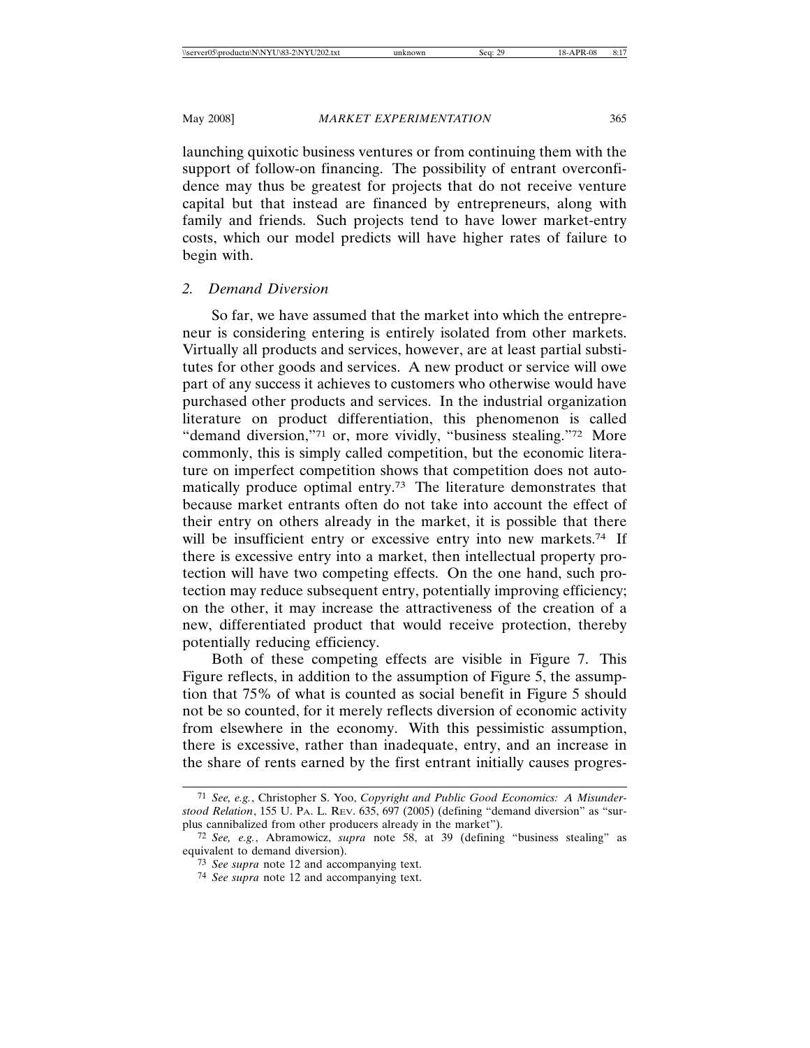launching quixotic business ventures or from continuing them with the support of follow-on financing. The possibility of entrant overconfidence may thus be greatest for projects that do not receive venture capital but that instead are financed by entrepreneurs, along with family and friends. Such projects tend to have lower market-entry costs, which our model predicts will have higher rates of failure to begin with.

### 2. *Demand Diversion*

So far, we have assumed that the market into which the entrepreneur is considering entering is entirely isolated from other markets. Virtually all products and services, however, are at least partial substitutes for other goods and services. A new product or service will owe part of any success it achieves to customers who otherwise would have purchased other products and services. In the industrial organization literature on product differentiation, this phenomenon is called "demand diversion,"[71] or, more vividly, "business stealing."[72] More commonly, this is simply called competition, but the economic literature on imperfect competition shows that competition does not automatically produce optimal entry.[73] The literature demonstrates that because market entrants often do not take into account the effect of their entry on others already in the market, it is possible that there will be insufficient entry or excessive entry into new markets.[74] If there is excessive entry into a market, then intellectual property protection will have two competing effects. On the one hand, such protection may reduce subsequent entry, potentially improving efficiency; on the other, it may increase the attractiveness of the creation of a new, differentiated product that would receive protection, thereby potentially reducing efficiency.

Both of these competing effects are visible in Figure 7. This Figure reflects, in addition to the assumption of Figure 5, the assumption that 75% of what is counted as social benefit in Figure 5 should not be so counted, for it merely reflects diversion of economic activity from elsewhere in the economy. With this pessimistic assumption, there is excessive, rather than inadequate, entry, and an increase in the share of rents earned by the first entrant initially causes progres-

---

[71] *See, e.g.*, Christopher S. Yoo, *Copyright and Public Good Economics: A Misunderstood Relation*, 155 U. PA. L. REV. 635, 697 (2005) (defining "demand diversion" as "surplus cannibalized from other producers already in the market").

[72] *See, e.g.*, Abramowicz, *supra* note 58, at 39 (defining "business stealing" as equivalent to demand diversion).

[73] *See supra* note 12 and accompanying text.

[74] *See supra* note 12 and accompanying text.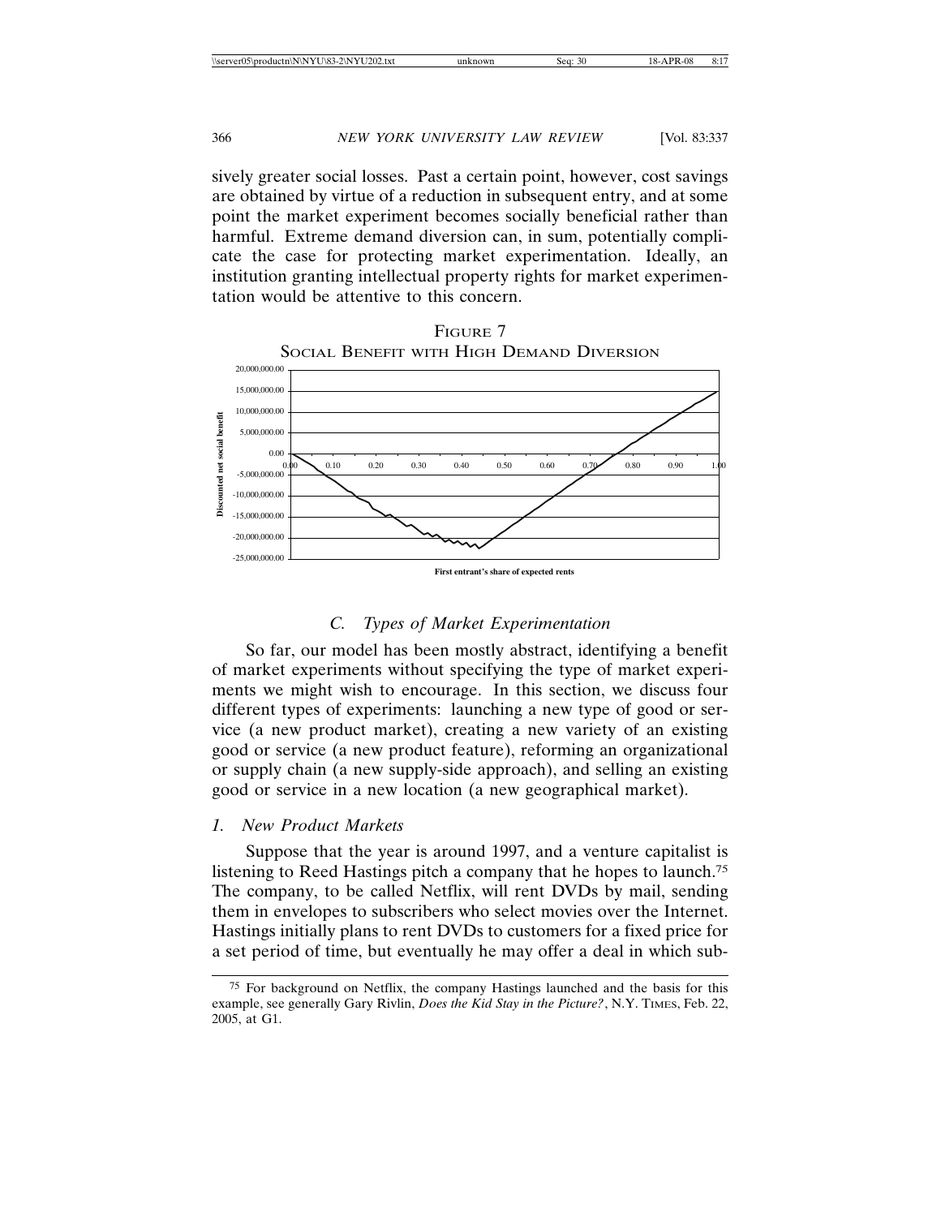sively greater social losses. Past a certain point, however, cost savings are obtained by virtue of a reduction in subsequent entry, and at some point the market experiment becomes socially beneficial rather than harmful. Extreme demand diversion can, in sum, potentially complicate the case for protecting market experimentation. Ideally, an institution granting intellectual property rights for market experimentation would be attentive to this concern.

FIGURE 7
SOCIAL BENEFIT WITH HIGH DEMAND DIVERSION

### C. *Types of Market Experimentation*

So far, our model has been mostly abstract, identifying a benefit of market experiments without specifying the type of market experiments we might wish to encourage. In this section, we discuss four different types of experiments: launching a new type of good or service (a new product market), creating a new variety of an existing good or service (a new product feature), reforming an organizational or supply chain (a new supply-side approach), and selling an existing good or service in a new location (a new geographical market).

#### 1. *New Product Markets*

Suppose that the year is around 1997, and a venture capitalist is listening to Reed Hastings pitch a company that he hopes to launch.[75] The company, to be called Netflix, will rent DVDs by mail, sending them in envelopes to subscribers who select movies over the Internet. Hastings initially plans to rent DVDs to customers for a fixed price for a set period of time, but eventually he may offer a deal in which sub-

[75] For background on Netflix, the company Hastings launched and the basis for this example, see generally Gary Rivlin, *Does the Kid Stay in the Picture?*, N.Y. TIMES, Feb. 22, 2005, at G1.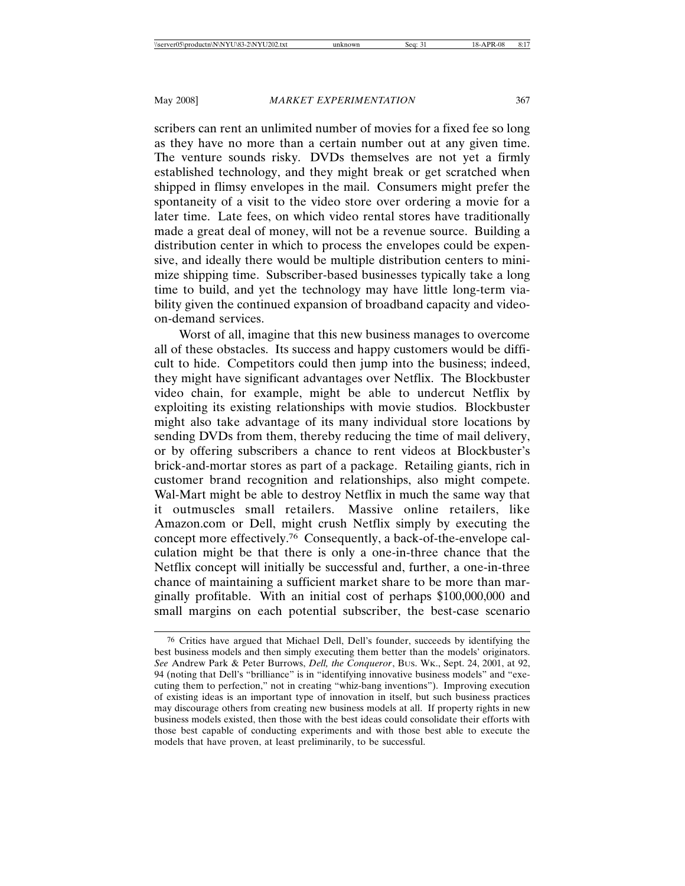scribers can rent an unlimited number of movies for a fixed fee so long as they have no more than a certain number out at any given time. The venture sounds risky. DVDs themselves are not yet a firmly established technology, and they might break or get scratched when shipped in flimsy envelopes in the mail. Consumers might prefer the spontaneity of a visit to the video store over ordering a movie for a later time. Late fees, on which video rental stores have traditionally made a great deal of money, will not be a revenue source. Building a distribution center in which to process the envelopes could be expensive, and ideally there would be multiple distribution centers to minimize shipping time. Subscriber-based businesses typically take a long time to build, and yet the technology may have little long-term viability given the continued expansion of broadband capacity and video-on-demand services.

Worst of all, imagine that this new business manages to overcome all of these obstacles. Its success and happy customers would be difficult to hide. Competitors could then jump into the business; indeed, they might have significant advantages over Netflix. The Blockbuster video chain, for example, might be able to undercut Netflix by exploiting its existing relationships with movie studios. Blockbuster might also take advantage of its many individual store locations by sending DVDs from them, thereby reducing the time of mail delivery, or by offering subscribers a chance to rent videos at Blockbuster's brick-and-mortar stores as part of a package. Retailing giants, rich in customer brand recognition and relationships, also might compete. Wal-Mart might be able to destroy Netflix in much the same way that it outmuscles small retailers. Massive online retailers, like Amazon.com or Dell, might crush Netflix simply by executing the concept more effectively.[76] Consequently, a back-of-the-envelope calculation might be that there is only a one-in-three chance that the Netflix concept will initially be successful and, further, a one-in-three chance of maintaining a sufficient market share to be more than marginally profitable. With an initial cost of perhaps $100,000,000 and small margins on each potential subscriber, the best-case scenario

---

[76] Critics have argued that Michael Dell, Dell's founder, succeeds by identifying the best business models and then simply executing them better than the models' originators. *See* Andrew Park & Peter Burrows, *Dell, the Conqueror*, BUS. WK., Sept. 24, 2001, at 92, 94 (noting that Dell's "brilliance" is in "identifying innovative business models" and "executing them to perfection," not in creating "whiz-bang inventions"). Improving execution of existing ideas is an important type of innovation in itself, but such business practices may discourage others from creating new business models at all. If property rights in new business models existed, then those with the best ideas could consolidate their efforts with those best capable of conducting experiments and with those best able to execute the models that have proven, at least preliminarily, to be successful.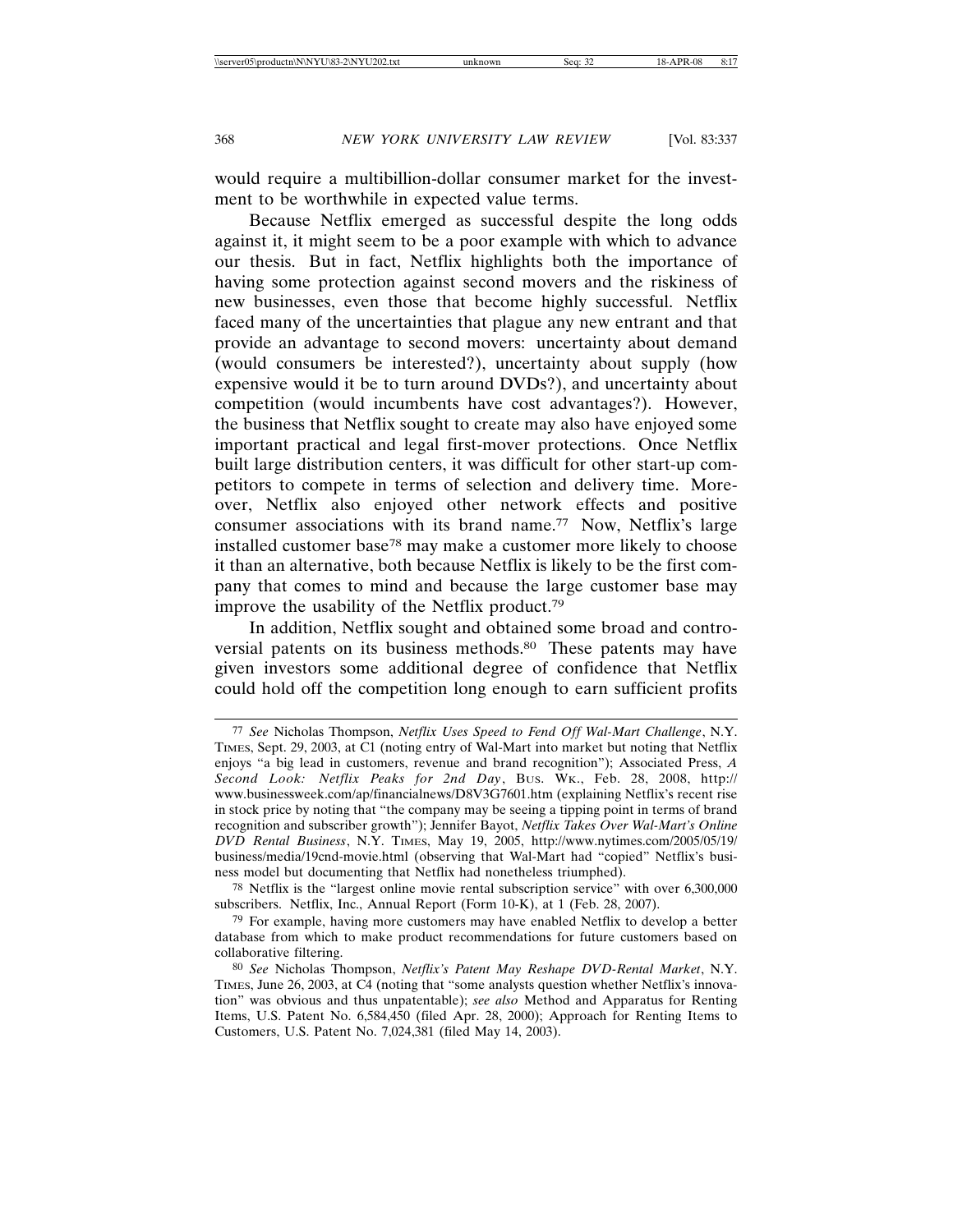would require a multibillion-dollar consumer market for the investment to be worthwhile in expected value terms.

Because Netflix emerged as successful despite the long odds against it, it might seem to be a poor example with which to advance our thesis. But in fact, Netflix highlights both the importance of having some protection against second movers and the riskiness of new businesses, even those that become highly successful. Netflix faced many of the uncertainties that plague any new entrant and that provide an advantage to second movers: uncertainty about demand (would consumers be interested?), uncertainty about supply (how expensive would it be to turn around DVDs?), and uncertainty about competition (would incumbents have cost advantages?). However, the business that Netflix sought to create may also have enjoyed some important practical and legal first-mover protections. Once Netflix built large distribution centers, it was difficult for other start-up competitors to compete in terms of selection and delivery time. Moreover, Netflix also enjoyed other network effects and positive consumer associations with its brand name.[77] Now, Netflix's large installed customer base[78] may make a customer more likely to choose it than an alternative, both because Netflix is likely to be the first company that comes to mind and because the large customer base may improve the usability of the Netflix product.[79]

In addition, Netflix sought and obtained some broad and controversial patents on its business methods.[80] These patents may have given investors some additional degree of confidence that Netflix could hold off the competition long enough to earn sufficient profits

---

[77] *See* Nicholas Thompson, *Netflix Uses Speed to Fend Off Wal-Mart Challenge*, N.Y. TIMES, Sept. 29, 2003, at C1 (noting entry of Wal-Mart into market but noting that Netflix enjoys "a big lead in customers, revenue and brand recognition"); Associated Press, *A Second Look: Netflix Peaks for 2nd Day*, BUS. WK., Feb. 28, 2008, http://www.businessweek.com/ap/financialnews/D8V3G7601.htm (explaining Netflix's recent rise in stock price by noting that "the company may be seeing a tipping point in terms of brand recognition and subscriber growth"); Jennifer Bayot, *Netflix Takes Over Wal-Mart's Online DVD Rental Business*, N.Y. TIMES, May 19, 2005, http://www.nytimes.com/2005/05/19/business/media/19cnd-movie.html (observing that Wal-Mart had "copied" Netflix's business model but documenting that Netflix had nonetheless triumphed).

[78] Netflix is the "largest online movie rental subscription service" with over 6,300,000 subscribers. Netflix, Inc., Annual Report (Form 10-K), at 1 (Feb. 28, 2007).

[79] For example, having more customers may have enabled Netflix to develop a better database from which to make product recommendations for future customers based on collaborative filtering.

[80] *See* Nicholas Thompson, *Netflix's Patent May Reshape DVD-Rental Market*, N.Y. TIMES, June 26, 2003, at C4 (noting that "some analysts question whether Netflix's innovation" was obvious and thus unpatentable); *see also* Method and Apparatus for Renting Items, U.S. Patent No. 6,584,450 (filed Apr. 28, 2000); Approach for Renting Items to Customers, U.S. Patent No. 7,024,381 (filed May 14, 2003).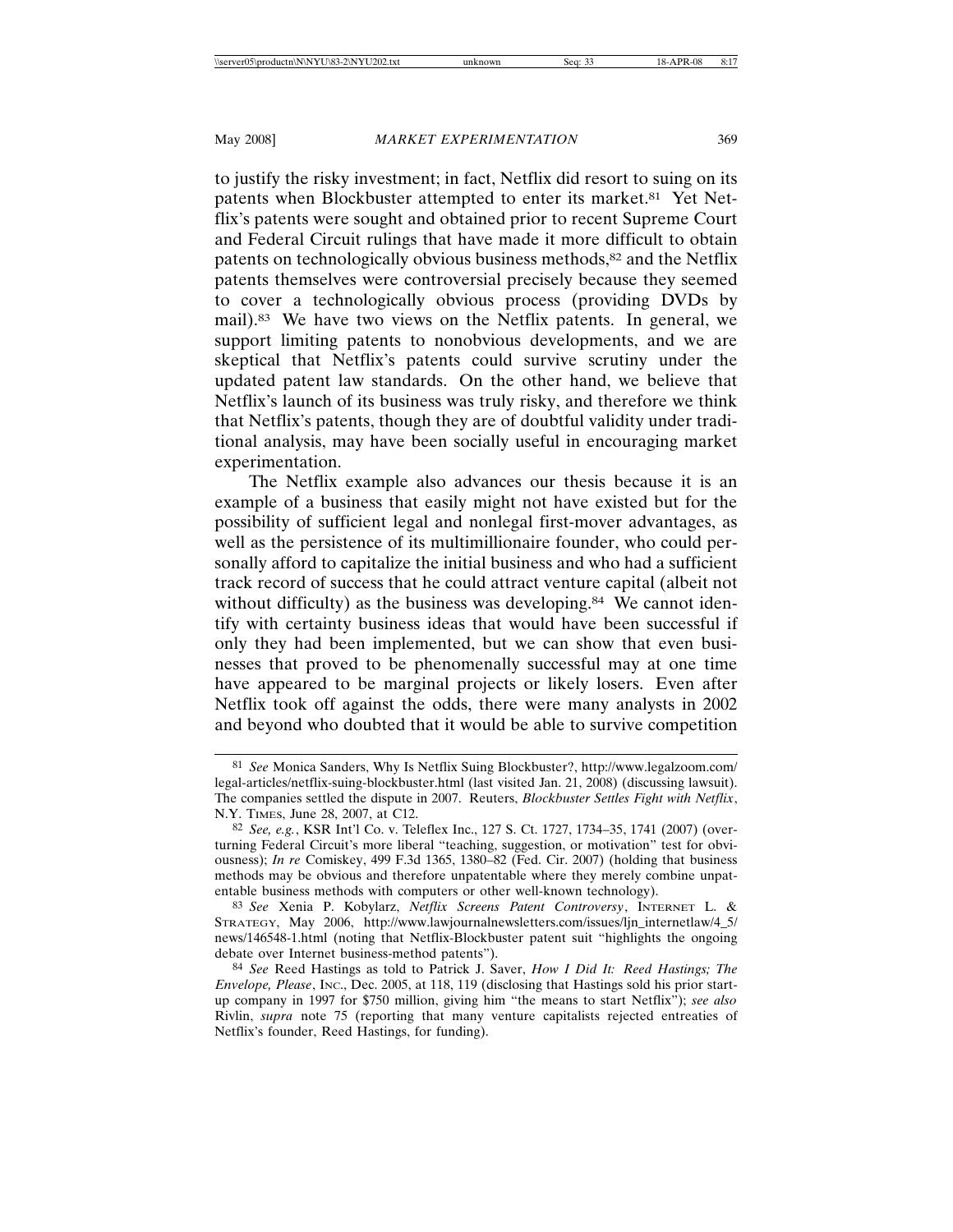to justify the risky investment; in fact, Netflix did resort to suing on its patents when Blockbuster attempted to enter its market.[81] Yet Netflix's patents were sought and obtained prior to recent Supreme Court and Federal Circuit rulings that have made it more difficult to obtain patents on technologically obvious business methods,[82] and the Netflix patents themselves were controversial precisely because they seemed to cover a technologically obvious process (providing DVDs by mail).[83] We have two views on the Netflix patents. In general, we support limiting patents to nonobvious developments, and we are skeptical that Netflix's patents could survive scrutiny under the updated patent law standards. On the other hand, we believe that Netflix's launch of its business was truly risky, and therefore we think that Netflix's patents, though they are of doubtful validity under traditional analysis, may have been socially useful in encouraging market experimentation.

The Netflix example also advances our thesis because it is an example of a business that easily might not have existed but for the possibility of sufficient legal and nonlegal first-mover advantages, as well as the persistence of its multimillionaire founder, who could personally afford to capitalize the initial business and who had a sufficient track record of success that he could attract venture capital (albeit not without difficulty) as the business was developing.[84] We cannot identify with certainty business ideas that would have been successful if only they had been implemented, but we can show that even businesses that proved to be phenomenally successful may at one time have appeared to be marginal projects or likely losers. Even after Netflix took off against the odds, there were many analysts in 2002 and beyond who doubted that it would be able to survive competition

---

[81] *See* Monica Sanders, Why Is Netflix Suing Blockbuster?, http://www.legalzoom.com/legal-articles/netflix-suing-blockbuster.html (last visited Jan. 21, 2008) (discussing lawsuit). The companies settled the dispute in 2007. Reuters, *Blockbuster Settles Fight with Netflix*, N.Y. TIMES, June 28, 2007, at C12.

[82] *See, e.g.*, KSR Int'l Co. v. Teleflex Inc., 127 S. Ct. 1727, 1734–35, 1741 (2007) (overturning Federal Circuit's more liberal "teaching, suggestion, or motivation" test for obviousness); *In re* Comiskey, 499 F.3d 1365, 1380–82 (Fed. Cir. 2007) (holding that business methods may be obvious and therefore unpatentable where they merely combine unpatentable business methods with computers or other well-known technology).

[83] *See* Xenia P. Kobylarz, *Netflix Screens Patent Controversy*, INTERNET L. & STRATEGY, May 2006, http://www.lawjournalnewsletters.com/issues/ljn_internetlaw/4_5/news/146548-1.html (noting that Netflix-Blockbuster patent suit "highlights the ongoing debate over Internet business-method patents").

[84] *See* Reed Hastings as told to Patrick J. Saver, *How I Did It: Reed Hastings; The Envelope, Please*, INC., Dec. 2005, at 118, 119 (disclosing that Hastings sold his prior start-up company in 1997 for $750 million, giving him "the means to start Netflix"); *see also* Rivlin, *supra* note 75 (reporting that many venture capitalists rejected entreaties of Netflix's founder, Reed Hastings, for funding).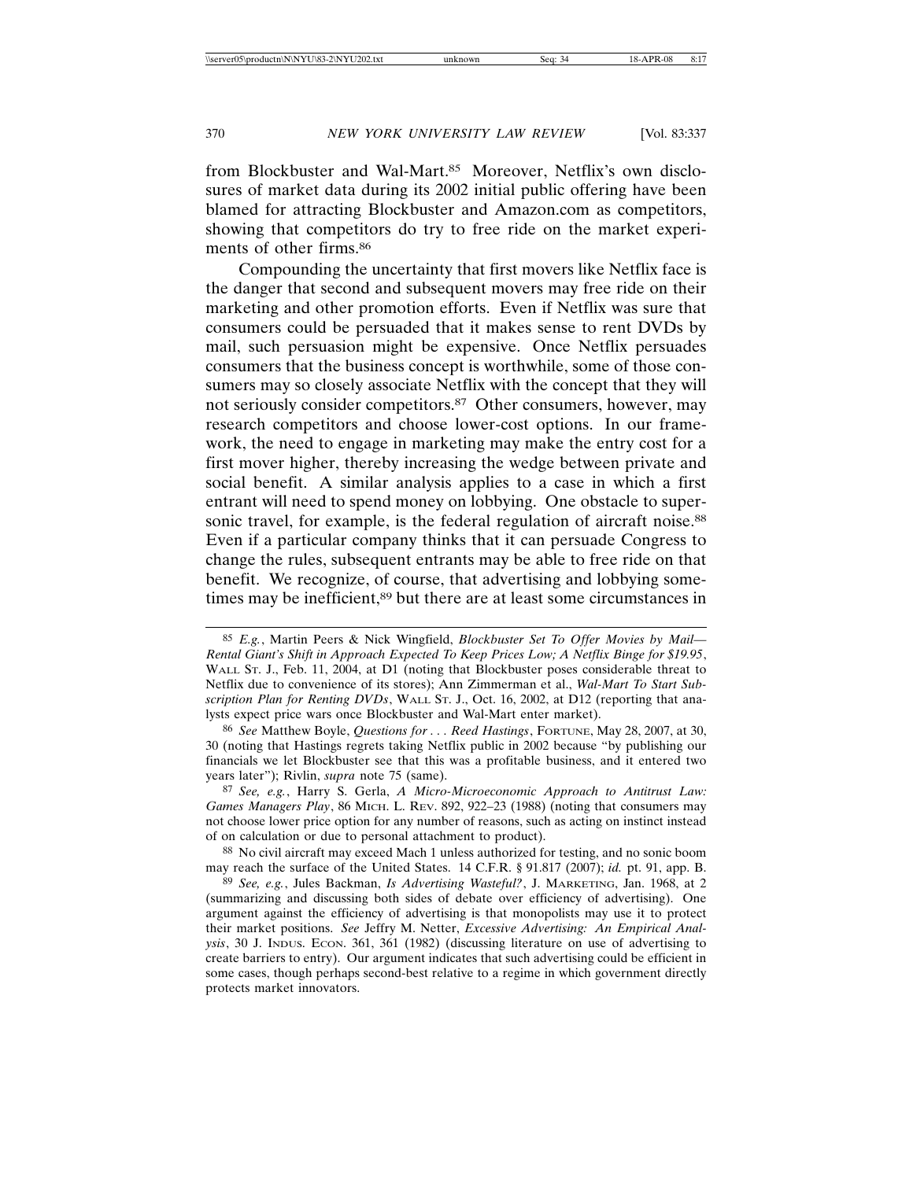from Blockbuster and Wal-Mart.[85] Moreover, Netflix's own disclosures of market data during its 2002 initial public offering have been blamed for attracting Blockbuster and Amazon.com as competitors, showing that competitors do try to free ride on the market experiments of other firms.[86]

Compounding the uncertainty that first movers like Netflix face is the danger that second and subsequent movers may free ride on their marketing and other promotion efforts. Even if Netflix was sure that consumers could be persuaded that it makes sense to rent DVDs by mail, such persuasion might be expensive. Once Netflix persuades consumers that the business concept is worthwhile, some of those consumers may so closely associate Netflix with the concept that they will not seriously consider competitors.[87] Other consumers, however, may research competitors and choose lower-cost options. In our framework, the need to engage in marketing may make the entry cost for a first mover higher, thereby increasing the wedge between private and social benefit. A similar analysis applies to a case in which a first entrant will need to spend money on lobbying. One obstacle to supersonic travel, for example, is the federal regulation of aircraft noise.[88] Even if a particular company thinks that it can persuade Congress to change the rules, subsequent entrants may be able to free ride on that benefit. We recognize, of course, that advertising and lobbying sometimes may be inefficient,[89] but there are at least some circumstances in

---

[85] *E.g.*, Martin Peers & Nick Wingfield, *Blockbuster Set To Offer Movies by Mail—Rental Giant's Shift in Approach Expected To Keep Prices Low; A Netflix Binge for $19.95*, WALL ST. J., Feb. 11, 2004, at D1 (noting that Blockbuster poses considerable threat to Netflix due to convenience of its stores); Ann Zimmerman et al., *Wal-Mart To Start Subscription Plan for Renting DVDs*, WALL ST. J., Oct. 16, 2002, at D12 (reporting that analysts expect price wars once Blockbuster and Wal-Mart enter market).

[86] *See* Matthew Boyle, *Questions for . . . Reed Hastings*, FORTUNE, May 28, 2007, at 30, 30 (noting that Hastings regrets taking Netflix public in 2002 because "by publishing our financials we let Blockbuster see that this was a profitable business, and it entered two years later"); Rivlin, *supra* note 75 (same).

[87] *See, e.g.*, Harry S. Gerla, *A Micro-Microeconomic Approach to Antitrust Law: Games Managers Play*, 86 MICH. L. REV. 892, 922–23 (1988) (noting that consumers may not choose lower price option for any number of reasons, such as acting on instinct instead of on calculation or due to personal attachment to product).

[88] No civil aircraft may exceed Mach 1 unless authorized for testing, and no sonic boom may reach the surface of the United States. 14 C.F.R. § 91.817 (2007); *id.* pt. 91, app. B.

[89] *See, e.g.*, Jules Backman, *Is Advertising Wasteful?*, J. MARKETING, Jan. 1968, at 2 (summarizing and discussing both sides of debate over efficiency of advertising). One argument against the efficiency of advertising is that monopolists may use it to protect their market positions. *See* Jeffry M. Netter, *Excessive Advertising: An Empirical Analysis*, 30 J. INDUS. ECON. 361, 361 (1982) (discussing literature on use of advertising to create barriers to entry). Our argument indicates that such advertising could be efficient in some cases, though perhaps second-best relative to a regime in which government directly protects market innovators.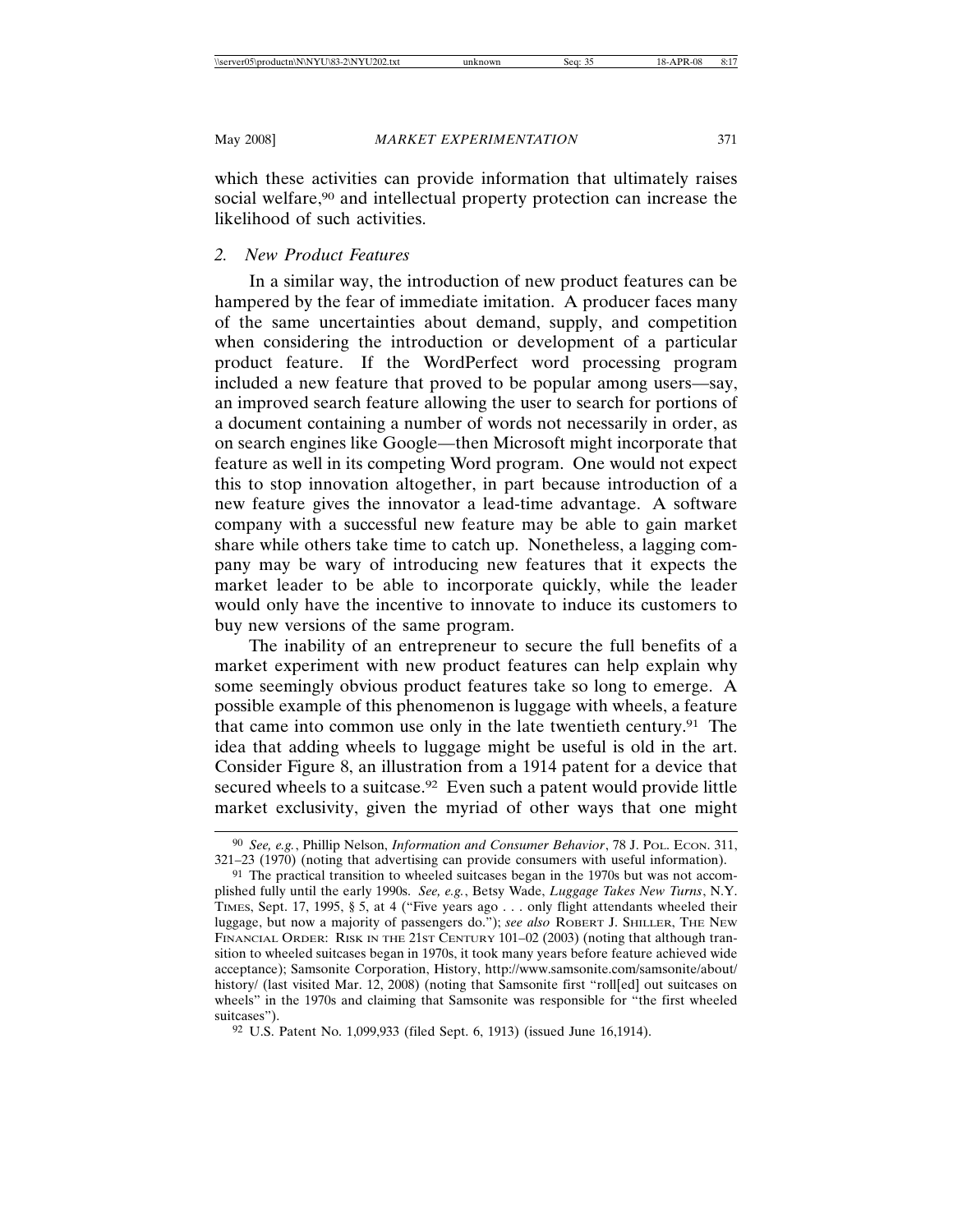which these activities can provide information that ultimately raises social welfare,[90] and intellectual property protection can increase the likelihood of such activities.

### *2. New Product Features*

In a similar way, the introduction of new product features can be hampered by the fear of immediate imitation. A producer faces many of the same uncertainties about demand, supply, and competition when considering the introduction or development of a particular product feature. If the WordPerfect word processing program included a new feature that proved to be popular among users—say, an improved search feature allowing the user to search for portions of a document containing a number of words not necessarily in order, as on search engines like Google—then Microsoft might incorporate that feature as well in its competing Word program. One would not expect this to stop innovation altogether, in part because introduction of a new feature gives the innovator a lead-time advantage. A software company with a successful new feature may be able to gain market share while others take time to catch up. Nonetheless, a lagging company may be wary of introducing new features that it expects the market leader to be able to incorporate quickly, while the leader would only have the incentive to innovate to induce its customers to buy new versions of the same program.

The inability of an entrepreneur to secure the full benefits of a market experiment with new product features can help explain why some seemingly obvious product features take so long to emerge. A possible example of this phenomenon is luggage with wheels, a feature that came into common use only in the late twentieth century.[91] The idea that adding wheels to luggage might be useful is old in the art. Consider Figure 8, an illustration from a 1914 patent for a device that secured wheels to a suitcase.[92] Even such a patent would provide little market exclusivity, given the myriad of other ways that one might

---

[90] *See, e.g.*, Phillip Nelson, *Information and Consumer Behavior*, 78 J. POL. ECON. 311, 321–23 (1970) (noting that advertising can provide consumers with useful information).

[91] The practical transition to wheeled suitcases began in the 1970s but was not accomplished fully until the early 1990s. *See, e.g.*, Betsy Wade, *Luggage Takes New Turns*, N.Y. TIMES, Sept. 17, 1995, § 5, at 4 ("Five years ago . . . only flight attendants wheeled their luggage, but now a majority of passengers do."); *see also* ROBERT J. SHILLER, THE NEW FINANCIAL ORDER: RISK IN THE 21ST CENTURY 101–02 (2003) (noting that although transition to wheeled suitcases began in 1970s, it took many years before feature achieved wide acceptance); Samsonite Corporation, History, http://www.samsonite.com/samsonite/about/history/ (last visited Mar. 12, 2008) (noting that Samsonite first "roll[ed] out suitcases on wheels" in the 1970s and claiming that Samsonite was responsible for "the first wheeled suitcases").

[92] U.S. Patent No. 1,099,933 (filed Sept. 6, 1913) (issued June 16,1914).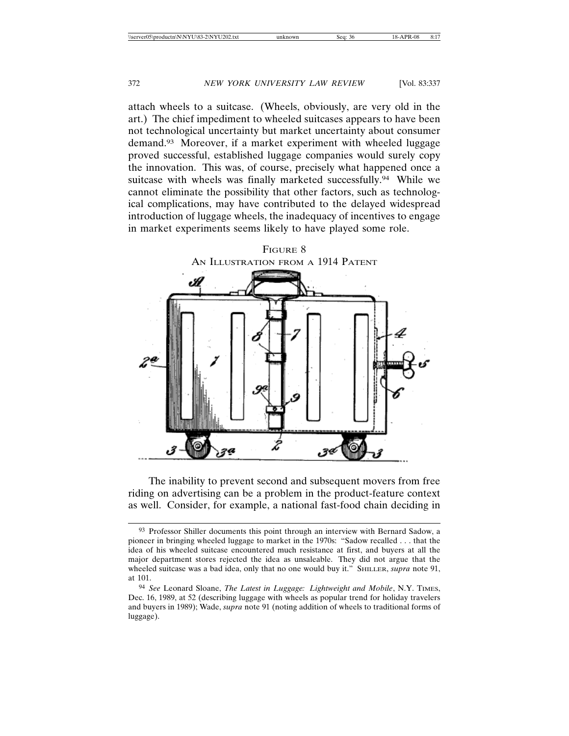attach wheels to a suitcase. (Wheels, obviously, are very old in the art.) The chief impediment to wheeled suitcases appears to have been not technological uncertainty but market uncertainty about consumer demand.[93] Moreover, if a market experiment with wheeled luggage proved successful, established luggage companies would surely copy the innovation. This was, of course, precisely what happened once a suitcase with wheels was finally marketed successfully.[94] While we cannot eliminate the possibility that other factors, such as technological complications, may have contributed to the delayed widespread introduction of luggage wheels, the inadequacy of incentives to engage in market experiments seems likely to have played some role.

FIGURE 8
AN ILLUSTRATION FROM A 1914 PATENT

The inability to prevent second and subsequent movers from free riding on advertising can be a problem in the product-feature context as well. Consider, for example, a national fast-food chain deciding in

---

[93] Professor Shiller documents this point through an interview with Bernard Sadow, a pioneer in bringing wheeled luggage to market in the 1970s: "Sadow recalled . . . that the idea of his wheeled suitcase encountered much resistance at first, and buyers at all the major department stores rejected the idea as unsaleable. They did not argue that the wheeled suitcase was a bad idea, only that no one would buy it." SHILLER, *supra* note 91, at 101.

[94] *See* Leonard Sloane, *The Latest in Luggage: Lightweight and Mobile*, N.Y. TIMES, Dec. 16, 1989, at 52 (describing luggage with wheels as popular trend for holiday travelers and buyers in 1989); Wade, *supra* note 91 (noting addition of wheels to traditional forms of luggage).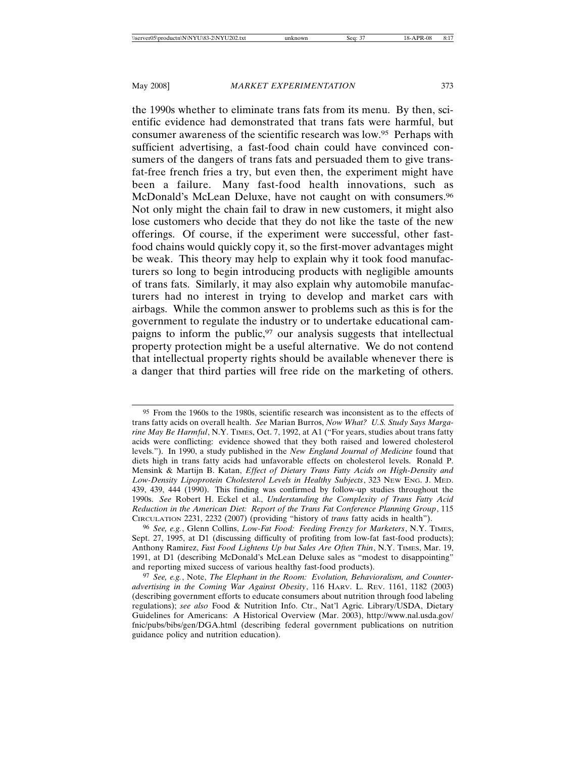the 1990s whether to eliminate trans fats from its menu. By then, scientific evidence had demonstrated that trans fats were harmful, but consumer awareness of the scientific research was low.[95] Perhaps with sufficient advertising, a fast-food chain could have convinced consumers of the dangers of trans fats and persuaded them to give trans-fat-free french fries a try, but even then, the experiment might have been a failure. Many fast-food health innovations, such as McDonald's McLean Deluxe, have not caught on with consumers.[96] Not only might the chain fail to draw in new customers, it might also lose customers who decide that they do not like the taste of the new offerings. Of course, if the experiment were successful, other fast-food chains would quickly copy it, so the first-mover advantages might be weak. This theory may help to explain why it took food manufacturers so long to begin introducing products with negligible amounts of trans fats. Similarly, it may also explain why automobile manufacturers had no interest in trying to develop and market cars with airbags. While the common answer to problems such as this is for the government to regulate the industry or to undertake educational campaigns to inform the public,[97] our analysis suggests that intellectual property protection might be a useful alternative. We do not contend that intellectual property rights should be available whenever there is a danger that third parties will free ride on the marketing of others.

---

[95] From the 1960s to the 1980s, scientific research was inconsistent as to the effects of trans fatty acids on overall health. *See* Marian Burros, *Now What? U.S. Study Says Margarine May Be Harmful*, N.Y. TIMES, Oct. 7, 1992, at A1 ("For years, studies about trans fatty acids were conflicting: evidence showed that they both raised and lowered cholesterol levels."). In 1990, a study published in the *New England Journal of Medicine* found that diets high in trans fatty acids had unfavorable effects on cholesterol levels. Ronald P. Mensink & Martijn B. Katan, *Effect of Dietary Trans Fatty Acids on High-Density and Low-Density Lipoprotein Cholesterol Levels in Healthy Subjects*, 323 NEW ENG. J. MED. 439, 439, 444 (1990). This finding was confirmed by follow-up studies throughout the 1990s. *See* Robert H. Eckel et al., *Understanding the Complexity of Trans Fatty Acid Reduction in the American Diet: Report of the Trans Fat Conference Planning Group*, 115 CIRCULATION 2231, 2232 (2007) (providing "history of *trans* fatty acids in health").

[96] *See, e.g.*, Glenn Collins, *Low-Fat Food: Feeding Frenzy for Marketers*, N.Y. TIMES, Sept. 27, 1995, at D1 (discussing difficulty of profiting from low-fat fast-food products); Anthony Ramirez, *Fast Food Lightens Up but Sales Are Often Thin*, N.Y. TIMES, Mar. 19, 1991, at D1 (describing McDonald's McLean Deluxe sales as "modest to disappointing" and reporting mixed success of various healthy fast-food products).

[97] *See, e.g.*, Note, *The Elephant in the Room: Evolution, Behavioralism, and Counteradvertising in the Coming War Against Obesity*, 116 HARV. L. REV. 1161, 1182 (2003) (describing government efforts to educate consumers about nutrition through food labeling regulations); *see also* Food & Nutrition Info. Ctr., Nat'l Agric. Library/USDA, Dietary Guidelines for Americans: A Historical Overview (Mar. 2003), http://www.nal.usda.gov/fnic/pubs/bibs/gen/DGA.html (describing federal government publications on nutrition guidance policy and nutrition education).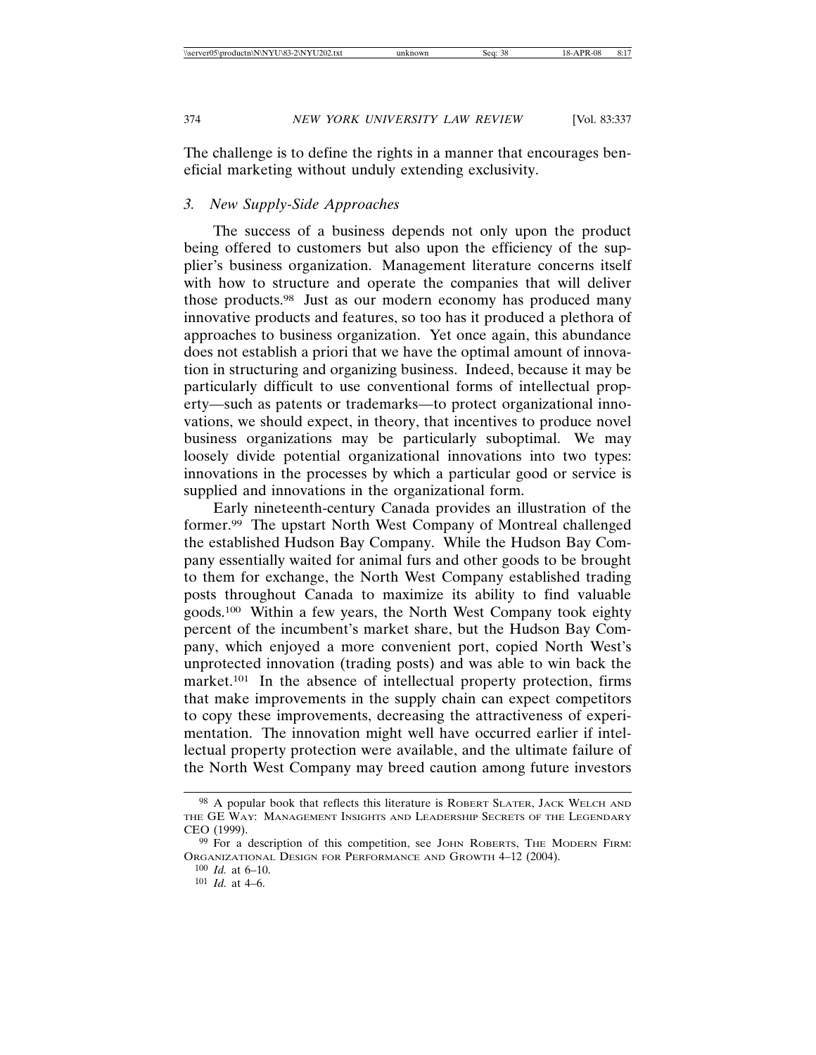The challenge is to define the rights in a manner that encourages beneficial marketing without unduly extending exclusivity.

### 3. *New Supply-Side Approaches*

The success of a business depends not only upon the product being offered to customers but also upon the efficiency of the supplier's business organization. Management literature concerns itself with how to structure and operate the companies that will deliver those products.[98] Just as our modern economy has produced many innovative products and features, so too has it produced a plethora of approaches to business organization. Yet once again, this abundance does not establish a priori that we have the optimal amount of innovation in structuring and organizing business. Indeed, because it may be particularly difficult to use conventional forms of intellectual property—such as patents or trademarks—to protect organizational innovations, we should expect, in theory, that incentives to produce novel business organizations may be particularly suboptimal. We may loosely divide potential organizational innovations into two types: innovations in the processes by which a particular good or service is supplied and innovations in the organizational form.

Early nineteenth-century Canada provides an illustration of the former.[99] The upstart North West Company of Montreal challenged the established Hudson Bay Company. While the Hudson Bay Company essentially waited for animal furs and other goods to be brought to them for exchange, the North West Company established trading posts throughout Canada to maximize its ability to find valuable goods.[100] Within a few years, the North West Company took eighty percent of the incumbent's market share, but the Hudson Bay Company, which enjoyed a more convenient port, copied North West's unprotected innovation (trading posts) and was able to win back the market.[101] In the absence of intellectual property protection, firms that make improvements in the supply chain can expect competitors to copy these improvements, decreasing the attractiveness of experimentation. The innovation might well have occurred earlier if intellectual property protection were available, and the ultimate failure of the North West Company may breed caution among future investors

---

[98] A popular book that reflects this literature is ROBERT SLATER, JACK WELCH AND THE GE WAY: MANAGEMENT INSIGHTS AND LEADERSHIP SECRETS OF THE LEGENDARY CEO (1999).

[99] For a description of this competition, see JOHN ROBERTS, THE MODERN FIRM: ORGANIZATIONAL DESIGN FOR PERFORMANCE AND GROWTH 4–12 (2004).

[100] *Id.* at 6–10.

[101] *Id.* at 4–6.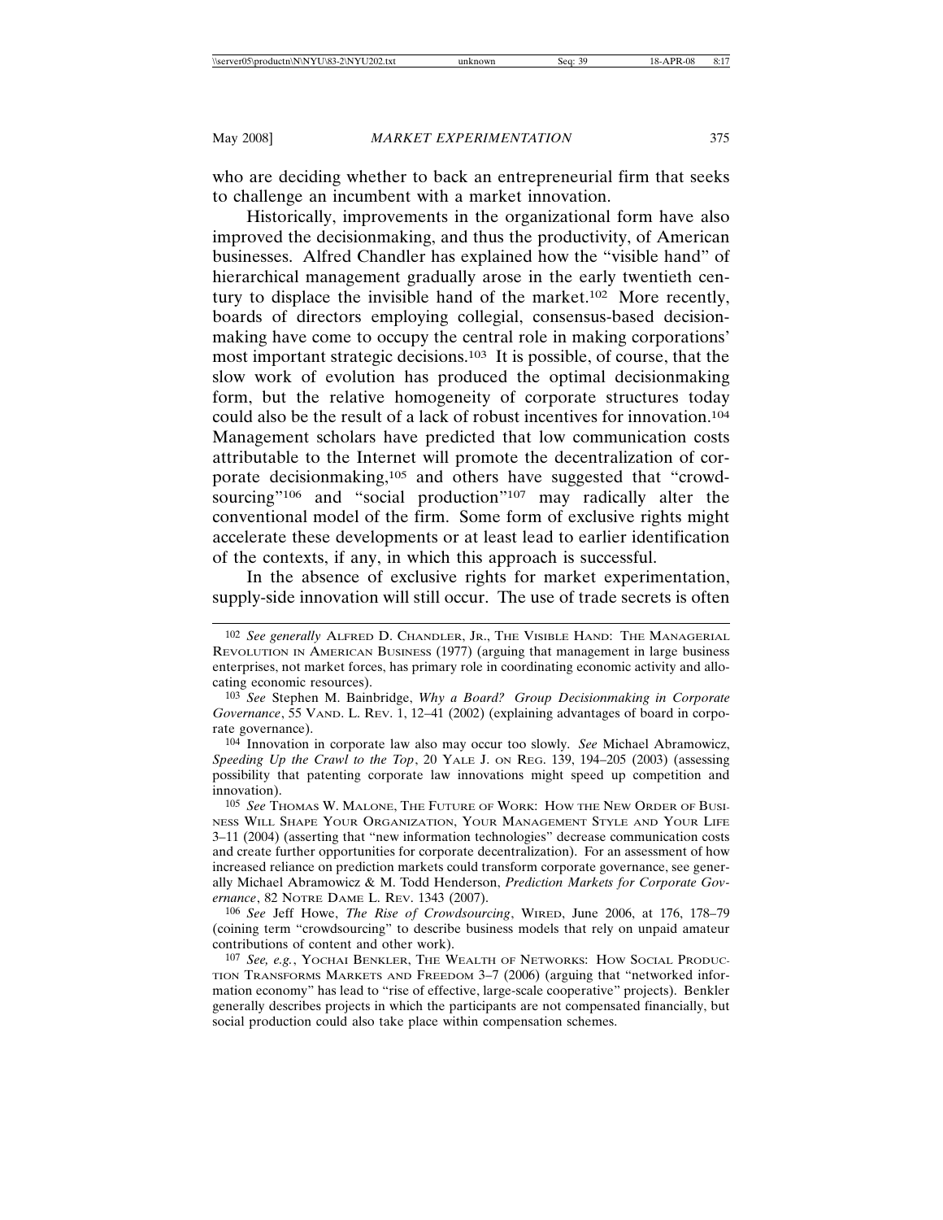who are deciding whether to back an entrepreneurial firm that seeks to challenge an incumbent with a market innovation.

Historically, improvements in the organizational form have also improved the decisionmaking, and thus the productivity, of American businesses. Alfred Chandler has explained how the "visible hand" of hierarchical management gradually arose in the early twentieth century to displace the invisible hand of the market.[102] More recently, boards of directors employing collegial, consensus-based decisionmaking have come to occupy the central role in making corporations' most important strategic decisions.[103] It is possible, of course, that the slow work of evolution has produced the optimal decisionmaking form, but the relative homogeneity of corporate structures today could also be the result of a lack of robust incentives for innovation.[104] Management scholars have predicted that low communication costs attributable to the Internet will promote the decentralization of corporate decisionmaking,[105] and others have suggested that "crowdsourcing"[106] and "social production"[107] may radically alter the conventional model of the firm. Some form of exclusive rights might accelerate these developments or at least lead to earlier identification of the contexts, if any, in which this approach is successful.

In the absence of exclusive rights for market experimentation, supply-side innovation will still occur. The use of trade secrets is often

---

[102] *See generally* ALFRED D. CHANDLER, JR., THE VISIBLE HAND: THE MANAGERIAL REVOLUTION IN AMERICAN BUSINESS (1977) (arguing that management in large business enterprises, not market forces, has primary role in coordinating economic activity and allocating economic resources).

[103] *See* Stephen M. Bainbridge, *Why a Board? Group Decisionmaking in Corporate Governance*, 55 VAND. L. REV. 1, 12–41 (2002) (explaining advantages of board in corporate governance).

[104] Innovation in corporate law also may occur too slowly. *See* Michael Abramowicz, *Speeding Up the Crawl to the Top*, 20 YALE J. ON REG. 139, 194–205 (2003) (assessing possibility that patenting corporate law innovations might speed up competition and innovation).

[105] *See* THOMAS W. MALONE, THE FUTURE OF WORK: HOW THE NEW ORDER OF BUSINESS WILL SHAPE YOUR ORGANIZATION, YOUR MANAGEMENT STYLE AND YOUR LIFE 3–11 (2004) (asserting that "new information technologies" decrease communication costs and create further opportunities for corporate decentralization). For an assessment of how increased reliance on prediction markets could transform corporate governance, see generally Michael Abramowicz & M. Todd Henderson, *Prediction Markets for Corporate Governance*, 82 NOTRE DAME L. REV. 1343 (2007).

[106] *See* Jeff Howe, *The Rise of Crowdsourcing*, WIRED, June 2006, at 176, 178–79 (coining term "crowdsourcing" to describe business models that rely on unpaid amateur contributions of content and other work).

[107] *See, e.g.*, YOCHAI BENKLER, THE WEALTH OF NETWORKS: HOW SOCIAL PRODUCTION TRANSFORMS MARKETS AND FREEDOM 3–7 (2006) (arguing that "networked information economy" has lead to "rise of effective, large-scale cooperative" projects). Benkler generally describes projects in which the participants are not compensated financially, but social production could also take place within compensation schemes.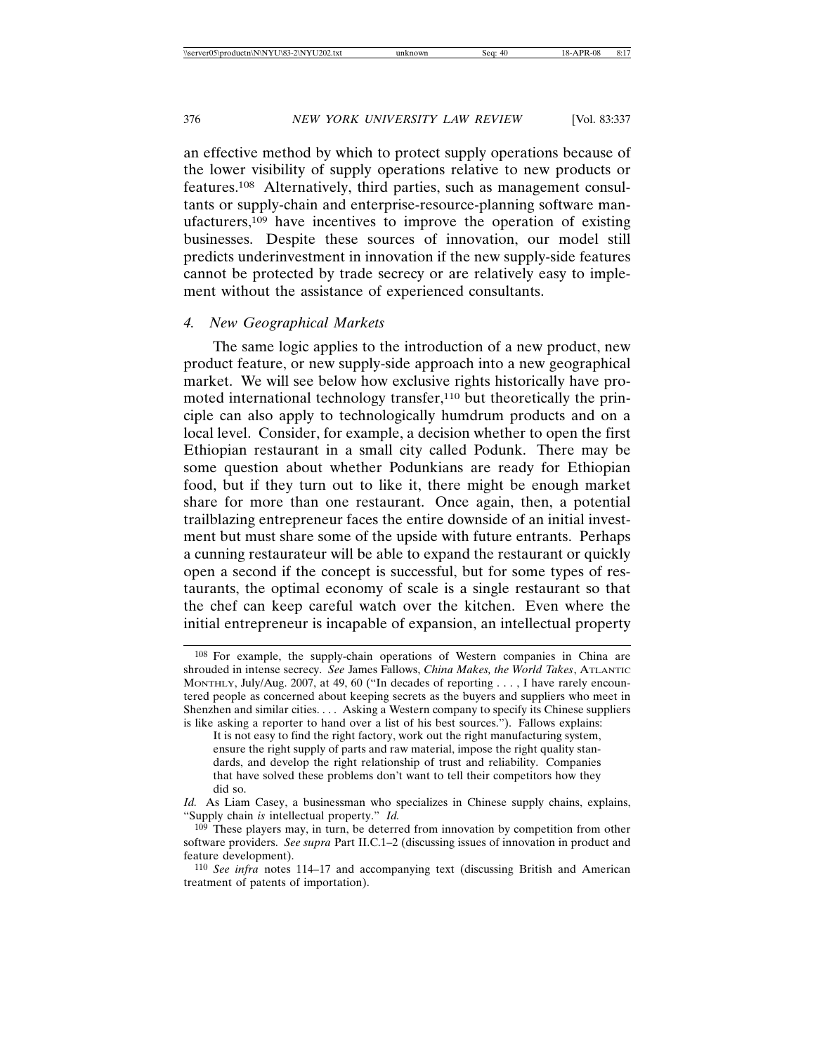an effective method by which to protect supply operations because of the lower visibility of supply operations relative to new products or features.[108] Alternatively, third parties, such as management consultants or supply-chain and enterprise-resource-planning software manufacturers,[109] have incentives to improve the operation of existing businesses. Despite these sources of innovation, our model still predicts underinvestment in innovation if the new supply-side features cannot be protected by trade secrecy or are relatively easy to implement without the assistance of experienced consultants.

### *4. New Geographical Markets*

The same logic applies to the introduction of a new product, new product feature, or new supply-side approach into a new geographical market. We will see below how exclusive rights historically have promoted international technology transfer,[110] but theoretically the principle can also apply to technologically humdrum products and on a local level. Consider, for example, a decision whether to open the first Ethiopian restaurant in a small city called Podunk. There may be some question about whether Podunkians are ready for Ethiopian food, but if they turn out to like it, there might be enough market share for more than one restaurant. Once again, then, a potential trailblazing entrepreneur faces the entire downside of an initial investment but must share some of the upside with future entrants. Perhaps a cunning restaurateur will be able to expand the restaurant or quickly open a second if the concept is successful, but for some types of restaurants, the optimal economy of scale is a single restaurant so that the chef can keep careful watch over the kitchen. Even where the initial entrepreneur is incapable of expansion, an intellectual property

---

[108] For example, the supply-chain operations of Western companies in China are shrouded in intense secrecy. *See* James Fallows, *China Makes, the World Takes*, ATLANTIC MONTHLY, July/Aug. 2007, at 49, 60 ("In decades of reporting . . . , I have rarely encountered people as concerned about keeping secrets as the buyers and suppliers who meet in Shenzhen and similar cities. . . . Asking a Western company to specify its Chinese suppliers is like asking a reporter to hand over a list of his best sources."). Fallows explains:

> It is not easy to find the right factory, work out the right manufacturing system, ensure the right supply of parts and raw material, impose the right quality standards, and develop the right relationship of trust and reliability. Companies that have solved these problems don't want to tell their competitors how they did so.

*Id.* As Liam Casey, a businessman who specializes in Chinese supply chains, explains, "Supply chain *is* intellectual property." *Id.*

[109] These players may, in turn, be deterred from innovation by competition from other software providers. *See supra* Part II.C.1–2 (discussing issues of innovation in product and feature development).

[110] *See infra* notes 114–17 and accompanying text (discussing British and American treatment of patents of importation).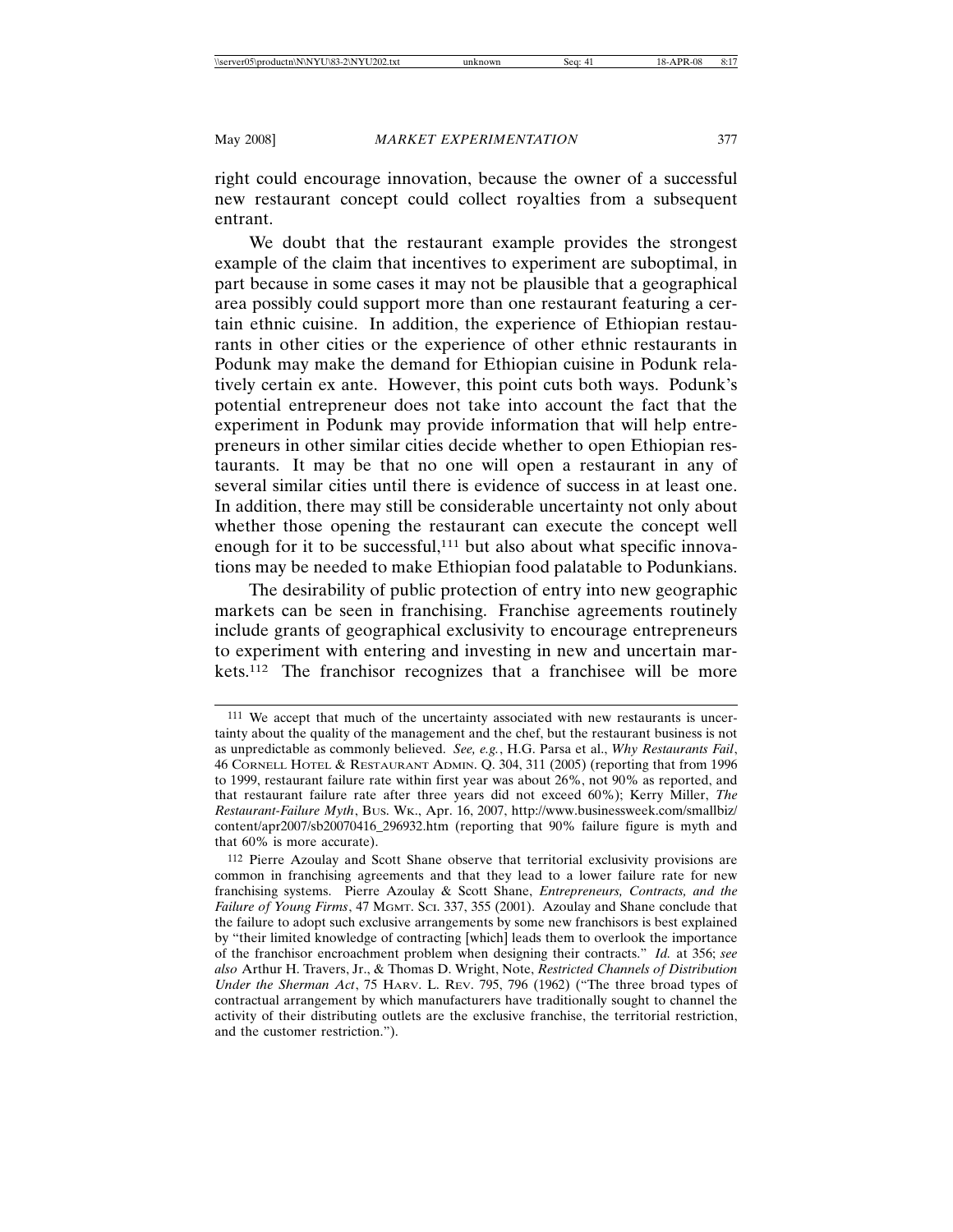right could encourage innovation, because the owner of a successful new restaurant concept could collect royalties from a subsequent entrant.

We doubt that the restaurant example provides the strongest example of the claim that incentives to experiment are suboptimal, in part because in some cases it may not be plausible that a geographical area possibly could support more than one restaurant featuring a certain ethnic cuisine. In addition, the experience of Ethiopian restaurants in other cities or the experience of other ethnic restaurants in Podunk may make the demand for Ethiopian cuisine in Podunk relatively certain ex ante. However, this point cuts both ways. Podunk's potential entrepreneur does not take into account the fact that the experiment in Podunk may provide information that will help entrepreneurs in other similar cities decide whether to open Ethiopian restaurants. It may be that no one will open a restaurant in any of several similar cities until there is evidence of success in at least one. In addition, there may still be considerable uncertainty not only about whether those opening the restaurant can execute the concept well enough for it to be successful,[111] but also about what specific innovations may be needed to make Ethiopian food palatable to Podunkians.

The desirability of public protection of entry into new geographic markets can be seen in franchising. Franchise agreements routinely include grants of geographical exclusivity to encourage entrepreneurs to experiment with entering and investing in new and uncertain markets.[112] The franchisor recognizes that a franchisee will be more

---

[111] We accept that much of the uncertainty associated with new restaurants is uncertainty about the quality of the management and the chef, but the restaurant business is not as unpredictable as commonly believed. *See, e.g.*, H.G. Parsa et al., *Why Restaurants Fail*, 46 CORNELL HOTEL & RESTAURANT ADMIN. Q. 304, 311 (2005) (reporting that from 1996 to 1999, restaurant failure rate within first year was about 26%, not 90% as reported, and that restaurant failure rate after three years did not exceed 60%); Kerry Miller, *The Restaurant-Failure Myth*, BUS. WK., Apr. 16, 2007, http://www.businessweek.com/smallbiz/content/apr2007/sb20070416_296932.htm (reporting that 90% failure figure is myth and that 60% is more accurate).

[112] Pierre Azoulay and Scott Shane observe that territorial exclusivity provisions are common in franchising agreements and that they lead to a lower failure rate for new franchising systems. Pierre Azoulay & Scott Shane, *Entrepreneurs, Contracts, and the Failure of Young Firms*, 47 MGMT. SCI. 337, 355 (2001). Azoulay and Shane conclude that the failure to adopt such exclusive arrangements by some new franchisors is best explained by "their limited knowledge of contracting [which] leads them to overlook the importance of the franchisor encroachment problem when designing their contracts." *Id.* at 356; *see also* Arthur H. Travers, Jr., & Thomas D. Wright, Note, *Restricted Channels of Distribution Under the Sherman Act*, 75 HARV. L. REV. 795, 796 (1962) ("The three broad types of contractual arrangement by which manufacturers have traditionally sought to channel the activity of their distributing outlets are the exclusive franchise, the territorial restriction, and the customer restriction.").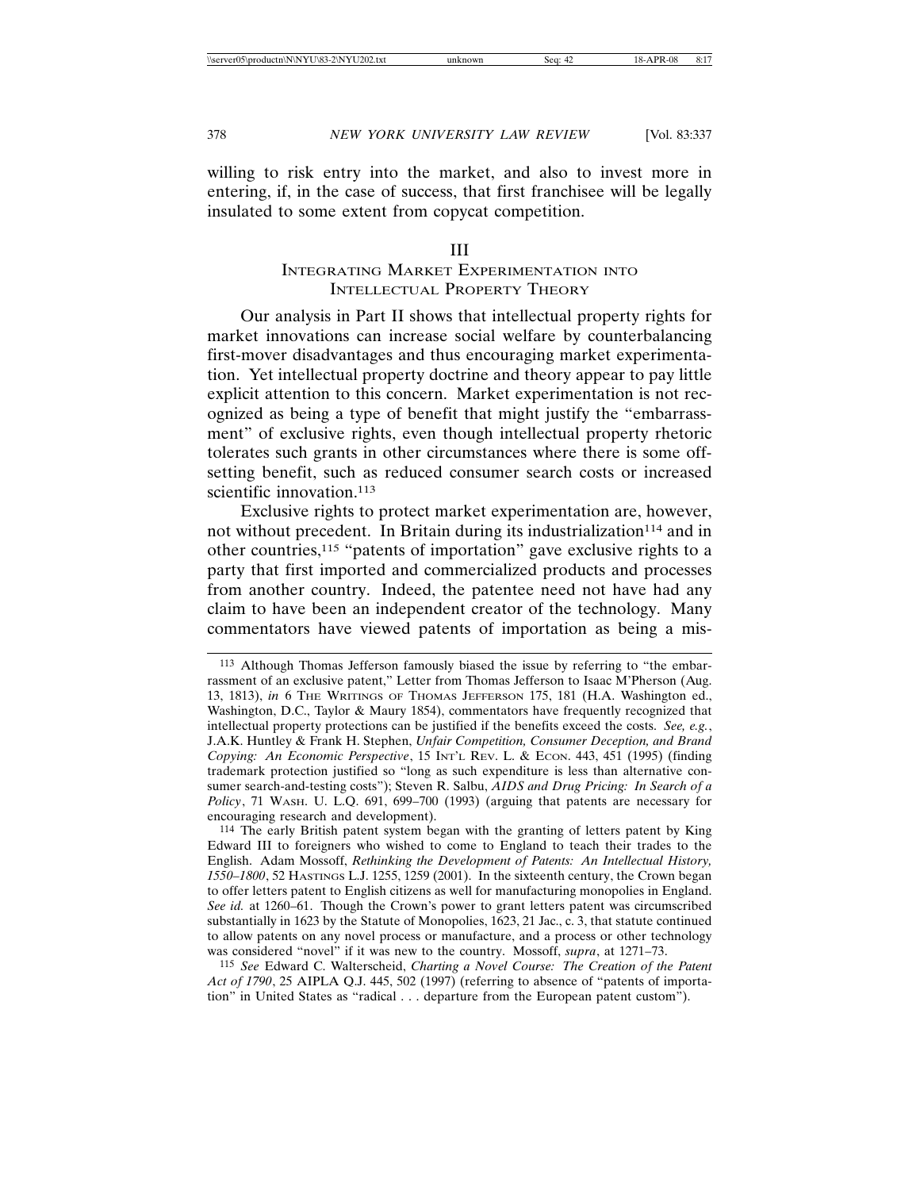willing to risk entry into the market, and also to invest more in entering, if, in the case of success, that first franchisee will be legally insulated to some extent from copycat competition.

## III
## Integrating Market Experimentation into Intellectual Property Theory

Our analysis in Part II shows that intellectual property rights for market innovations can increase social welfare by counterbalancing first-mover disadvantages and thus encouraging market experimentation. Yet intellectual property doctrine and theory appear to pay little explicit attention to this concern. Market experimentation is not recognized as being a type of benefit that might justify the "embarrassment" of exclusive rights, even though intellectual property rhetoric tolerates such grants in other circumstances where there is some offsetting benefit, such as reduced consumer search costs or increased scientific innovation.[113]

Exclusive rights to protect market experimentation are, however, not without precedent. In Britain during its industrialization[114] and in other countries,[115] "patents of importation" gave exclusive rights to a party that first imported and commercialized products and processes from another country. Indeed, the patentee need not have had any claim to have been an independent creator of the technology. Many commentators have viewed patents of importation as being a mis-

---

[113] Although Thomas Jefferson famously biased the issue by referring to "the embarrassment of an exclusive patent," Letter from Thomas Jefferson to Isaac M'Pherson (Aug. 13, 1813), *in* 6 The Writings of Thomas Jefferson 175, 181 (H.A. Washington ed., Washington, D.C., Taylor & Maury 1854), commentators have frequently recognized that intellectual property protections can be justified if the benefits exceed the costs. *See, e.g.*, J.A.K. Huntley & Frank H. Stephen, *Unfair Competition, Consumer Deception, and Brand Copying: An Economic Perspective*, 15 Int'l Rev. L. & Econ. 443, 451 (1995) (finding trademark protection justified so "long as such expenditure is less than alternative consumer search-and-testing costs"); Steven R. Salbu, *AIDS and Drug Pricing: In Search of a Policy*, 71 Wash. U. L.Q. 691, 699–700 (1993) (arguing that patents are necessary for encouraging research and development).

[114] The early British patent system began with the granting of letters patent by King Edward III to foreigners who wished to come to England to teach their trades to the English. Adam Mossoff, *Rethinking the Development of Patents: An Intellectual History, 1550–1800*, 52 Hastings L.J. 1255, 1259 (2001). In the sixteenth century, the Crown began to offer letters patent to English citizens as well for manufacturing monopolies in England. *See id.* at 1260–61. Though the Crown's power to grant letters patent was circumscribed substantially in 1623 by the Statute of Monopolies, 1623, 21 Jac., c. 3, that statute continued to allow patents on any novel process or manufacture, and a process or other technology was considered "novel" if it was new to the country. Mossoff, *supra*, at 1271–73.

[115] *See* Edward C. Walterscheid, *Charting a Novel Course: The Creation of the Patent Act of 1790*, 25 AIPLA Q.J. 445, 502 (1997) (referring to absence of "patents of importation" in United States as "radical . . . departure from the European patent custom").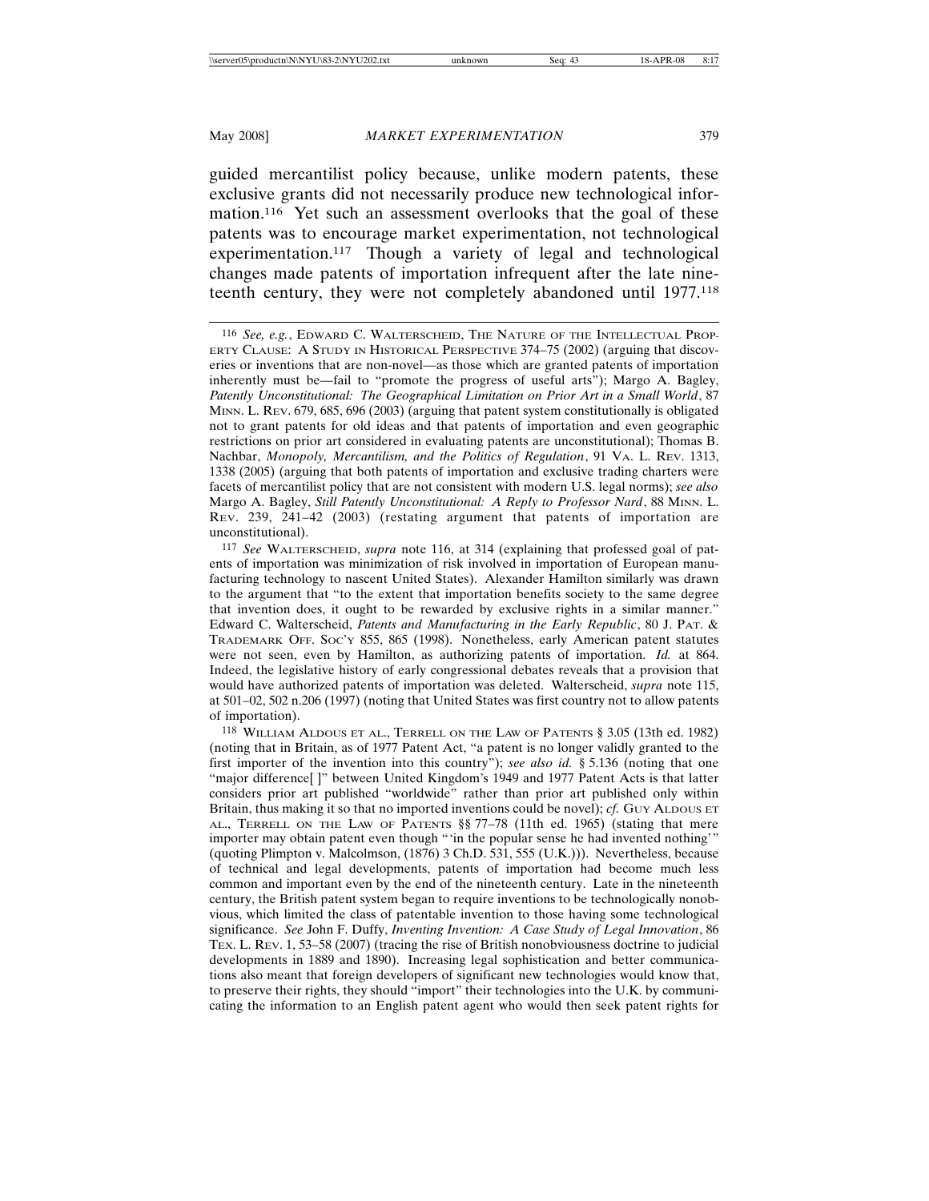guided mercantilist policy because, unlike modern patents, these exclusive grants did not necessarily produce new technological information.[116] Yet such an assessment overlooks that the goal of these patents was to encourage market experimentation, not technological experimentation.[117] Though a variety of legal and technological changes made patents of importation infrequent after the late nineteenth century, they were not completely abandoned until 1977.[118]

---

[116] *See, e.g.*, EDWARD C. WALTERSCHEID, THE NATURE OF THE INTELLECTUAL PROPERTY CLAUSE: A STUDY IN HISTORICAL PERSPECTIVE 374–75 (2002) (arguing that discoveries or inventions that are non-novel—as those which are granted patents of importation inherently must be—fail to "promote the progress of useful arts"); Margo A. Bagley, *Patently Unconstitutional: The Geographical Limitation on Prior Art in a Small World*, 87 MINN. L. REV. 679, 685, 696 (2003) (arguing that patent system constitutionally is obligated not to grant patents for old ideas and that patents of importation and even geographic restrictions on prior art considered in evaluating patents are unconstitutional); Thomas B. Nachbar, *Monopoly, Mercantilism, and the Politics of Regulation*, 91 VA. L. REV. 1313, 1338 (2005) (arguing that both patents of importation and exclusive trading charters were facets of mercantilist policy that are not consistent with modern U.S. legal norms); *see also* Margo A. Bagley, *Still Patently Unconstitutional: A Reply to Professor Nard*, 88 MINN. L. REV. 239, 241–42 (2003) (restating argument that patents of importation are unconstitutional).

[117] *See* WALTERSCHEID, *supra* note 116, at 314 (explaining that professed goal of patents of importation was minimization of risk involved in importation of European manufacturing technology to nascent United States). Alexander Hamilton similarly was drawn to the argument that "to the extent that importation benefits society to the same degree that invention does, it ought to be rewarded by exclusive rights in a similar manner." Edward C. Walterscheid, *Patents and Manufacturing in the Early Republic*, 80 J. PAT. & TRADEMARK OFF. SOC'Y 855, 865 (1998). Nonetheless, early American patent statutes were not seen, even by Hamilton, as authorizing patents of importation. *Id.* at 864. Indeed, the legislative history of early congressional debates reveals that a provision that would have authorized patents of importation was deleted. Walterscheid, *supra* note 115, at 501–02, 502 n.206 (1997) (noting that United States was first country not to allow patents of importation).

[118] WILLIAM ALDOUS ET AL., TERRELL ON THE LAW OF PATENTS § 3.05 (13th ed. 1982) (noting that in Britain, as of 1977 Patent Act, "a patent is no longer validly granted to the first importer of the invention into this country"); *see also id.* § 5.136 (noting that one "major difference[ ]" between United Kingdom's 1949 and 1977 Patent Acts is that latter considers prior art published "worldwide" rather than prior art published only within Britain, thus making it so that no imported inventions could be novel); *cf.* GUY ALDOUS ET AL., TERRELL ON THE LAW OF PATENTS §§ 77–78 (11th ed. 1965) (stating that mere importer may obtain patent even though "'in the popular sense he had invented nothing'" (quoting Plimpton v. Malcolmson, (1876) 3 Ch.D. 531, 555 (U.K.))). Nevertheless, because of technical and legal developments, patents of importation had become much less common and important even by the end of the nineteenth century. Late in the nineteenth century, the British patent system began to require inventions to be technologically nonobvious, which limited the class of patentable invention to those having some technological significance. *See* John F. Duffy, *Inventing Invention: A Case Study of Legal Innovation*, 86 TEX. L. REV. 1, 53–58 (2007) (tracing the rise of British nonobviousness doctrine to judicial developments in 1889 and 1890). Increasing legal sophistication and better communications also meant that foreign developers of significant new technologies would know that, to preserve their rights, they should "import" their technologies into the U.K. by communicating the information to an English patent agent who would then seek patent rights for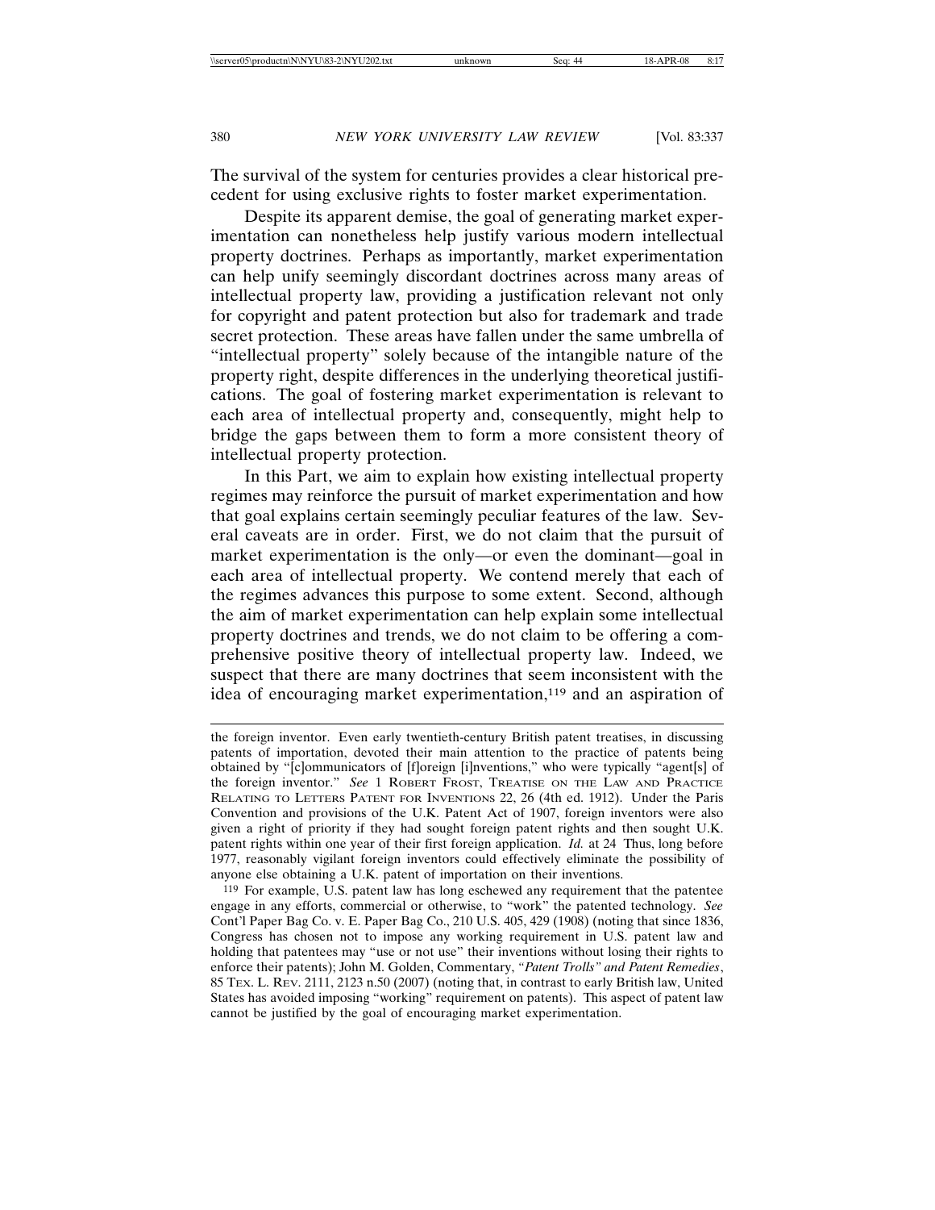The survival of the system for centuries provides a clear historical precedent for using exclusive rights to foster market experimentation.

Despite its apparent demise, the goal of generating market experimentation can nonetheless help justify various modern intellectual property doctrines. Perhaps as importantly, market experimentation can help unify seemingly discordant doctrines across many areas of intellectual property law, providing a justification relevant not only for copyright and patent protection but also for trademark and trade secret protection. These areas have fallen under the same umbrella of "intellectual property" solely because of the intangible nature of the property right, despite differences in the underlying theoretical justifications. The goal of fostering market experimentation is relevant to each area of intellectual property and, consequently, might help to bridge the gaps between them to form a more consistent theory of intellectual property protection.

In this Part, we aim to explain how existing intellectual property regimes may reinforce the pursuit of market experimentation and how that goal explains certain seemingly peculiar features of the law. Several caveats are in order. First, we do not claim that the pursuit of market experimentation is the only—or even the dominant—goal in each area of intellectual property. We contend merely that each of the regimes advances this purpose to some extent. Second, although the aim of market experimentation can help explain some intellectual property doctrines and trends, we do not claim to be offering a comprehensive positive theory of intellectual property law. Indeed, we suspect that there are many doctrines that seem inconsistent with the idea of encouraging market experimentation,[119] and an aspiration of

---

the foreign inventor. Even early twentieth-century British patent treatises, in discussing patents of importation, devoted their main attention to the practice of patents being obtained by "[c]ommunicators of [f]oreign [i]nventions," who were typically "agent[s] of the foreign inventor." *See* 1 Robert Frost, Treatise on the Law and Practice Relating to Letters Patent for Inventions 22, 26 (4th ed. 1912). Under the Paris Convention and provisions of the U.K. Patent Act of 1907, foreign inventors were also given a right of priority if they had sought foreign patent rights and then sought U.K. patent rights within one year of their first foreign application. *Id.* at 24 Thus, long before 1977, reasonably vigilant foreign inventors could effectively eliminate the possibility of anyone else obtaining a U.K. patent of importation on their inventions.

[119] For example, U.S. patent law has long eschewed any requirement that the patentee engage in any efforts, commercial or otherwise, to "work" the patented technology. *See* Cont'l Paper Bag Co. v. E. Paper Bag Co., 210 U.S. 405, 429 (1908) (noting that since 1836, Congress has chosen not to impose any working requirement in U.S. patent law and holding that patentees may "use or not use" their inventions without losing their rights to enforce their patents); John M. Golden, Commentary, *"Patent Trolls" and Patent Remedies*, 85 Tex. L. Rev. 2111, 2123 n.50 (2007) (noting that, in contrast to early British law, United States has avoided imposing "working" requirement on patents). This aspect of patent law cannot be justified by the goal of encouraging market experimentation.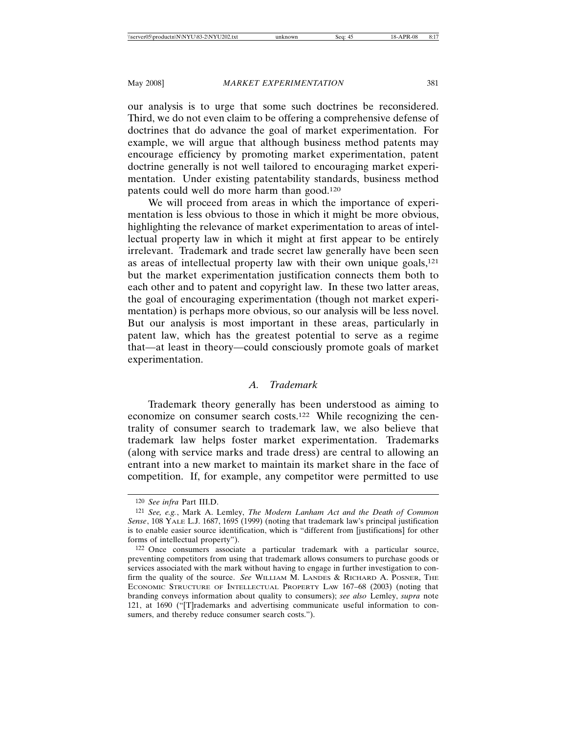our analysis is to urge that some such doctrines be reconsidered. Third, we do not even claim to be offering a comprehensive defense of doctrines that do advance the goal of market experimentation. For example, we will argue that although business method patents may encourage efficiency by promoting market experimentation, patent doctrine generally is not well tailored to encouraging market experimentation. Under existing patentability standards, business method patents could well do more harm than good.[120]

We will proceed from areas in which the importance of experimentation is less obvious to those in which it might be more obvious, highlighting the relevance of market experimentation to areas of intellectual property law in which it might at first appear to be entirely irrelevant. Trademark and trade secret law generally have been seen as areas of intellectual property law with their own unique goals,[121] but the market experimentation justification connects them both to each other and to patent and copyright law. In these two latter areas, the goal of encouraging experimentation (though not market experimentation) is perhaps more obvious, so our analysis will be less novel. But our analysis is most important in these areas, particularly in patent law, which has the greatest potential to serve as a regime that—at least in theory—could consciously promote goals of market experimentation.

### *A. Trademark*

Trademark theory generally has been understood as aiming to economize on consumer search costs.[122] While recognizing the centrality of consumer search to trademark law, we also believe that trademark law helps foster market experimentation. Trademarks (along with service marks and trade dress) are central to allowing an entrant into a new market to maintain its market share in the face of competition. If, for example, any competitor were permitted to use

---

[120] *See infra* Part III.D.

[121] *See, e.g.*, Mark A. Lemley, *The Modern Lanham Act and the Death of Common Sense*, 108 YALE L.J. 1687, 1695 (1999) (noting that trademark law's principal justification is to enable easier source identification, which is "different from [justifications] for other forms of intellectual property").

[122] Once consumers associate a particular trademark with a particular source, preventing competitors from using that trademark allows consumers to purchase goods or services associated with the mark without having to engage in further investigation to confirm the quality of the source. *See* WILLIAM M. LANDES & RICHARD A. POSNER, THE ECONOMIC STRUCTURE OF INTELLECTUAL PROPERTY LAW 167–68 (2003) (noting that branding conveys information about quality to consumers); *see also* Lemley, *supra* note 121, at 1690 ("[T]rademarks and advertising communicate useful information to consumers, and thereby reduce consumer search costs.").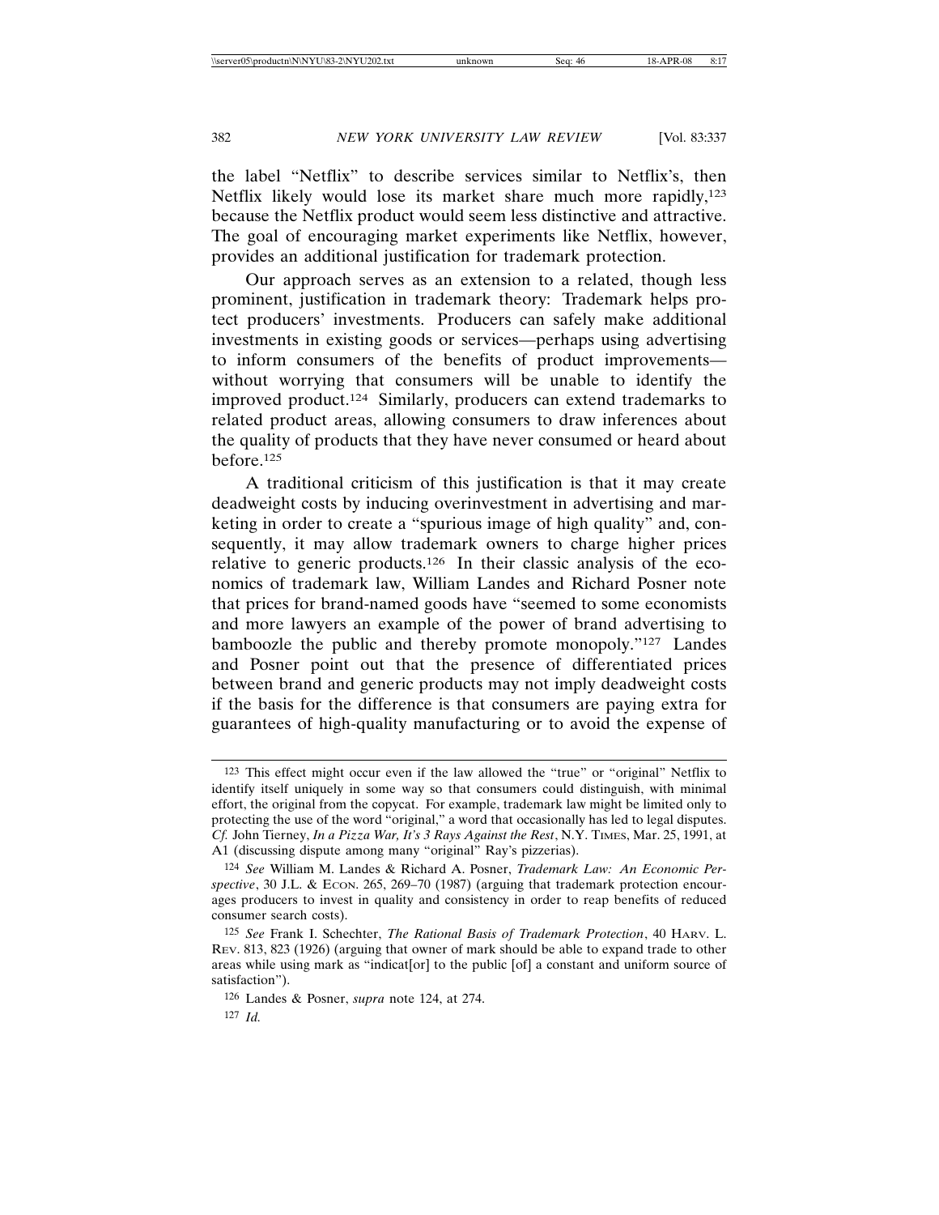the label "Netflix" to describe services similar to Netflix's, then Netflix likely would lose its market share much more rapidly,[123] because the Netflix product would seem less distinctive and attractive. The goal of encouraging market experiments like Netflix, however, provides an additional justification for trademark protection.

Our approach serves as an extension to a related, though less prominent, justification in trademark theory: Trademark helps protect producers' investments. Producers can safely make additional investments in existing goods or services—perhaps using advertising to inform consumers of the benefits of product improvements—without worrying that consumers will be unable to identify the improved product.[124] Similarly, producers can extend trademarks to related product areas, allowing consumers to draw inferences about the quality of products that they have never consumed or heard about before.[125]

A traditional criticism of this justification is that it may create deadweight costs by inducing overinvestment in advertising and marketing in order to create a "spurious image of high quality" and, consequently, it may allow trademark owners to charge higher prices relative to generic products.[126] In their classic analysis of the economics of trademark law, William Landes and Richard Posner note that prices for brand-named goods have "seemed to some economists and more lawyers an example of the power of brand advertising to bamboozle the public and thereby promote monopoly."[127] Landes and Posner point out that the presence of differentiated prices between brand and generic products may not imply deadweight costs if the basis for the difference is that consumers are paying extra for guarantees of high-quality manufacturing or to avoid the expense of

---

[123] This effect might occur even if the law allowed the "true" or "original" Netflix to identify itself uniquely in some way so that consumers could distinguish, with minimal effort, the original from the copycat. For example, trademark law might be limited only to protecting the use of the word "original," a word that occasionally has led to legal disputes. *Cf.* John Tierney, *In a Pizza War, It's 3 Rays Against the Rest*, N.Y. TIMES, Mar. 25, 1991, at A1 (discussing dispute among many "original" Ray's pizzerias).

[124] *See* William M. Landes & Richard A. Posner, *Trademark Law: An Economic Perspective*, 30 J.L. & ECON. 265, 269–70 (1987) (arguing that trademark protection encourages producers to invest in quality and consistency in order to reap benefits of reduced consumer search costs).

[125] *See* Frank I. Schechter, *The Rational Basis of Trademark Protection*, 40 HARV. L. REV. 813, 823 (1926) (arguing that owner of mark should be able to expand trade to other areas while using mark as "indicat[or] to the public [of] a constant and uniform source of satisfaction").

[126] Landes & Posner, *supra* note 124, at 274.

[127] *Id.*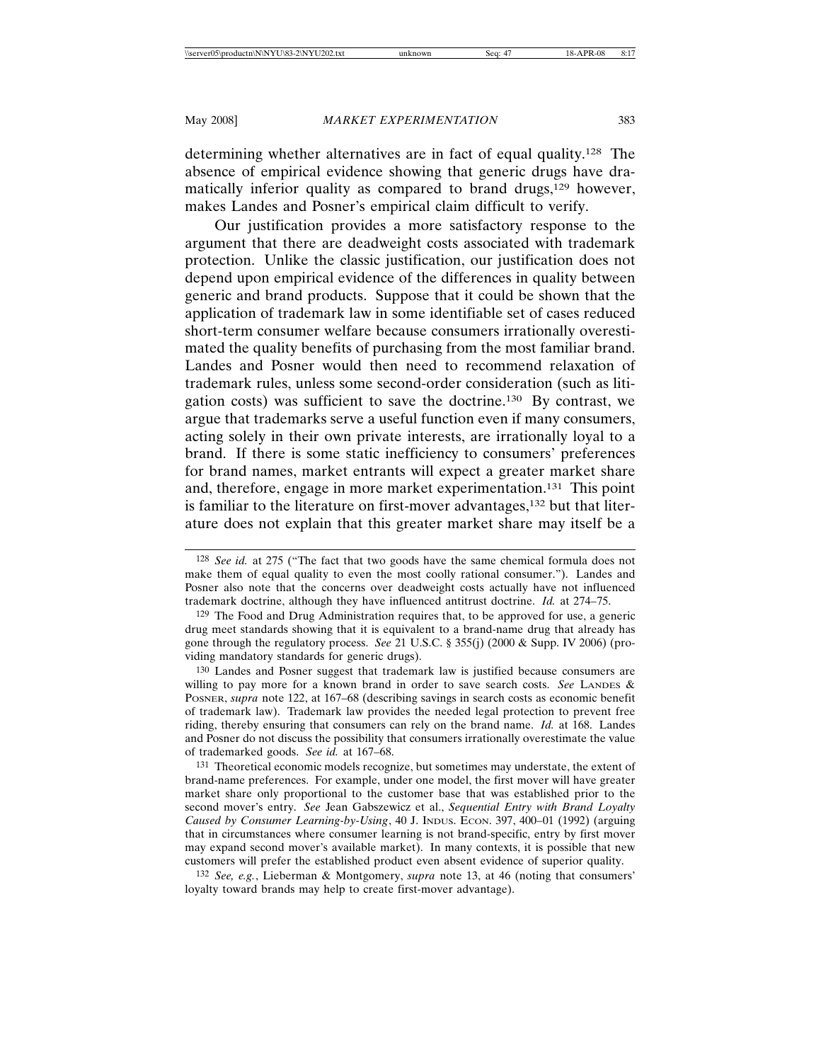determining whether alternatives are in fact of equal quality.[128] The absence of empirical evidence showing that generic drugs have dramatically inferior quality as compared to brand drugs,[129] however, makes Landes and Posner's empirical claim difficult to verify.

Our justification provides a more satisfactory response to the argument that there are deadweight costs associated with trademark protection. Unlike the classic justification, our justification does not depend upon empirical evidence of the differences in quality between generic and brand products. Suppose that it could be shown that the application of trademark law in some identifiable set of cases reduced short-term consumer welfare because consumers irrationally overestimated the quality benefits of purchasing from the most familiar brand. Landes and Posner would then need to recommend relaxation of trademark rules, unless some second-order consideration (such as litigation costs) was sufficient to save the doctrine.[130] By contrast, we argue that trademarks serve a useful function even if many consumers, acting solely in their own private interests, are irrationally loyal to a brand. If there is some static inefficiency to consumers' preferences for brand names, market entrants will expect a greater market share and, therefore, engage in more market experimentation.[131] This point is familiar to the literature on first-mover advantages,[132] but that literature does not explain that this greater market share may itself be a

---

[128] *See id.* at 275 ("The fact that two goods have the same chemical formula does not make them of equal quality to even the most coolly rational consumer."). Landes and Posner also note that the concerns over deadweight costs actually have not influenced trademark doctrine, although they have influenced antitrust doctrine. *Id.* at 274–75.

[129] The Food and Drug Administration requires that, to be approved for use, a generic drug meet standards showing that it is equivalent to a brand-name drug that already has gone through the regulatory process. *See* 21 U.S.C. § 355(j) (2000 & Supp. IV 2006) (providing mandatory standards for generic drugs).

[130] Landes and Posner suggest that trademark law is justified because consumers are willing to pay more for a known brand in order to save search costs. *See* LANDES & POSNER, *supra* note 122, at 167–68 (describing savings in search costs as economic benefit of trademark law). Trademark law provides the needed legal protection to prevent free riding, thereby ensuring that consumers can rely on the brand name. *Id.* at 168. Landes and Posner do not discuss the possibility that consumers irrationally overestimate the value of trademarked goods. *See id.* at 167–68.

[131] Theoretical economic models recognize, but sometimes may understate, the extent of brand-name preferences. For example, under one model, the first mover will have greater market share only proportional to the customer base that was established prior to the second mover's entry. *See* Jean Gabszewicz et al., *Sequential Entry with Brand Loyalty Caused by Consumer Learning-by-Using*, 40 J. INDUS. ECON. 397, 400–01 (1992) (arguing that in circumstances where consumer learning is not brand-specific, entry by first mover may expand second mover's available market). In many contexts, it is possible that new customers will prefer the established product even absent evidence of superior quality.

[132] *See, e.g.*, Lieberman & Montgomery, *supra* note 13, at 46 (noting that consumers' loyalty toward brands may help to create first-mover advantage).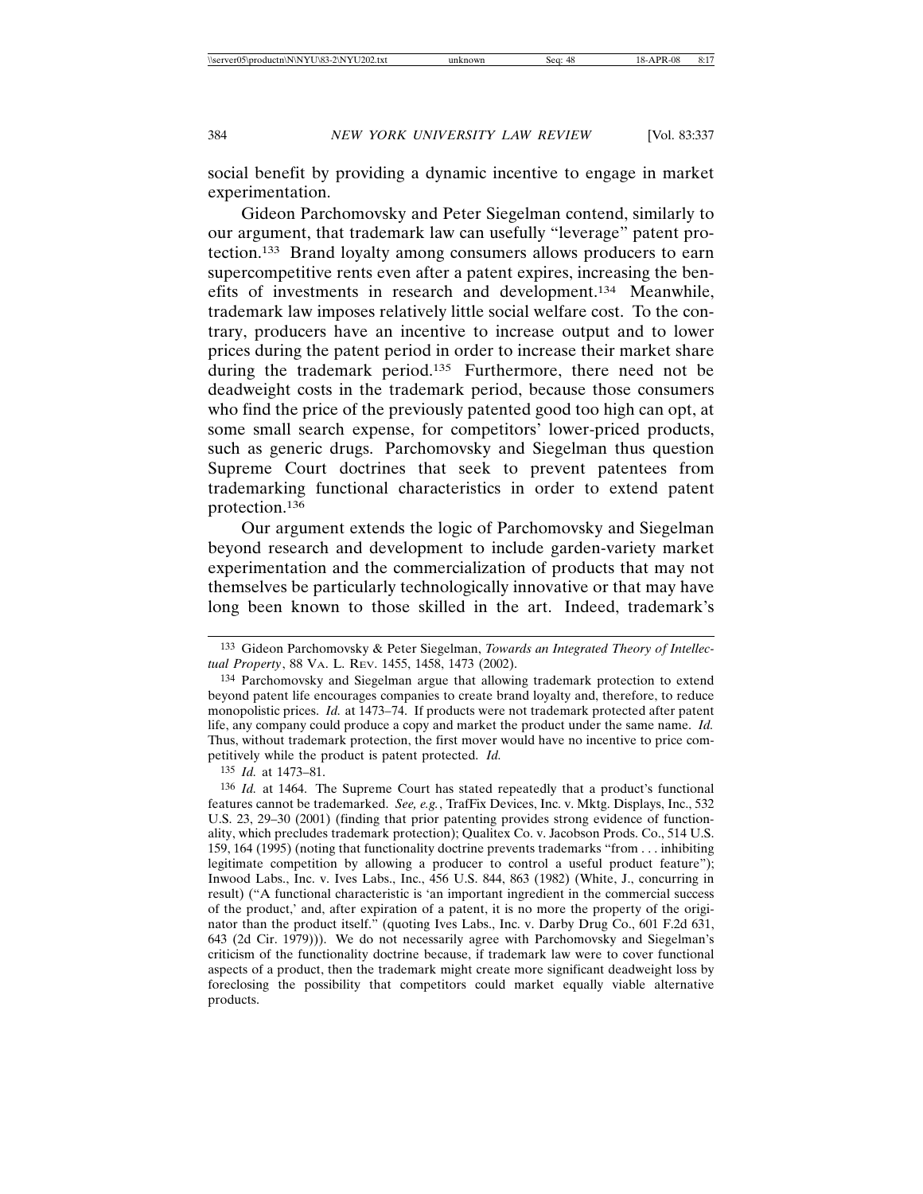social benefit by providing a dynamic incentive to engage in market experimentation.

Gideon Parchomovsky and Peter Siegelman contend, similarly to our argument, that trademark law can usefully "leverage" patent protection.[133] Brand loyalty among consumers allows producers to earn supercompetitive rents even after a patent expires, increasing the benefits of investments in research and development.[134] Meanwhile, trademark law imposes relatively little social welfare cost. To the contrary, producers have an incentive to increase output and to lower prices during the patent period in order to increase their market share during the trademark period.[135] Furthermore, there need not be deadweight costs in the trademark period, because those consumers who find the price of the previously patented good too high can opt, at some small search expense, for competitors' lower-priced products, such as generic drugs. Parchomovsky and Siegelman thus question Supreme Court doctrines that seek to prevent patentees from trademarking functional characteristics in order to extend patent protection.[136]

Our argument extends the logic of Parchomovsky and Siegelman beyond research and development to include garden-variety market experimentation and the commercialization of products that may not themselves be particularly technologically innovative or that may have long been known to those skilled in the art. Indeed, trademark's

---

[133] Gideon Parchomovsky & Peter Siegelman, *Towards an Integrated Theory of Intellectual Property*, 88 VA. L. REV. 1455, 1458, 1473 (2002).

[134] Parchomovsky and Siegelman argue that allowing trademark protection to extend beyond patent life encourages companies to create brand loyalty and, therefore, to reduce monopolistic prices. *Id.* at 1473–74. If products were not trademark protected after patent life, any company could produce a copy and market the product under the same name. *Id.* Thus, without trademark protection, the first mover would have no incentive to price competitively while the product is patent protected. *Id.*

[135] *Id.* at 1473–81.

[136] *Id.* at 1464. The Supreme Court has stated repeatedly that a product's functional features cannot be trademarked. *See, e.g.*, TrafFix Devices, Inc. v. Mktg. Displays, Inc., 532 U.S. 23, 29–30 (2001) (finding that prior patenting provides strong evidence of functionality, which precludes trademark protection); Qualitex Co. v. Jacobson Prods. Co., 514 U.S. 159, 164 (1995) (noting that functionality doctrine prevents trademarks "from . . . inhibiting legitimate competition by allowing a producer to control a useful product feature"); Inwood Labs., Inc. v. Ives Labs., Inc., 456 U.S. 844, 863 (1982) (White, J., concurring in result) ("A functional characteristic is 'an important ingredient in the commercial success of the product,' and, after expiration of a patent, it is no more the property of the originator than the product itself." (quoting Ives Labs., Inc. v. Darby Drug Co., 601 F.2d 631, 643 (2d Cir. 1979))). We do not necessarily agree with Parchomovsky and Siegelman's criticism of the functionality doctrine because, if trademark law were to cover functional aspects of a product, then the trademark might create more significant deadweight loss by foreclosing the possibility that competitors could market equally viable alternative products.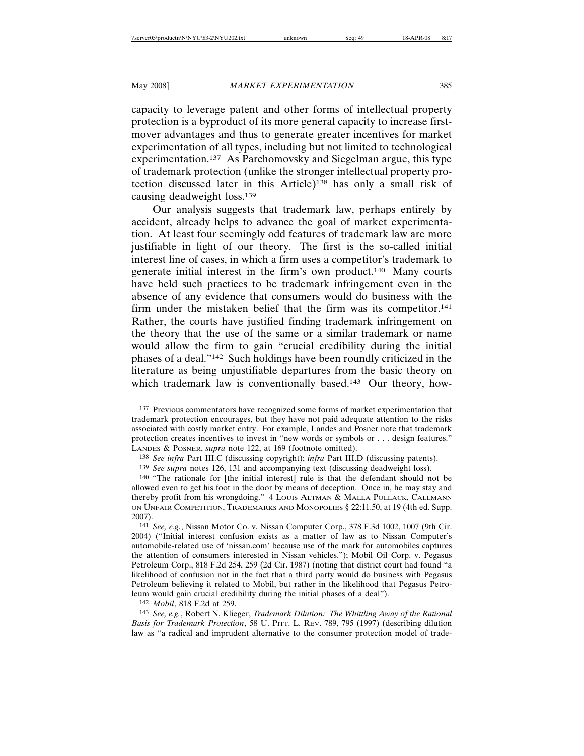capacity to leverage patent and other forms of intellectual property protection is a byproduct of its more general capacity to increase first-mover advantages and thus to generate greater incentives for market experimentation of all types, including but not limited to technological experimentation.[137] As Parchomovsky and Siegelman argue, this type of trademark protection (unlike the stronger intellectual property protection discussed later in this Article)[138] has only a small risk of causing deadweight loss.[139]

Our analysis suggests that trademark law, perhaps entirely by accident, already helps to advance the goal of market experimentation. At least four seemingly odd features of trademark law are more justifiable in light of our theory. The first is the so-called initial interest line of cases, in which a firm uses a competitor's trademark to generate initial interest in the firm's own product.[140] Many courts have held such practices to be trademark infringement even in the absence of any evidence that consumers would do business with the firm under the mistaken belief that the firm was its competitor.[141] Rather, the courts have justified finding trademark infringement on the theory that the use of the same or a similar trademark or name would allow the firm to gain "crucial credibility during the initial phases of a deal."[142] Such holdings have been roundly criticized in the literature as being unjustifiable departures from the basic theory on which trademark law is conventionally based.[143] Our theory, how-

---

[137] Previous commentators have recognized some forms of market experimentation that trademark protection encourages, but they have not paid adequate attention to the risks associated with costly market entry. For example, Landes and Posner note that trademark protection creates incentives to invest in "new words or symbols or . . . design features." LANDES & POSNER, *supra* note 122, at 169 (footnote omitted).

[138] *See infra* Part III.C (discussing copyright); *infra* Part III.D (discussing patents).

[139] *See supra* notes 126, 131 and accompanying text (discussing deadweight loss).

[140] "The rationale for [the initial interest] rule is that the defendant should not be allowed even to get his foot in the door by means of deception. Once in, he may stay and thereby profit from his wrongdoing." 4 LOUIS ALTMAN & MALLA POLLACK, CALLMANN ON UNFAIR COMPETITION, TRADEMARKS AND MONOPOLIES § 22:11.50, at 19 (4th ed. Supp. 2007).

[141] *See, e.g.*, Nissan Motor Co. v. Nissan Computer Corp., 378 F.3d 1002, 1007 (9th Cir. 2004) ("Initial interest confusion exists as a matter of law as to Nissan Computer's automobile-related use of 'nissan.com' because use of the mark for automobiles captures the attention of consumers interested in Nissan vehicles."); Mobil Oil Corp. v. Pegasus Petroleum Corp., 818 F.2d 254, 259 (2d Cir. 1987) (noting that district court had found "a likelihood of confusion not in the fact that a third party would do business with Pegasus Petroleum believing it related to Mobil, but rather in the likelihood that Pegasus Petroleum would gain crucial credibility during the initial phases of a deal").

[142] *Mobil*, 818 F.2d at 259.

[143] *See, e.g.*, Robert N. Klieger, *Trademark Dilution: The Whittling Away of the Rational Basis for Trademark Protection*, 58 U. PITT. L. REV. 789, 795 (1997) (describing dilution law as "a radical and imprudent alternative to the consumer protection model of trade-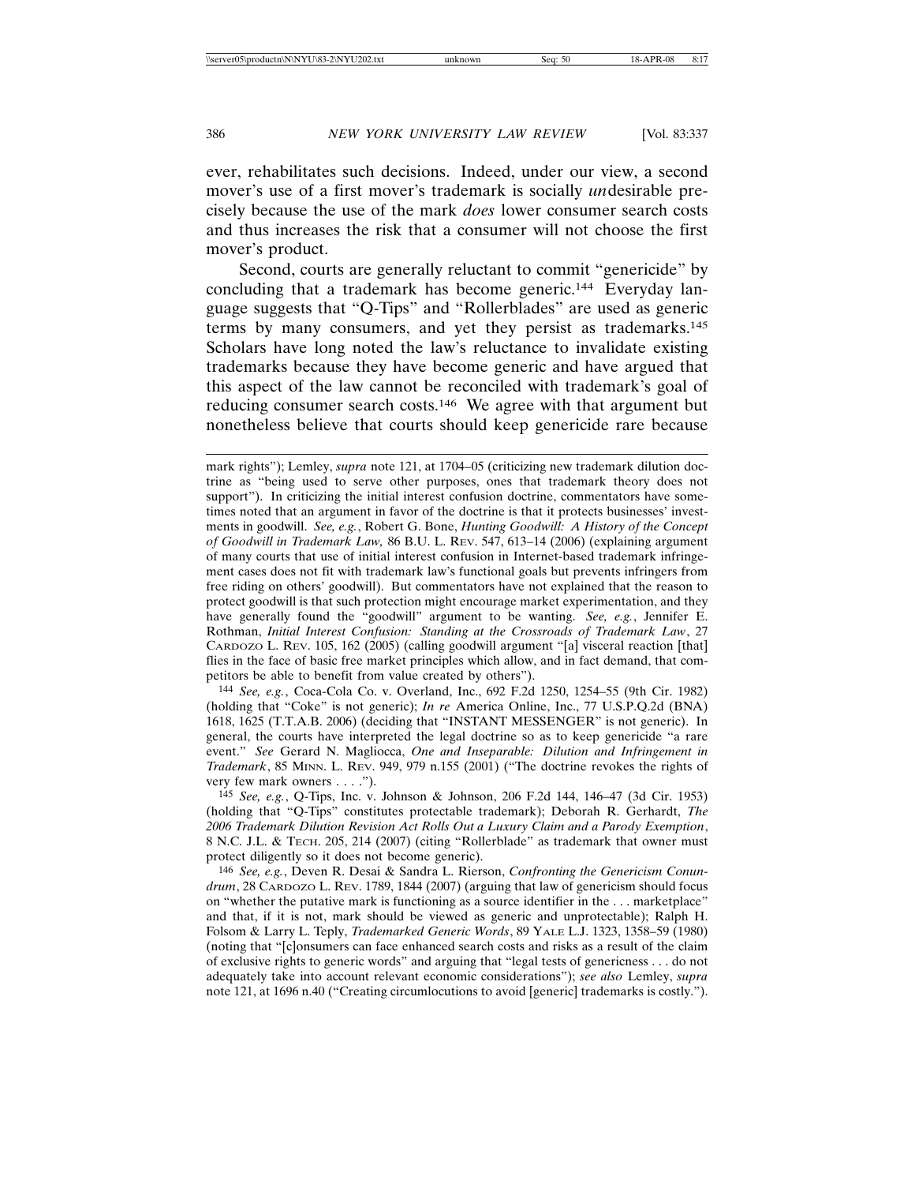ever, rehabilitates such decisions. Indeed, under our view, a second mover's use of a first mover's trademark is socially *un*desirable precisely because the use of the mark *does* lower consumer search costs and thus increases the risk that a consumer will not choose the first mover's product.

Second, courts are generally reluctant to commit "genericide" by concluding that a trademark has become generic.[144] Everyday language suggests that "Q-Tips" and "Rollerblades" are used as generic terms by many consumers, and yet they persist as trademarks.[145] Scholars have long noted the law's reluctance to invalidate existing trademarks because they have become generic and have argued that this aspect of the law cannot be reconciled with trademark's goal of reducing consumer search costs.[146] We agree with that argument but nonetheless believe that courts should keep genericide rare because

---

mark rights"); Lemley, *supra* note 121, at 1704–05 (criticizing new trademark dilution doctrine as "being used to serve other purposes, ones that trademark theory does not support"). In criticizing the initial interest confusion doctrine, commentators have sometimes noted that an argument in favor of the doctrine is that it protects businesses' investments in goodwill. *See, e.g.*, Robert G. Bone, *Hunting Goodwill: A History of the Concept of Goodwill in Trademark Law,* 86 B.U. L. REV. 547, 613–14 (2006) (explaining argument of many courts that use of initial interest confusion in Internet-based trademark infringement cases does not fit with trademark law's functional goals but prevents infringers from free riding on others' goodwill). But commentators have not explained that the reason to protect goodwill is that such protection might encourage market experimentation, and they have generally found the "goodwill" argument to be wanting. *See, e.g.*, Jennifer E. Rothman, *Initial Interest Confusion: Standing at the Crossroads of Trademark Law*, 27 CARDOZO L. REV. 105, 162 (2005) (calling goodwill argument "[a] visceral reaction [that] flies in the face of basic free market principles which allow, and in fact demand, that competitors be able to benefit from value created by others").

[144] *See, e.g.*, Coca-Cola Co. v. Overland, Inc., 692 F.2d 1250, 1254–55 (9th Cir. 1982) (holding that "Coke" is not generic); *In re* America Online, Inc., 77 U.S.P.Q.2d (BNA) 1618, 1625 (T.T.A.B. 2006) (deciding that "INSTANT MESSENGER" is not generic). In general, the courts have interpreted the legal doctrine so as to keep genericide "a rare event." *See* Gerard N. Magliocca, *One and Inseparable: Dilution and Infringement in Trademark*, 85 MINN. L. REV. 949, 979 n.155 (2001) ("The doctrine revokes the rights of very few mark owners . . . .").

[145] *See, e.g.*, Q-Tips, Inc. v. Johnson & Johnson, 206 F.2d 144, 146–47 (3d Cir. 1953) (holding that "Q-Tips" constitutes protectable trademark); Deborah R. Gerhardt, *The 2006 Trademark Dilution Revision Act Rolls Out a Luxury Claim and a Parody Exemption*, 8 N.C. J.L. & TECH. 205, 214 (2007) (citing "Rollerblade" as trademark that owner must protect diligently so it does not become generic).

[146] *See, e.g.*, Deven R. Desai & Sandra L. Rierson, *Confronting the Genericism Conundrum*, 28 CARDOZO L. REV. 1789, 1844 (2007) (arguing that law of genericism should focus on "whether the putative mark is functioning as a source identifier in the . . . marketplace" and that, if it is not, mark should be viewed as generic and unprotectable); Ralph H. Folsom & Larry L. Teply, *Trademarked Generic Words*, 89 YALE L.J. 1323, 1358–59 (1980) (noting that "[c]onsumers can face enhanced search costs and risks as a result of the claim of exclusive rights to generic words" and arguing that "legal tests of genericness . . . do not adequately take into account relevant economic considerations"); *see also* Lemley, *supra* note 121, at 1696 n.40 ("Creating circumlocutions to avoid [generic] trademarks is costly.").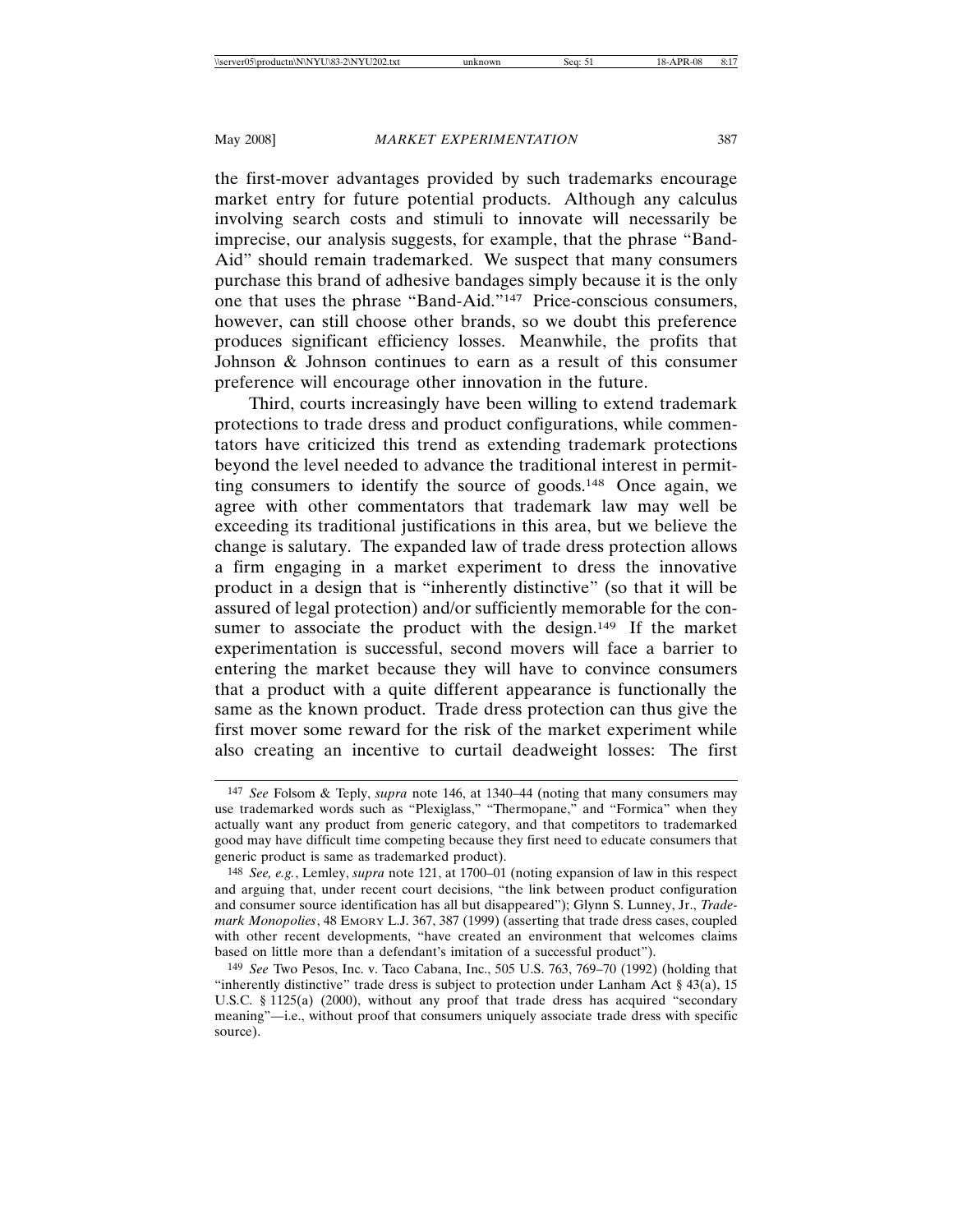the first-mover advantages provided by such trademarks encourage market entry for future potential products. Although any calculus involving search costs and stimuli to innovate will necessarily be imprecise, our analysis suggests, for example, that the phrase "Band-Aid" should remain trademarked. We suspect that many consumers purchase this brand of adhesive bandages simply because it is the only one that uses the phrase "Band-Aid."[147] Price-conscious consumers, however, can still choose other brands, so we doubt this preference produces significant efficiency losses. Meanwhile, the profits that Johnson & Johnson continues to earn as a result of this consumer preference will encourage other innovation in the future.

Third, courts increasingly have been willing to extend trademark protections to trade dress and product configurations, while commentators have criticized this trend as extending trademark protections beyond the level needed to advance the traditional interest in permitting consumers to identify the source of goods.[148] Once again, we agree with other commentators that trademark law may well be exceeding its traditional justifications in this area, but we believe the change is salutary. The expanded law of trade dress protection allows a firm engaging in a market experiment to dress the innovative product in a design that is "inherently distinctive" (so that it will be assured of legal protection) and/or sufficiently memorable for the consumer to associate the product with the design.[149] If the market experimentation is successful, second movers will face a barrier to entering the market because they will have to convince consumers that a product with a quite different appearance is functionally the same as the known product. Trade dress protection can thus give the first mover some reward for the risk of the market experiment while also creating an incentive to curtail deadweight losses: The first

---

[147] *See* Folsom & Teply, *supra* note 146, at 1340–44 (noting that many consumers may use trademarked words such as "Plexiglass," "Thermopane," and "Formica" when they actually want any product from generic category, and that competitors to trademarked good may have difficult time competing because they first need to educate consumers that generic product is same as trademarked product).

[148] *See, e.g.*, Lemley, *supra* note 121, at 1700–01 (noting expansion of law in this respect and arguing that, under recent court decisions, "the link between product configuration and consumer source identification has all but disappeared"); Glynn S. Lunney, Jr., *Trademark Monopolies*, 48 EMORY L.J. 367, 387 (1999) (asserting that trade dress cases, coupled with other recent developments, "have created an environment that welcomes claims based on little more than a defendant's imitation of a successful product").

[149] *See* Two Pesos, Inc. v. Taco Cabana, Inc., 505 U.S. 763, 769–70 (1992) (holding that "inherently distinctive" trade dress is subject to protection under Lanham Act § 43(a), 15 U.S.C. § 1125(a) (2000), without any proof that trade dress has acquired "secondary meaning"—i.e., without proof that consumers uniquely associate trade dress with specific source).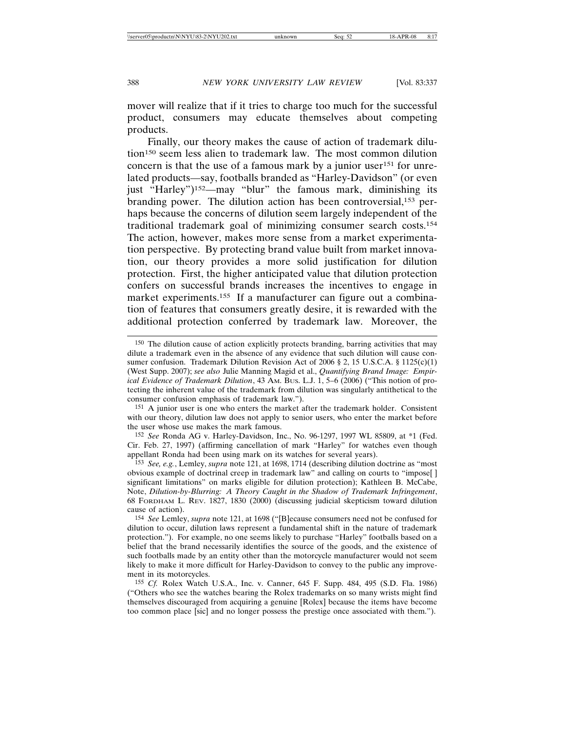mover will realize that if it tries to charge too much for the successful product, consumers may educate themselves about competing products.

Finally, our theory makes the cause of action of trademark dilution[150] seem less alien to trademark law. The most common dilution concern is that the use of a famous mark by a junior user[151] for unrelated products—say, footballs branded as "Harley-Davidson" (or even just "Harley")[152]—may "blur" the famous mark, diminishing its branding power. The dilution action has been controversial,[153] perhaps because the concerns of dilution seem largely independent of the traditional trademark goal of minimizing consumer search costs.[154] The action, however, makes more sense from a market experimentation perspective. By protecting brand value built from market innovation, our theory provides a more solid justification for dilution protection. First, the higher anticipated value that dilution protection confers on successful brands increases the incentives to engage in market experiments.[155] If a manufacturer can figure out a combination of features that consumers greatly desire, it is rewarded with the additional protection conferred by trademark law. Moreover, the

---

[150] The dilution cause of action explicitly protects branding, barring activities that may dilute a trademark even in the absence of any evidence that such dilution will cause consumer confusion. Trademark Dilution Revision Act of 2006 § 2, 15 U.S.C.A. § 1125(c)(1) (West Supp. 2007); *see also* Julie Manning Magid et al., *Quantifying Brand Image: Empirical Evidence of Trademark Dilution*, 43 AM. BUS. L.J. 1, 5–6 (2006) ("This notion of protecting the inherent value of the trademark from dilution was singularly antithetical to the consumer confusion emphasis of trademark law.").

[151] A junior user is one who enters the market after the trademark holder. Consistent with our theory, dilution law does not apply to senior users, who enter the market before the user whose use makes the mark famous.

[152] *See* Ronda AG v. Harley-Davidson, Inc., No. 96-1297, 1997 WL 85809, at *1 (Fed. Cir. Feb. 27, 1997) (affirming cancellation of mark "Harley" for watches even though appellant Ronda had been using mark on its watches for several years).

[153] *See, e.g.*, Lemley, *supra* note 121, at 1698, 1714 (describing dilution doctrine as "most obvious example of doctrinal creep in trademark law" and calling on courts to "impose[ ] significant limitations" on marks eligible for dilution protection); Kathleen B. McCabe, Note, *Dilution-by-Blurring: A Theory Caught in the Shadow of Trademark Infringement*, 68 FORDHAM L. REV. 1827, 1830 (2000) (discussing judicial skepticism toward dilution cause of action).

[154] *See* Lemley, *supra* note 121, at 1698 ("[B]ecause consumers need not be confused for dilution to occur, dilution laws represent a fundamental shift in the nature of trademark protection."). For example, no one seems likely to purchase "Harley" footballs based on a belief that the brand necessarily identifies the source of the goods, and the existence of such footballs made by an entity other than the motorcycle manufacturer would not seem likely to make it more difficult for Harley-Davidson to convey to the public any improvement in its motorcycles.

[155] *Cf.* Rolex Watch U.S.A., Inc. v. Canner, 645 F. Supp. 484, 495 (S.D. Fla. 1986) ("Others who see the watches bearing the Rolex trademarks on so many wrists might find themselves discouraged from acquiring a genuine [Rolex] because the items have become too common place [sic] and no longer possess the prestige once associated with them.").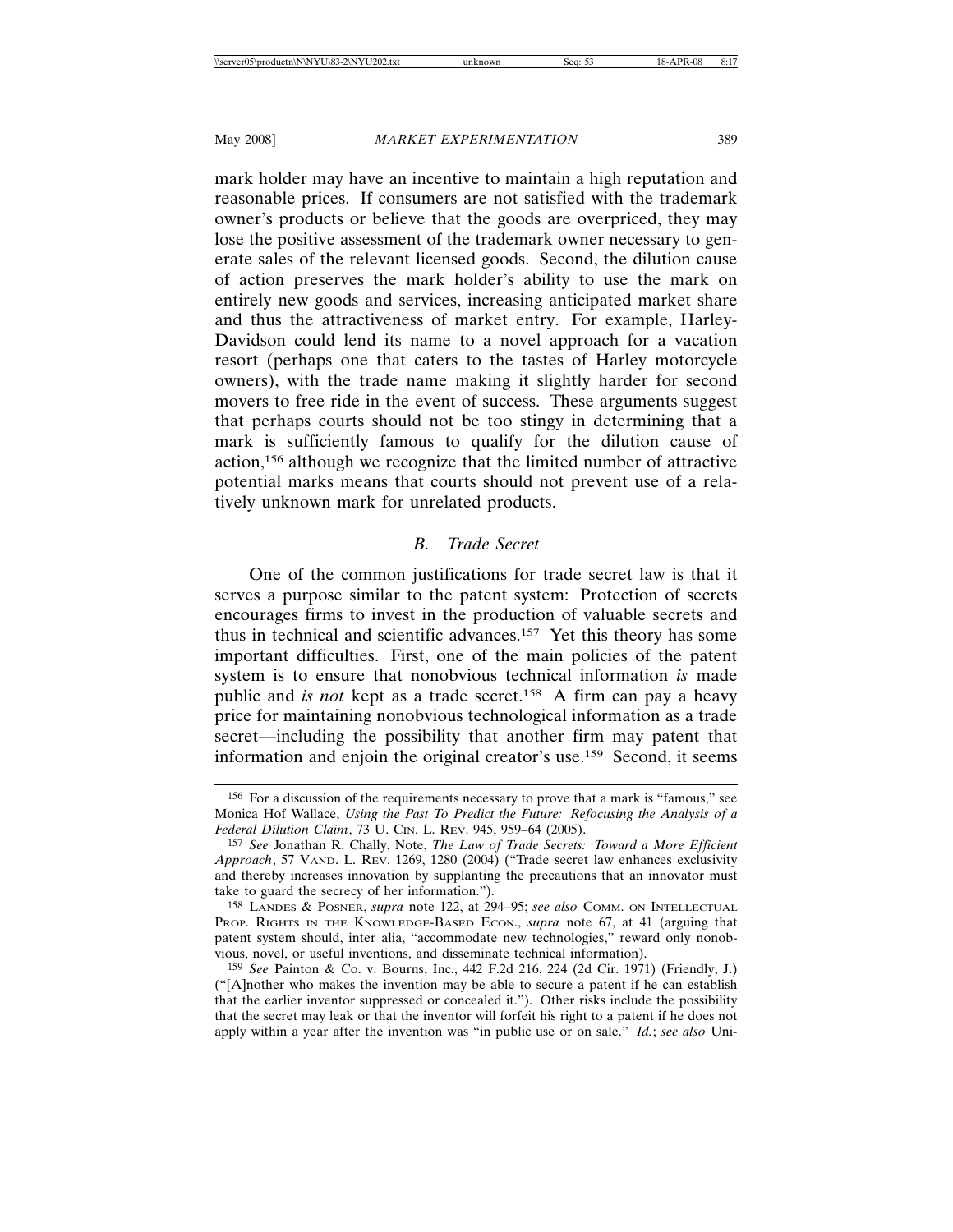mark holder may have an incentive to maintain a high reputation and reasonable prices. If consumers are not satisfied with the trademark owner's products or believe that the goods are overpriced, they may lose the positive assessment of the trademark owner necessary to generate sales of the relevant licensed goods. Second, the dilution cause of action preserves the mark holder's ability to use the mark on entirely new goods and services, increasing anticipated market share and thus the attractiveness of market entry. For example, Harley-Davidson could lend its name to a novel approach for a vacation resort (perhaps one that caters to the tastes of Harley motorcycle owners), with the trade name making it slightly harder for second movers to free ride in the event of success. These arguments suggest that perhaps courts should not be too stingy in determining that a mark is sufficiently famous to qualify for the dilution cause of action,[156] although we recognize that the limited number of attractive potential marks means that courts should not prevent use of a relatively unknown mark for unrelated products.

### *B. Trade Secret*

One of the common justifications for trade secret law is that it serves a purpose similar to the patent system: Protection of secrets encourages firms to invest in the production of valuable secrets and thus in technical and scientific advances.[157] Yet this theory has some important difficulties. First, one of the main policies of the patent system is to ensure that nonobvious technical information *is* made public and *is not* kept as a trade secret.[158] A firm can pay a heavy price for maintaining nonobvious technological information as a trade secret—including the possibility that another firm may patent that information and enjoin the original creator's use.[159] Second, it seems

---

[156] For a discussion of the requirements necessary to prove that a mark is "famous," see Monica Hof Wallace, *Using the Past To Predict the Future: Refocusing the Analysis of a Federal Dilution Claim*, 73 U. CIN. L. REV. 945, 959–64 (2005).

[157] *See* Jonathan R. Chally, Note, *The Law of Trade Secrets: Toward a More Efficient Approach*, 57 VAND. L. REV. 1269, 1280 (2004) ("Trade secret law enhances exclusivity and thereby increases innovation by supplanting the precautions that an innovator must take to guard the secrecy of her information.").

[158] LANDES & POSNER, *supra* note 122, at 294–95; *see also* COMM. ON INTELLECTUAL PROP. RIGHTS IN THE KNOWLEDGE-BASED ECON., *supra* note 67, at 41 (arguing that patent system should, inter alia, "accommodate new technologies," reward only nonobvious, novel, or useful inventions, and disseminate technical information).

[159] *See* Painton & Co. v. Bourns, Inc., 442 F.2d 216, 224 (2d Cir. 1971) (Friendly, J.) ("[A]nother who makes the invention may be able to secure a patent if he can establish that the earlier inventor suppressed or concealed it."). Other risks include the possibility that the secret may leak or that the inventor will forfeit his right to a patent if he does not apply within a year after the invention was "in public use or on sale." *Id.*; *see also* Uni-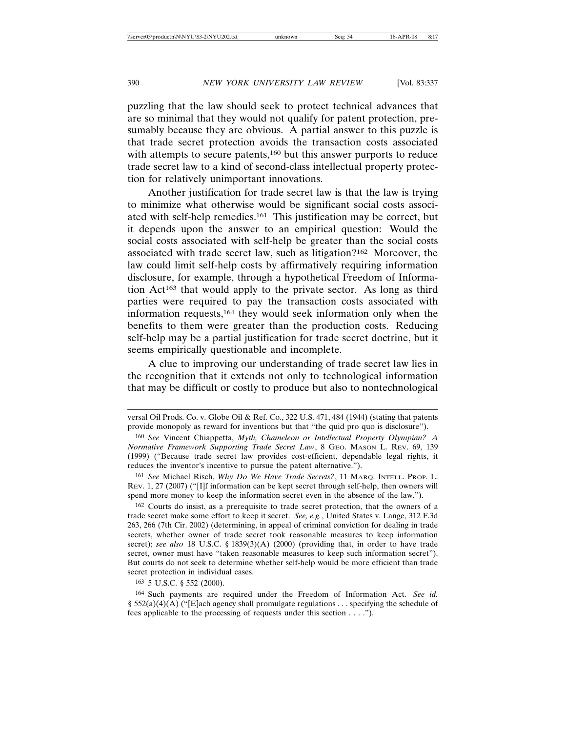puzzling that the law should seek to protect technical advances that are so minimal that they would not qualify for patent protection, presumably because they are obvious. A partial answer to this puzzle is that trade secret protection avoids the transaction costs associated with attempts to secure patents,[160] but this answer purports to reduce trade secret law to a kind of second-class intellectual property protection for relatively unimportant innovations.

Another justification for trade secret law is that the law is trying to minimize what otherwise would be significant social costs associated with self-help remedies.[161] This justification may be correct, but it depends upon the answer to an empirical question: Would the social costs associated with self-help be greater than the social costs associated with trade secret law, such as litigation?[162] Moreover, the law could limit self-help costs by affirmatively requiring information disclosure, for example, through a hypothetical Freedom of Information Act[163] that would apply to the private sector. As long as third parties were required to pay the transaction costs associated with information requests,[164] they would seek information only when the benefits to them were greater than the production costs. Reducing self-help may be a partial justification for trade secret doctrine, but it seems empirically questionable and incomplete.

A clue to improving our understanding of trade secret law lies in the recognition that it extends not only to technological information that may be difficult or costly to produce but also to nontechnological

---

versal Oil Prods. Co. v. Globe Oil & Ref. Co., 322 U.S. 471, 484 (1944) (stating that patents provide monopoly as reward for inventions but that "the quid pro quo is disclosure").

[160] *See* Vincent Chiappetta, *Myth, Chameleon or Intellectual Property Olympian? A Normative Framework Supporting Trade Secret Law*, 8 GEO. MASON L. REV. 69, 139 (1999) ("Because trade secret law provides cost-efficient, dependable legal rights, it reduces the inventor's incentive to pursue the patent alternative.").

[161] *See* Michael Risch, *Why Do We Have Trade Secrets?*, 11 MARQ. INTELL. PROP. L. REV. 1, 27 (2007) ("[I]f information can be kept secret through self-help, then owners will spend more money to keep the information secret even in the absence of the law.").

[162] Courts do insist, as a prerequisite to trade secret protection, that the owners of a trade secret make some effort to keep it secret. *See, e.g.*, United States v. Lange, 312 F.3d 263, 266 (7th Cir. 2002) (determining, in appeal of criminal conviction for dealing in trade secrets, whether owner of trade secret took reasonable measures to keep information secret); *see also* 18 U.S.C. § 1839(3)(A) (2000) (providing that, in order to have trade secret, owner must have "taken reasonable measures to keep such information secret"). But courts do not seek to determine whether self-help would be more efficient than trade secret protection in individual cases.

[163] 5 U.S.C. § 552 (2000).

[164] Such payments are required under the Freedom of Information Act. *See id.* § 552(a)(4)(A) ("[E]ach agency shall promulgate regulations . . . specifying the schedule of fees applicable to the processing of requests under this section . . . .").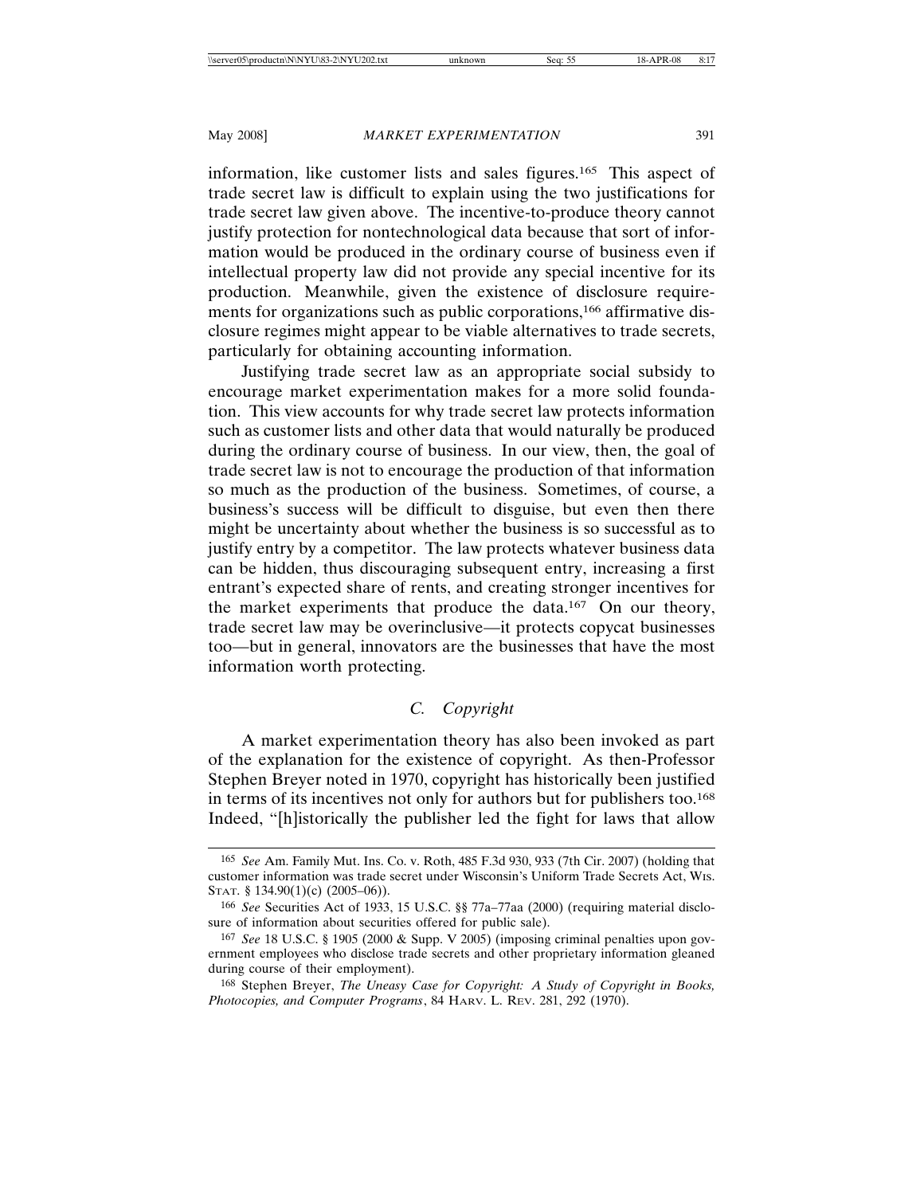information, like customer lists and sales figures.[165] This aspect of trade secret law is difficult to explain using the two justifications for trade secret law given above. The incentive-to-produce theory cannot justify protection for nontechnological data because that sort of information would be produced in the ordinary course of business even if intellectual property law did not provide any special incentive for its production. Meanwhile, given the existence of disclosure requirements for organizations such as public corporations,[166] affirmative disclosure regimes might appear to be viable alternatives to trade secrets, particularly for obtaining accounting information.

Justifying trade secret law as an appropriate social subsidy to encourage market experimentation makes for a more solid foundation. This view accounts for why trade secret law protects information such as customer lists and other data that would naturally be produced during the ordinary course of business. In our view, then, the goal of trade secret law is not to encourage the production of that information so much as the production of the business. Sometimes, of course, a business's success will be difficult to disguise, but even then there might be uncertainty about whether the business is so successful as to justify entry by a competitor. The law protects whatever business data can be hidden, thus discouraging subsequent entry, increasing a first entrant's expected share of rents, and creating stronger incentives for the market experiments that produce the data.[167] On our theory, trade secret law may be overinclusive—it protects copycat businesses too—but in general, innovators are the businesses that have the most information worth protecting.

### C. *Copyright*

A market experimentation theory has also been invoked as part of the explanation for the existence of copyright. As then-Professor Stephen Breyer noted in 1970, copyright has historically been justified in terms of its incentives not only for authors but for publishers too.[168] Indeed, "[h]istorically the publisher led the fight for laws that allow

---

[165] *See* Am. Family Mut. Ins. Co. v. Roth, 485 F.3d 930, 933 (7th Cir. 2007) (holding that customer information was trade secret under Wisconsin's Uniform Trade Secrets Act, WIS. STAT. § 134.90(1)(c) (2005–06)).

[166] *See* Securities Act of 1933, 15 U.S.C. §§ 77a–77aa (2000) (requiring material disclosure of information about securities offered for public sale).

[167] *See* 18 U.S.C. § 1905 (2000 & Supp. V 2005) (imposing criminal penalties upon government employees who disclose trade secrets and other proprietary information gleaned during course of their employment).

[168] Stephen Breyer, *The Uneasy Case for Copyright: A Study of Copyright in Books, Photocopies, and Computer Programs*, 84 HARV. L. REV. 281, 292 (1970).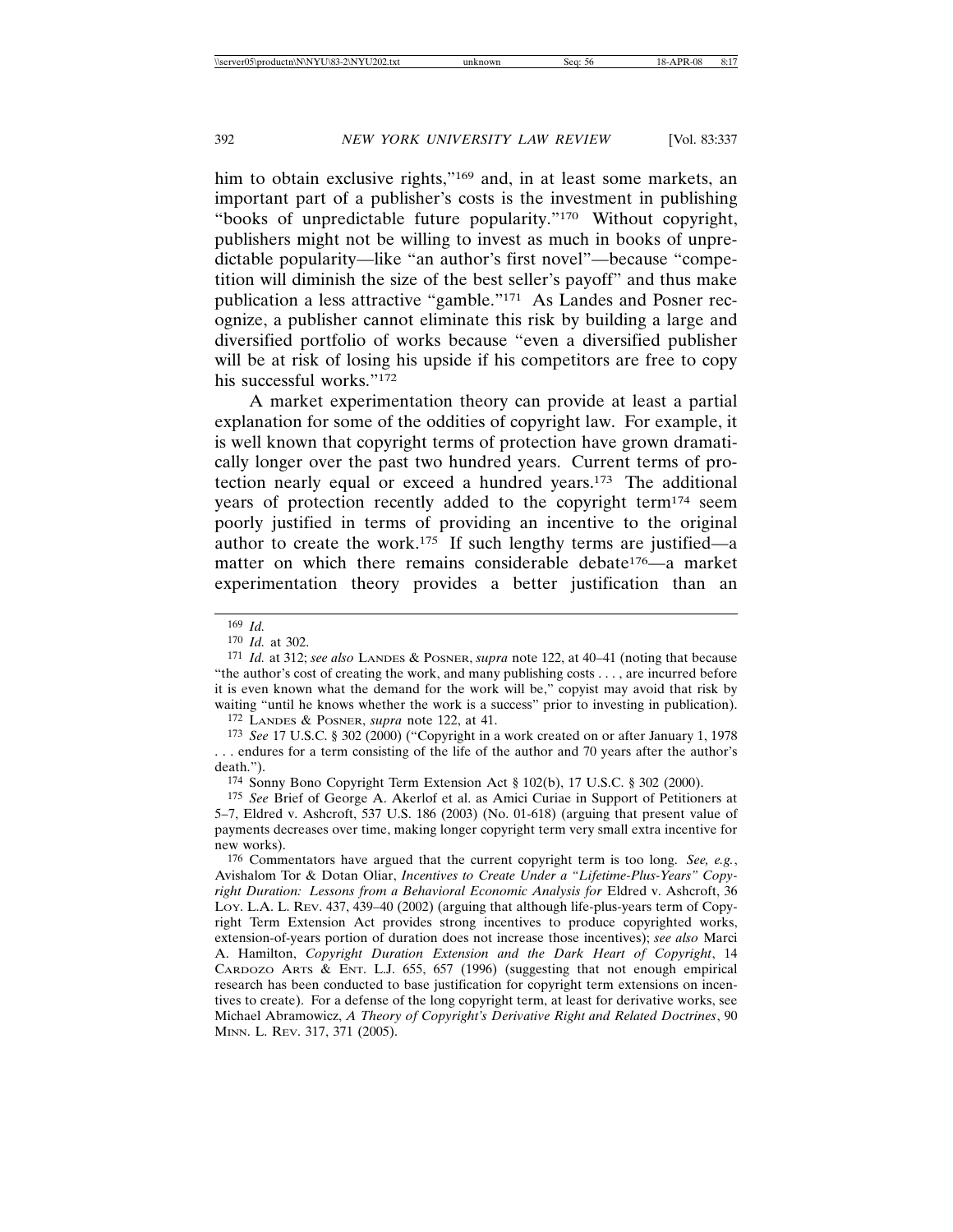him to obtain exclusive rights,"[169] and, in at least some markets, an important part of a publisher's costs is the investment in publishing "books of unpredictable future popularity."[170] Without copyright, publishers might not be willing to invest as much in books of unpredictable popularity—like "an author's first novel"—because "competition will diminish the size of the best seller's payoff" and thus make publication a less attractive "gamble."[171] As Landes and Posner recognize, a publisher cannot eliminate this risk by building a large and diversified portfolio of works because "even a diversified publisher will be at risk of losing his upside if his competitors are free to copy his successful works."[172]

A market experimentation theory can provide at least a partial explanation for some of the oddities of copyright law. For example, it is well known that copyright terms of protection have grown dramatically longer over the past two hundred years. Current terms of protection nearly equal or exceed a hundred years.[173] The additional years of protection recently added to the copyright term[174] seem poorly justified in terms of providing an incentive to the original author to create the work.[175] If such lengthy terms are justified—a matter on which there remains considerable debate[176]—a market experimentation theory provides a better justification than an

---

[169] *Id.*

[170] *Id.* at 302.

[171] *Id.* at 312; *see also* LANDES & POSNER, *supra* note 122, at 40–41 (noting that because "the author's cost of creating the work, and many publishing costs . . . , are incurred before it is even known what the demand for the work will be," copyist may avoid that risk by waiting "until he knows whether the work is a success" prior to investing in publication).

[172] LANDES & POSNER, *supra* note 122, at 41.

[173] *See* 17 U.S.C. § 302 (2000) ("Copyright in a work created on or after January 1, 1978 . . . endures for a term consisting of the life of the author and 70 years after the author's death.").

[174] Sonny Bono Copyright Term Extension Act § 102(b), 17 U.S.C. § 302 (2000).

[175] *See* Brief of George A. Akerlof et al. as Amici Curiae in Support of Petitioners at 5–7, Eldred v. Ashcroft, 537 U.S. 186 (2003) (No. 01-618) (arguing that present value of payments decreases over time, making longer copyright term very small extra incentive for new works).

[176] Commentators have argued that the current copyright term is too long. *See, e.g.*, Avishalom Tor & Dotan Oliar, *Incentives to Create Under a "Lifetime-Plus-Years" Copyright Duration: Lessons from a Behavioral Economic Analysis for* Eldred v. Ashcroft, 36 LOY. L.A. L. REV. 437, 439–40 (2002) (arguing that although life-plus-years term of Copyright Term Extension Act provides strong incentives to produce copyrighted works, extension-of-years portion of duration does not increase those incentives); *see also* Marci A. Hamilton, *Copyright Duration Extension and the Dark Heart of Copyright*, 14 CARDOZO ARTS & ENT. L.J. 655, 657 (1996) (suggesting that not enough empirical research has been conducted to base justification for copyright term extensions on incentives to create). For a defense of the long copyright term, at least for derivative works, see Michael Abramowicz, *A Theory of Copyright's Derivative Right and Related Doctrines*, 90 MINN. L. REV. 317, 371 (2005).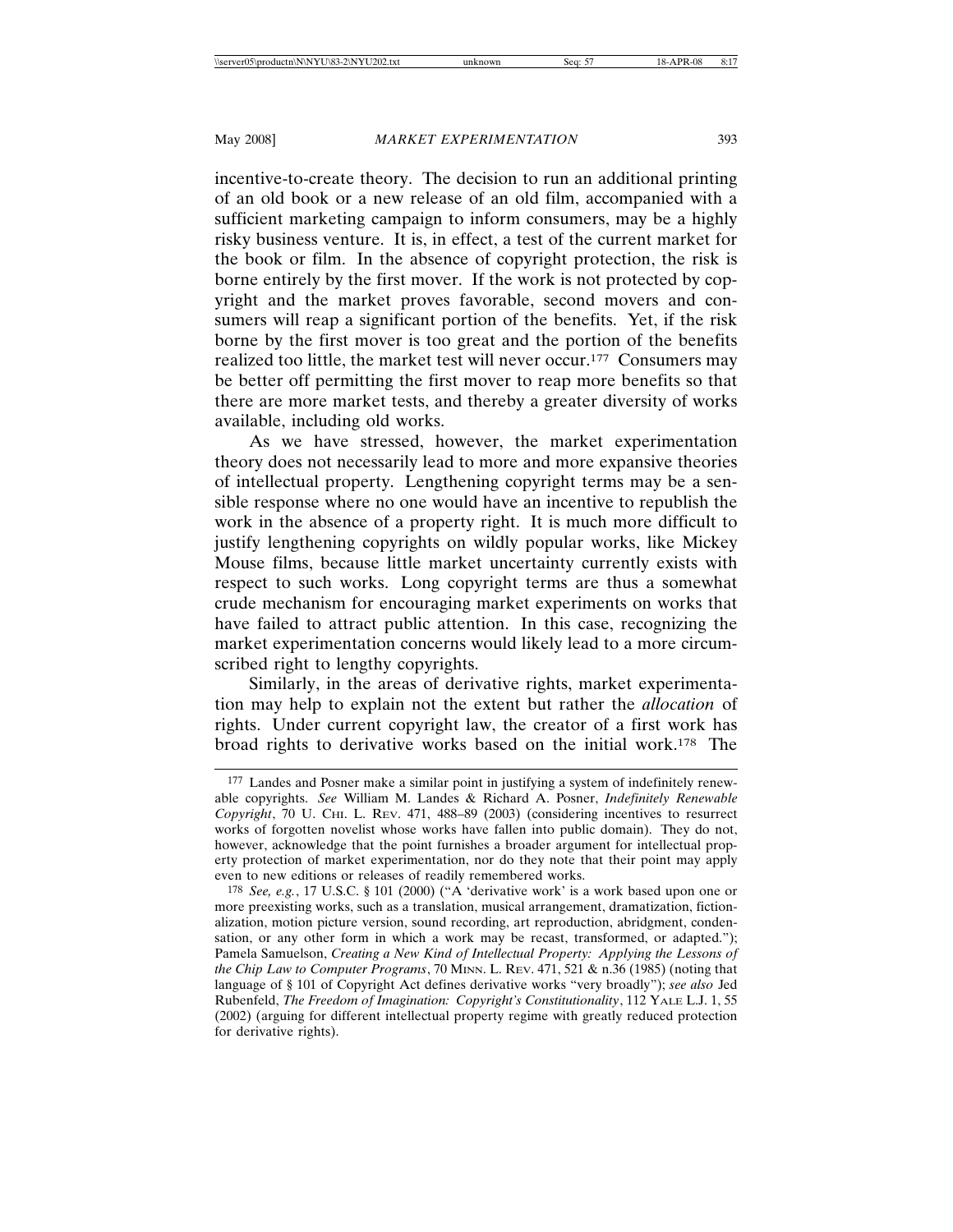incentive-to-create theory. The decision to run an additional printing of an old book or a new release of an old film, accompanied with a sufficient marketing campaign to inform consumers, may be a highly risky business venture. It is, in effect, a test of the current market for the book or film. In the absence of copyright protection, the risk is borne entirely by the first mover. If the work is not protected by copyright and the market proves favorable, second movers and consumers will reap a significant portion of the benefits. Yet, if the risk borne by the first mover is too great and the portion of the benefits realized too little, the market test will never occur.[177] Consumers may be better off permitting the first mover to reap more benefits so that there are more market tests, and thereby a greater diversity of works available, including old works.

As we have stressed, however, the market experimentation theory does not necessarily lead to more and more expansive theories of intellectual property. Lengthening copyright terms may be a sensible response where no one would have an incentive to republish the work in the absence of a property right. It is much more difficult to justify lengthening copyrights on wildly popular works, like Mickey Mouse films, because little market uncertainty currently exists with respect to such works. Long copyright terms are thus a somewhat crude mechanism for encouraging market experiments on works that have failed to attract public attention. In this case, recognizing the market experimentation concerns would likely lead to a more circumscribed right to lengthy copyrights.

Similarly, in the areas of derivative rights, market experimentation may help to explain not the extent but rather the *allocation* of rights. Under current copyright law, the creator of a first work has broad rights to derivative works based on the initial work.[178] The

---

[177] Landes and Posner make a similar point in justifying a system of indefinitely renewable copyrights. *See* William M. Landes & Richard A. Posner, *Indefinitely Renewable Copyright*, 70 U. CHI. L. REV. 471, 488–89 (2003) (considering incentives to resurrect works of forgotten novelist whose works have fallen into public domain). They do not, however, acknowledge that the point furnishes a broader argument for intellectual property protection of market experimentation, nor do they note that their point may apply even to new editions or releases of readily remembered works.

[178] *See, e.g.*, 17 U.S.C. § 101 (2000) ("A 'derivative work' is a work based upon one or more preexisting works, such as a translation, musical arrangement, dramatization, fictionalization, motion picture version, sound recording, art reproduction, abridgment, condensation, or any other form in which a work may be recast, transformed, or adapted."); Pamela Samuelson, *Creating a New Kind of Intellectual Property: Applying the Lessons of the Chip Law to Computer Programs*, 70 MINN. L. REV. 471, 521 & n.36 (1985) (noting that language of § 101 of Copyright Act defines derivative works "very broadly"); *see also* Jed Rubenfeld, *The Freedom of Imagination: Copyright's Constitutionality*, 112 YALE L.J. 1, 55 (2002) (arguing for different intellectual property regime with greatly reduced protection for derivative rights).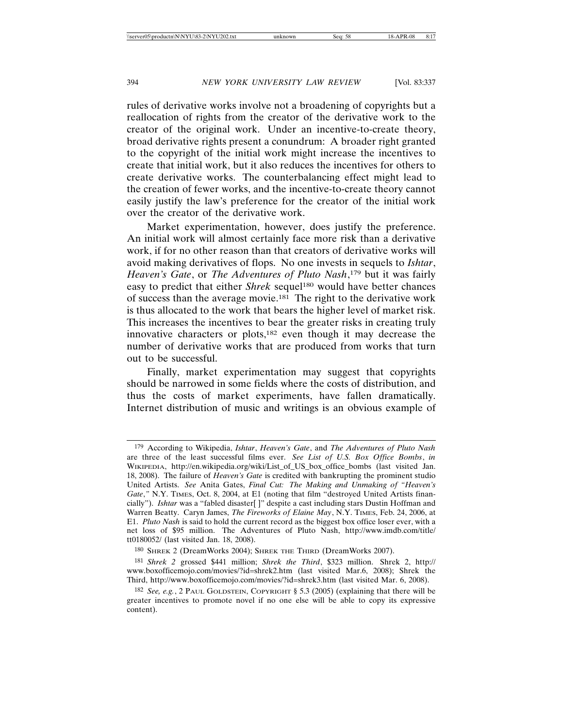rules of derivative works involve not a broadening of copyrights but a reallocation of rights from the creator of the derivative work to the creator of the original work. Under an incentive-to-create theory, broad derivative rights present a conundrum: A broader right granted to the copyright of the initial work might increase the incentives to create that initial work, but it also reduces the incentives for others to create derivative works. The counterbalancing effect might lead to the creation of fewer works, and the incentive-to-create theory cannot easily justify the law's preference for the creator of the initial work over the creator of the derivative work.

Market experimentation, however, does justify the preference. An initial work will almost certainly face more risk than a derivative work, if for no other reason than that creators of derivative works will avoid making derivatives of flops. No one invests in sequels to *Ishtar*, *Heaven's Gate*, or *The Adventures of Pluto Nash*,[179] but it was fairly easy to predict that either *Shrek* sequel[180] would have better chances of success than the average movie.[181] The right to the derivative work is thus allocated to the work that bears the higher level of market risk. This increases the incentives to bear the greater risks in creating truly innovative characters or plots,[182] even though it may decrease the number of derivative works that are produced from works that turn out to be successful.

Finally, market experimentation may suggest that copyrights should be narrowed in some fields where the costs of distribution, and thus the costs of market experiments, have fallen dramatically. Internet distribution of music and writings is an obvious example of

---

[179] According to Wikipedia, *Ishtar*, *Heaven's Gate*, and *The Adventures of Pluto Nash* are three of the least successful films ever. *See List of U.S. Box Office Bombs*, *in* WIKIPEDIA, http://en.wikipedia.org/wiki/List_of_US_box_office_bombs (last visited Jan. 18, 2008). The failure of *Heaven's Gate* is credited with bankrupting the prominent studio United Artists. *See* Anita Gates, *Final Cut: The Making and Unmaking of "Heaven's Gate*,*"* N.Y. TIMES, Oct. 8, 2004, at E1 (noting that film "destroyed United Artists financially"). *Ishtar* was a "fabled disaster[ ]" despite a cast including stars Dustin Hoffman and Warren Beatty. Caryn James, *The Fireworks of Elaine May*, N.Y. TIMES, Feb. 24, 2006, at E1. *Pluto Nash* is said to hold the current record as the biggest box office loser ever, with a net loss of $95 million. The Adventures of Pluto Nash, http://www.imdb.com/title/tt0180052/ (last visited Jan. 18, 2008).

[180] SHREK 2 (DreamWorks 2004); SHREK THE THIRD (DreamWorks 2007).

[181] *Shrek 2* grossed $441 million; *Shrek the Third*, $323 million. Shrek 2, http://www.boxofficemojo.com/movies/?id=shrek2.htm (last visited Mar.6, 2008); Shrek the Third, http://www.boxofficemojo.com/movies/?id=shrek3.htm (last visited Mar. 6, 2008).

[182] *See, e.g.*, 2 PAUL GOLDSTEIN, COPYRIGHT § 5.3 (2005) (explaining that there will be greater incentives to promote novel if no one else will be able to copy its expressive content).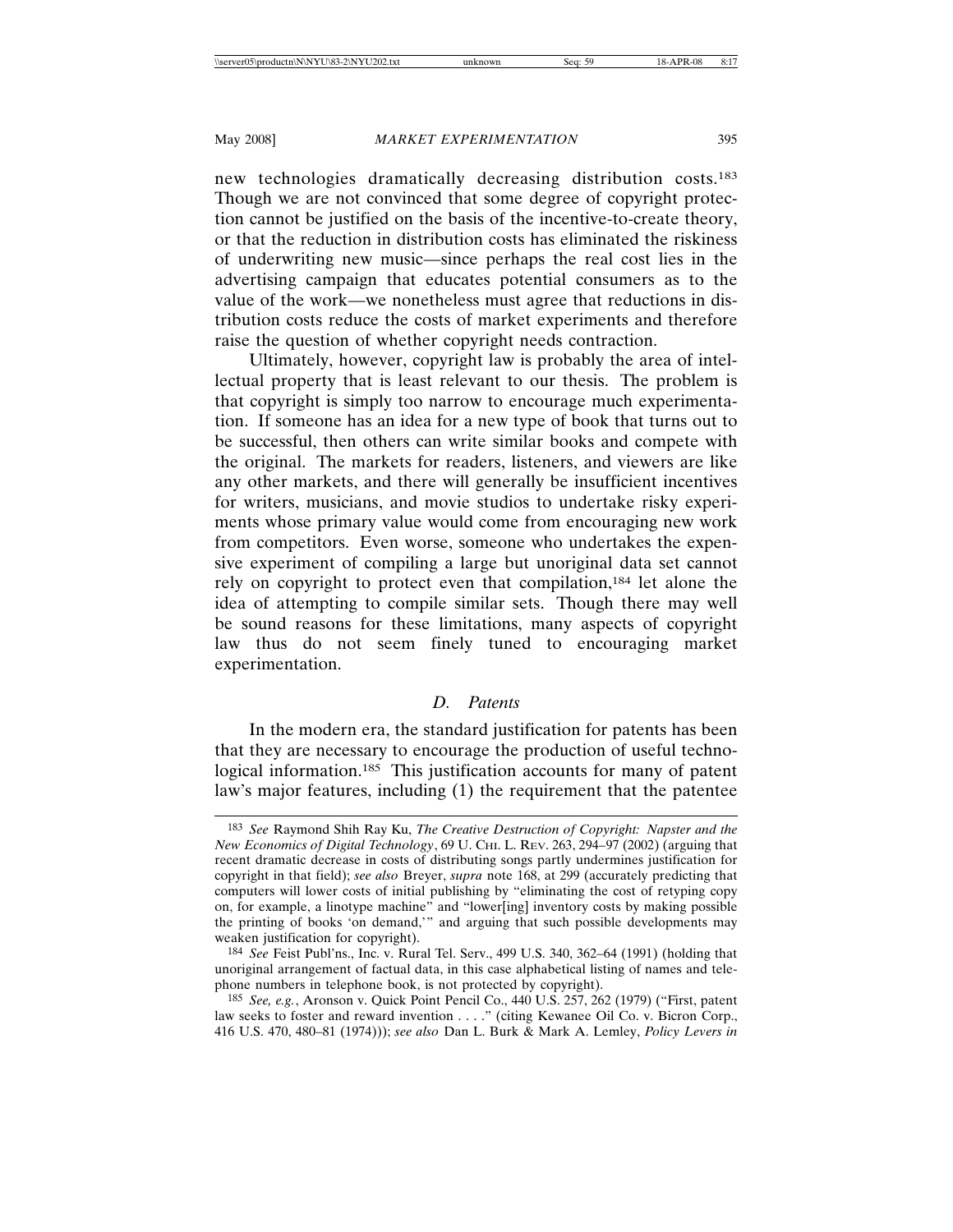new technologies dramatically decreasing distribution costs.[183] Though we are not convinced that some degree of copyright protection cannot be justified on the basis of the incentive-to-create theory, or that the reduction in distribution costs has eliminated the riskiness of underwriting new music—since perhaps the real cost lies in the advertising campaign that educates potential consumers as to the value of the work—we nonetheless must agree that reductions in distribution costs reduce the costs of market experiments and therefore raise the question of whether copyright needs contraction.

Ultimately, however, copyright law is probably the area of intellectual property that is least relevant to our thesis. The problem is that copyright is simply too narrow to encourage much experimentation. If someone has an idea for a new type of book that turns out to be successful, then others can write similar books and compete with the original. The markets for readers, listeners, and viewers are like any other markets, and there will generally be insufficient incentives for writers, musicians, and movie studios to undertake risky experiments whose primary value would come from encouraging new work from competitors. Even worse, someone who undertakes the expensive experiment of compiling a large but unoriginal data set cannot rely on copyright to protect even that compilation,[184] let alone the idea of attempting to compile similar sets. Though there may well be sound reasons for these limitations, many aspects of copyright law thus do not seem finely tuned to encouraging market experimentation.

### *D. Patents*

In the modern era, the standard justification for patents has been that they are necessary to encourage the production of useful technological information.[185] This justification accounts for many of patent law's major features, including (1) the requirement that the patentee

---

[183] *See* Raymond Shih Ray Ku, *The Creative Destruction of Copyright: Napster and the New Economics of Digital Technology*, 69 U. CHI. L. REV. 263, 294–97 (2002) (arguing that recent dramatic decrease in costs of distributing songs partly undermines justification for copyright in that field); *see also* Breyer, *supra* note 168, at 299 (accurately predicting that computers will lower costs of initial publishing by "eliminating the cost of retyping copy on, for example, a linotype machine" and "lower[ing] inventory costs by making possible the printing of books 'on demand,'" and arguing that such possible developments may weaken justification for copyright).

[184] *See* Feist Publ'ns., Inc. v. Rural Tel. Serv., 499 U.S. 340, 362–64 (1991) (holding that unoriginal arrangement of factual data, in this case alphabetical listing of names and telephone numbers in telephone book, is not protected by copyright).

[185] *See, e.g.*, Aronson v. Quick Point Pencil Co., 440 U.S. 257, 262 (1979) ("First, patent law seeks to foster and reward invention . . . ." (citing Kewanee Oil Co. v. Bicron Corp., 416 U.S. 470, 480–81 (1974))); *see also* Dan L. Burk & Mark A. Lemley, *Policy Levers in*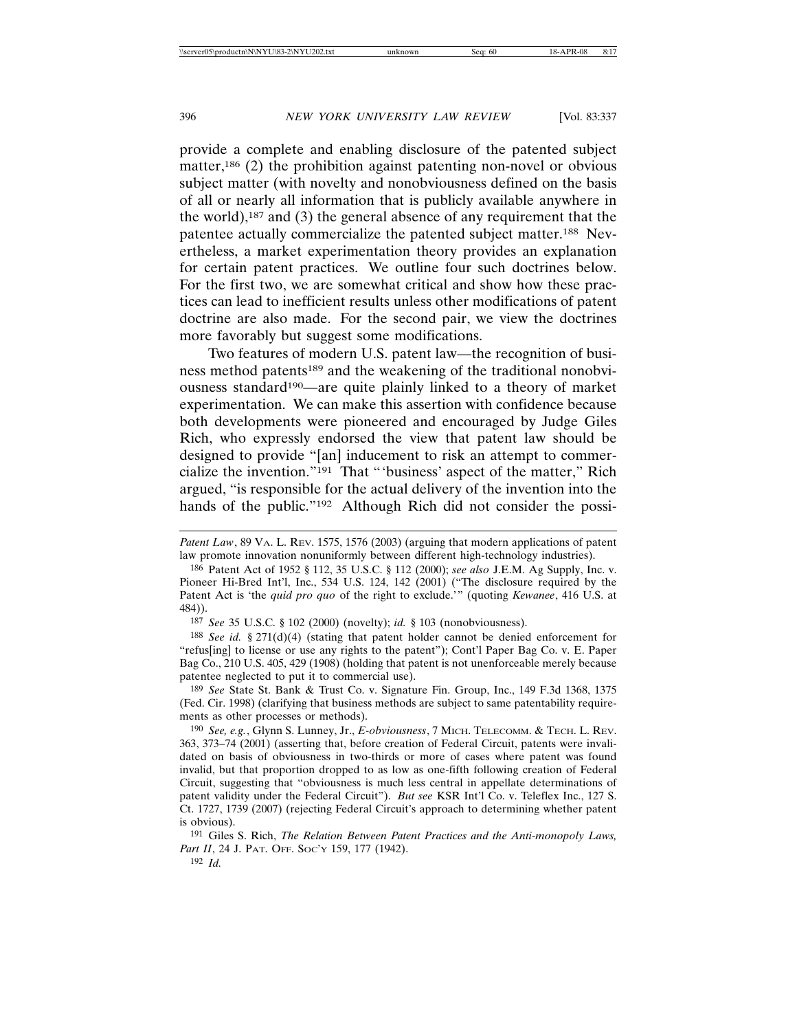provide a complete and enabling disclosure of the patented subject matter,[186] (2) the prohibition against patenting non-novel or obvious subject matter (with novelty and nonobviousness defined on the basis of all or nearly all information that is publicly available anywhere in the world),[187] and (3) the general absence of any requirement that the patentee actually commercialize the patented subject matter.[188] Nevertheless, a market experimentation theory provides an explanation for certain patent practices. We outline four such doctrines below. For the first two, we are somewhat critical and show how these practices can lead to inefficient results unless other modifications of patent doctrine are also made. For the second pair, we view the doctrines more favorably but suggest some modifications.

Two features of modern U.S. patent law—the recognition of business method patents[189] and the weakening of the traditional nonobviousness standard[190]—are quite plainly linked to a theory of market experimentation. We can make this assertion with confidence because both developments were pioneered and encouraged by Judge Giles Rich, who expressly endorsed the view that patent law should be designed to provide "[an] inducement to risk an attempt to commercialize the invention."[191] That "'business' aspect of the matter," Rich argued, "is responsible for the actual delivery of the invention into the hands of the public."[192] Although Rich did not consider the possi-

---

*Patent Law*, 89 VA. L. REV. 1575, 1576 (2003) (arguing that modern applications of patent law promote innovation nonuniformly between different high-technology industries).

186 Patent Act of 1952 § 112, 35 U.S.C. § 112 (2000); *see also* J.E.M. Ag Supply, Inc. v. Pioneer Hi-Bred Int'l, Inc., 534 U.S. 124, 142 (2001) ("The disclosure required by the Patent Act is 'the *quid pro quo* of the right to exclude.'" (quoting *Kewanee*, 416 U.S. at 484)).

187 *See* 35 U.S.C. § 102 (2000) (novelty); *id.* § 103 (nonobviousness).

188 *See id.* § 271(d)(4) (stating that patent holder cannot be denied enforcement for "refus[ing] to license or use any rights to the patent"); Cont'l Paper Bag Co. v. E. Paper Bag Co., 210 U.S. 405, 429 (1908) (holding that patent is not unenforceable merely because patentee neglected to put it to commercial use).

189 *See* State St. Bank & Trust Co. v. Signature Fin. Group, Inc., 149 F.3d 1368, 1375 (Fed. Cir. 1998) (clarifying that business methods are subject to same patentability requirements as other processes or methods).

190 *See, e.g.*, Glynn S. Lunney, Jr., *E-obviousness*, 7 MICH. TELECOMM. & TECH. L. REV. 363, 373–74 (2001) (asserting that, before creation of Federal Circuit, patents were invalidated on basis of obviousness in two-thirds or more of cases where patent was found invalid, but that proportion dropped to as low as one-fifth following creation of Federal Circuit, suggesting that "obviousness is much less central in appellate determinations of patent validity under the Federal Circuit"). *But see* KSR Int'l Co. v. Teleflex Inc., 127 S. Ct. 1727, 1739 (2007) (rejecting Federal Circuit's approach to determining whether patent is obvious).

191 Giles S. Rich, *The Relation Between Patent Practices and the Anti-monopoly Laws, Part II*, 24 J. PAT. OFF. SOC'Y 159, 177 (1942).

192 *Id.*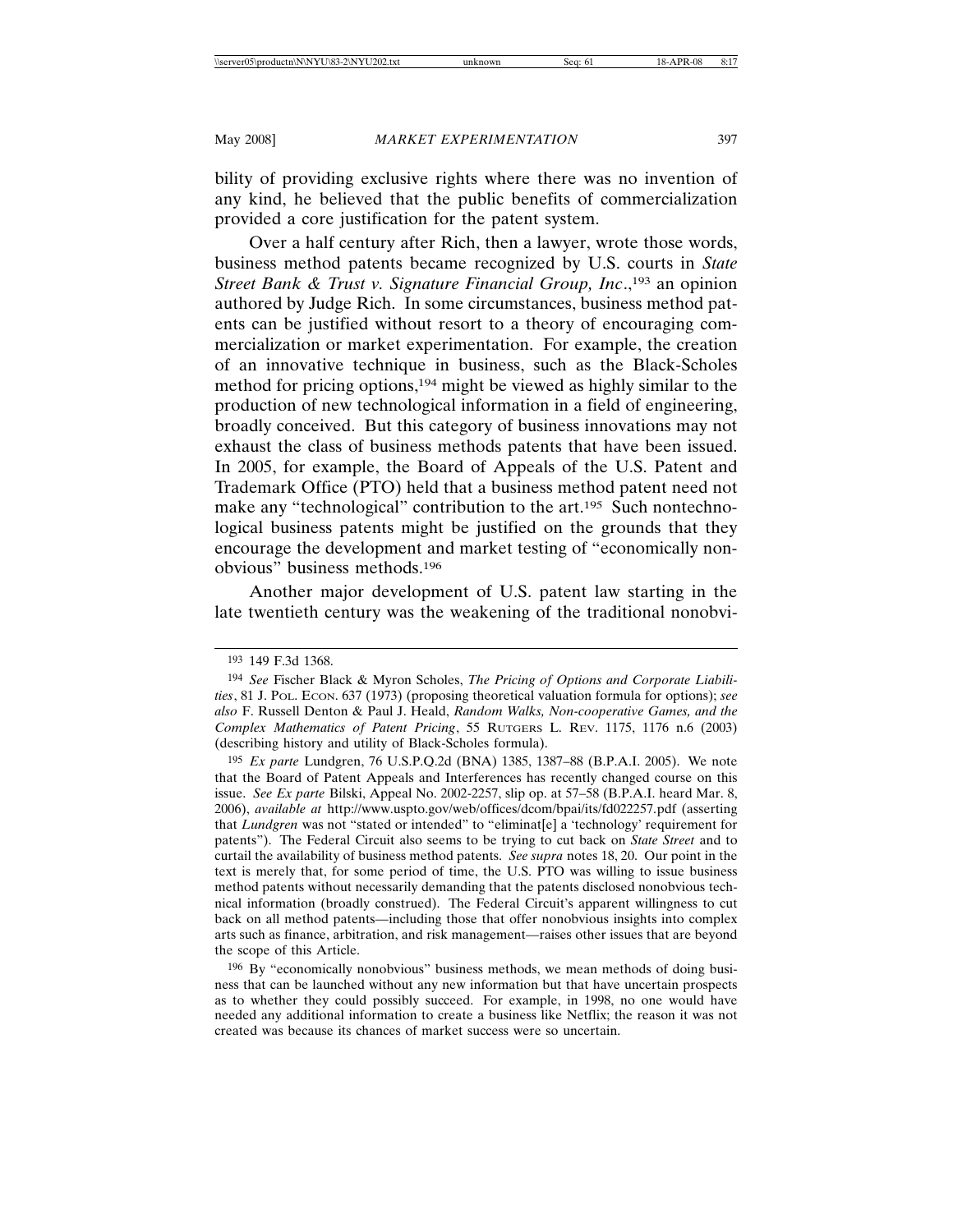bility of providing exclusive rights where there was no invention of any kind, he believed that the public benefits of commercialization provided a core justification for the patent system.

Over a half century after Rich, then a lawyer, wrote those words, business method patents became recognized by U.S. courts in *State Street Bank & Trust v. Signature Financial Group, Inc.*,[193] an opinion authored by Judge Rich. In some circumstances, business method patents can be justified without resort to a theory of encouraging commercialization or market experimentation. For example, the creation of an innovative technique in business, such as the Black-Scholes method for pricing options,[194] might be viewed as highly similar to the production of new technological information in a field of engineering, broadly conceived. But this category of business innovations may not exhaust the class of business methods patents that have been issued. In 2005, for example, the Board of Appeals of the U.S. Patent and Trademark Office (PTO) held that a business method patent need not make any "technological" contribution to the art.[195] Such nontechnological business patents might be justified on the grounds that they encourage the development and market testing of "economically nonobvious" business methods.[196]

Another major development of U.S. patent law starting in the late twentieth century was the weakening of the traditional nonobvi-

---

[193] 149 F.3d 1368.

[194] *See* Fischer Black & Myron Scholes, *The Pricing of Options and Corporate Liabilities*, 81 J. POL. ECON. 637 (1973) (proposing theoretical valuation formula for options); *see also* F. Russell Denton & Paul J. Heald, *Random Walks, Non-cooperative Games, and the Complex Mathematics of Patent Pricing*, 55 RUTGERS L. REV. 1175, 1176 n.6 (2003) (describing history and utility of Black-Scholes formula).

[195] *Ex parte* Lundgren, 76 U.S.P.Q.2d (BNA) 1385, 1387–88 (B.P.A.I. 2005). We note that the Board of Patent Appeals and Interferences has recently changed course on this issue. *See Ex parte* Bilski, Appeal No. 2002-2257, slip op. at 57–58 (B.P.A.I. heard Mar. 8, 2006), *available at* http://www.uspto.gov/web/offices/dcom/bpai/its/fd022257.pdf (asserting that *Lundgren* was not "stated or intended" to "eliminat[e] a 'technology' requirement for patents"). The Federal Circuit also seems to be trying to cut back on *State Street* and to curtail the availability of business method patents. *See supra* notes 18, 20. Our point in the text is merely that, for some period of time, the U.S. PTO was willing to issue business method patents without necessarily demanding that the patents disclosed nonobvious technical information (broadly construed). The Federal Circuit's apparent willingness to cut back on all method patents—including those that offer nonobvious insights into complex arts such as finance, arbitration, and risk management—raises other issues that are beyond the scope of this Article.

[196] By "economically nonobvious" business methods, we mean methods of doing business that can be launched without any new information but that have uncertain prospects as to whether they could possibly succeed. For example, in 1998, no one would have needed any additional information to create a business like Netflix; the reason it was not created was because its chances of market success were so uncertain.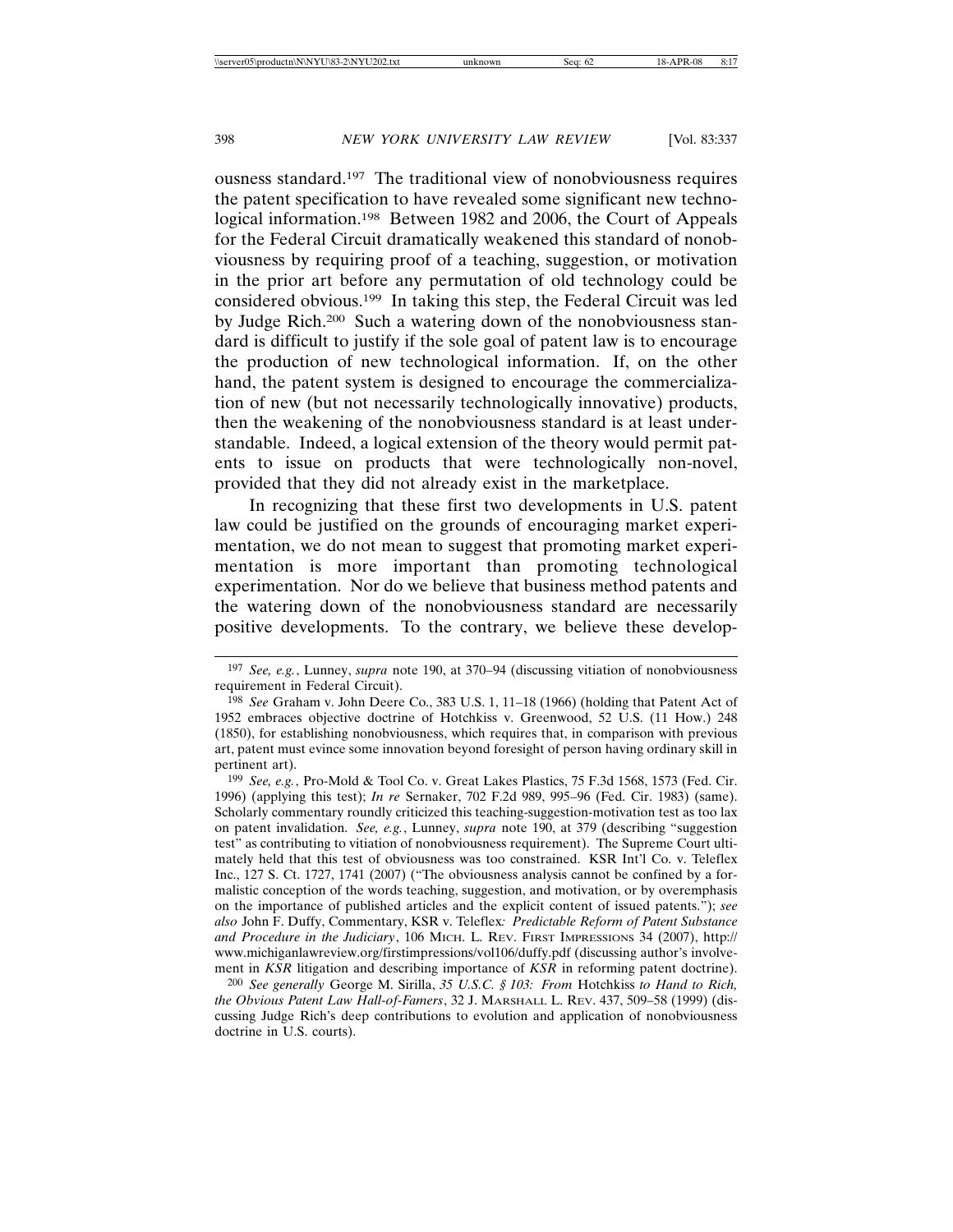ousness standard.[197] The traditional view of nonobviousness requires the patent specification to have revealed some significant new technological information.[198] Between 1982 and 2006, the Court of Appeals for the Federal Circuit dramatically weakened this standard of nonobviousness by requiring proof of a teaching, suggestion, or motivation in the prior art before any permutation of old technology could be considered obvious.[199] In taking this step, the Federal Circuit was led by Judge Rich.[200] Such a watering down of the nonobviousness standard is difficult to justify if the sole goal of patent law is to encourage the production of new technological information. If, on the other hand, the patent system is designed to encourage the commercialization of new (but not necessarily technologically innovative) products, then the weakening of the nonobviousness standard is at least understandable. Indeed, a logical extension of the theory would permit patents to issue on products that were technologically non-novel, provided that they did not already exist in the marketplace.

In recognizing that these first two developments in U.S. patent law could be justified on the grounds of encouraging market experimentation, we do not mean to suggest that promoting market experimentation is more important than promoting technological experimentation. Nor do we believe that business method patents and the watering down of the nonobviousness standard are necessarily positive developments. To the contrary, we believe these develop-

---

197 *See, e.g.*, Lunney, *supra* note 190, at 370–94 (discussing vitiation of nonobviousness requirement in Federal Circuit).

198 *See* Graham v. John Deere Co., 383 U.S. 1, 11–18 (1966) (holding that Patent Act of 1952 embraces objective doctrine of Hotchkiss v. Greenwood, 52 U.S. (11 How.) 248 (1850), for establishing nonobviousness, which requires that, in comparison with previous art, patent must evince some innovation beyond foresight of person having ordinary skill in pertinent art).

199 *See, e.g.*, Pro-Mold & Tool Co. v. Great Lakes Plastics, 75 F.3d 1568, 1573 (Fed. Cir. 1996) (applying this test); *In re* Sernaker, 702 F.2d 989, 995–96 (Fed. Cir. 1983) (same). Scholarly commentary roundly criticized this teaching-suggestion-motivation test as too lax on patent invalidation. *See, e.g.*, Lunney, *supra* note 190, at 379 (describing "suggestion test" as contributing to vitiation of nonobviousness requirement). The Supreme Court ultimately held that this test of obviousness was too constrained. KSR Int'l Co. v. Teleflex Inc., 127 S. Ct. 1727, 1741 (2007) ("The obviousness analysis cannot be confined by a formalistic conception of the words teaching, suggestion, and motivation, or by overemphasis on the importance of published articles and the explicit content of issued patents."); *see also* John F. Duffy, Commentary, KSR v. Teleflex*: Predictable Reform of Patent Substance and Procedure in the Judiciary*, 106 MICH. L. REV. FIRST IMPRESSIONS 34 (2007), http://www.michiganlawreview.org/firstimpressions/vol106/duffy.pdf (discussing author's involvement in *KSR* litigation and describing importance of *KSR* in reforming patent doctrine).

200 *See generally* George M. Sirilla, *35 U.S.C. § 103: From* Hotchkiss *to Hand to Rich, the Obvious Patent Law Hall-of-Famers*, 32 J. MARSHALL L. REV. 437, 509–58 (1999) (discussing Judge Rich's deep contributions to evolution and application of nonobviousness doctrine in U.S. courts).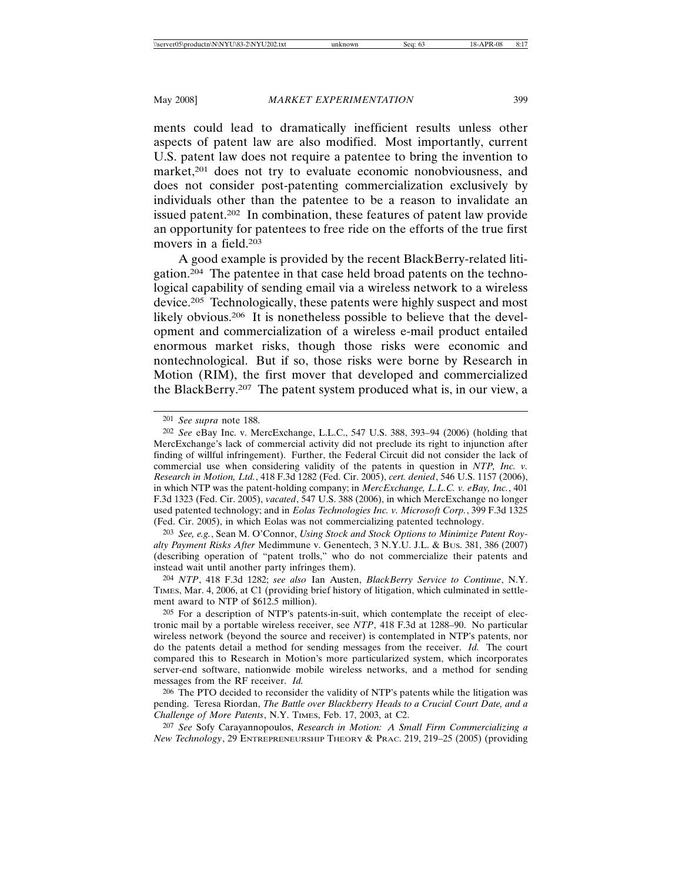ments could lead to dramatically inefficient results unless other aspects of patent law are also modified. Most importantly, current U.S. patent law does not require a patentee to bring the invention to market,[201] does not try to evaluate economic nonobviousness, and does not consider post-patenting commercialization exclusively by individuals other than the patentee to be a reason to invalidate an issued patent.[202] In combination, these features of patent law provide an opportunity for patentees to free ride on the efforts of the true first movers in a field.[203]

A good example is provided by the recent BlackBerry-related litigation.[204] The patentee in that case held broad patents on the technological capability of sending email via a wireless network to a wireless device.[205] Technologically, these patents were highly suspect and most likely obvious.[206] It is nonetheless possible to believe that the development and commercialization of a wireless e-mail product entailed enormous market risks, though those risks were economic and nontechnological. But if so, those risks were borne by Research in Motion (RIM), the first mover that developed and commercialized the BlackBerry.[207] The patent system produced what is, in our view, a

---

[201] *See supra* note 188.

[202] *See* eBay Inc. v. MercExchange, L.L.C., 547 U.S. 388, 393–94 (2006) (holding that MercExchange's lack of commercial activity did not preclude its right to injunction after finding of willful infringement). Further, the Federal Circuit did not consider the lack of commercial use when considering validity of the patents in question in *NTP, Inc. v. Research in Motion, Ltd.*, 418 F.3d 1282 (Fed. Cir. 2005), *cert. denied*, 546 U.S. 1157 (2006), in which NTP was the patent-holding company; in *MercExchange, L.L.C. v. eBay, Inc.*, 401 F.3d 1323 (Fed. Cir. 2005), *vacated*, 547 U.S. 388 (2006), in which MercExchange no longer used patented technology; and in *Eolas Technologies Inc. v. Microsoft Corp.*, 399 F.3d 1325 (Fed. Cir. 2005), in which Eolas was not commercializing patented technology.

[203] *See, e.g.*, Sean M. O'Connor, *Using Stock and Stock Options to Minimize Patent Royalty Payment Risks After* Medimmune v. Genentech, 3 N.Y.U. J.L. & Bus. 381, 386 (2007) (describing operation of "patent trolls," who do not commercialize their patents and instead wait until another party infringes them).

[204] *NTP*, 418 F.3d 1282; *see also* Ian Austen, *BlackBerry Service to Continue*, N.Y. Times, Mar. 4, 2006, at C1 (providing brief history of litigation, which culminated in settlement award to NTP of $612.5 million).

[205] For a description of NTP's patents-in-suit, which contemplate the receipt of electronic mail by a portable wireless receiver, see *NTP*, 418 F.3d at 1288–90. No particular wireless network (beyond the source and receiver) is contemplated in NTP's patents, nor do the patents detail a method for sending messages from the receiver. *Id.* The court compared this to Research in Motion's more particularized system, which incorporates server-end software, nationwide mobile wireless networks, and a method for sending messages from the RF receiver. *Id.*

[206] The PTO decided to reconsider the validity of NTP's patents while the litigation was pending. Teresa Riordan, *The Battle over Blackberry Heads to a Crucial Court Date, and a Challenge of More Patents*, N.Y. Times, Feb. 17, 2003, at C2.

[207] *See* Sofy Carayannopoulos, *Research in Motion: A Small Firm Commercializing a New Technology*, 29 Entrepreneurship Theory & Prac. 219, 219–25 (2005) (providing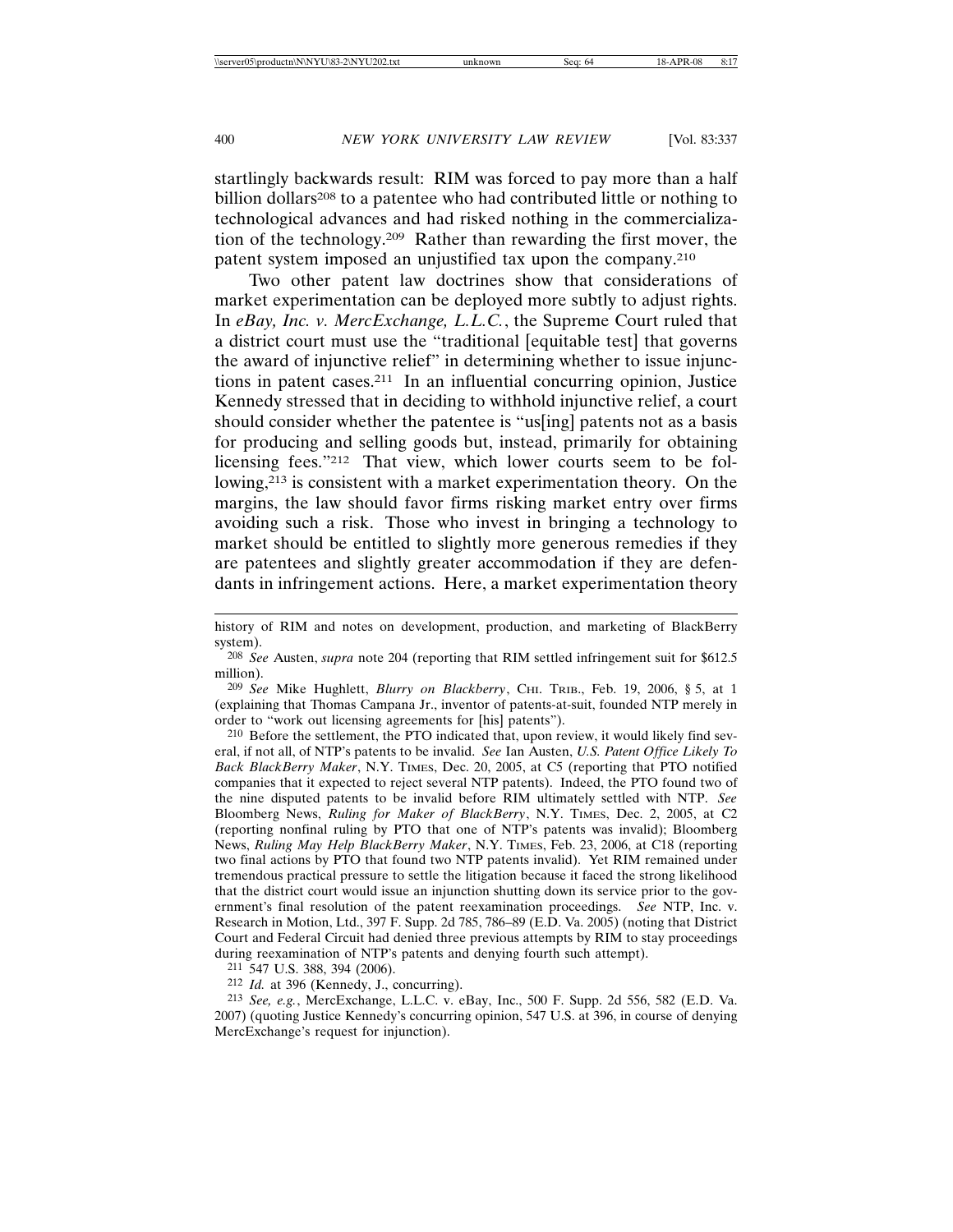startlingly backwards result: RIM was forced to pay more than a half billion dollars[208] to a patentee who had contributed little or nothing to technological advances and had risked nothing in the commercialization of the technology.[209] Rather than rewarding the first mover, the patent system imposed an unjustified tax upon the company.[210]

Two other patent law doctrines show that considerations of market experimentation can be deployed more subtly to adjust rights. In *eBay, Inc. v. MercExchange, L.L.C.*, the Supreme Court ruled that a district court must use the "traditional [equitable test] that governs the award of injunctive relief" in determining whether to issue injunctions in patent cases.[211] In an influential concurring opinion, Justice Kennedy stressed that in deciding to withhold injunctive relief, a court should consider whether the patentee is "us[ing] patents not as a basis for producing and selling goods but, instead, primarily for obtaining licensing fees."[212] That view, which lower courts seem to be following,[213] is consistent with a market experimentation theory. On the margins, the law should favor firms risking market entry over firms avoiding such a risk. Those who invest in bringing a technology to market should be entitled to slightly more generous remedies if they are patentees and slightly greater accommodation if they are defendants in infringement actions. Here, a market experimentation theory

---

history of RIM and notes on development, production, and marketing of BlackBerry system).

[208] *See* Austen, *supra* note 204 (reporting that RIM settled infringement suit for $612.5 million).

[209] *See* Mike Hughlett, *Blurry on Blackberry*, CHI. TRIB., Feb. 19, 2006, § 5, at 1 (explaining that Thomas Campana Jr., inventor of patents-at-suit, founded NTP merely in order to "work out licensing agreements for [his] patents").

[210] Before the settlement, the PTO indicated that, upon review, it would likely find several, if not all, of NTP's patents to be invalid. *See* Ian Austen, *U.S. Patent Office Likely To Back BlackBerry Maker*, N.Y. TIMES, Dec. 20, 2005, at C5 (reporting that PTO notified companies that it expected to reject several NTP patents). Indeed, the PTO found two of the nine disputed patents to be invalid before RIM ultimately settled with NTP. *See* Bloomberg News, *Ruling for Maker of BlackBerry*, N.Y. TIMES, Dec. 2, 2005, at C2 (reporting nonfinal ruling by PTO that one of NTP's patents was invalid); Bloomberg News, *Ruling May Help BlackBerry Maker*, N.Y. TIMES, Feb. 23, 2006, at C18 (reporting two final actions by PTO that found two NTP patents invalid). Yet RIM remained under tremendous practical pressure to settle the litigation because it faced the strong likelihood that the district court would issue an injunction shutting down its service prior to the government's final resolution of the patent reexamination proceedings. *See* NTP, Inc. v. Research in Motion, Ltd., 397 F. Supp. 2d 785, 786–89 (E.D. Va. 2005) (noting that District Court and Federal Circuit had denied three previous attempts by RIM to stay proceedings during reexamination of NTP's patents and denying fourth such attempt).

[211] 547 U.S. 388, 394 (2006).

[212] *Id.* at 396 (Kennedy, J., concurring).

[213] *See, e.g.*, MercExchange, L.L.C. v. eBay, Inc., 500 F. Supp. 2d 556, 582 (E.D. Va. 2007) (quoting Justice Kennedy's concurring opinion, 547 U.S. at 396, in course of denying MercExchange's request for injunction).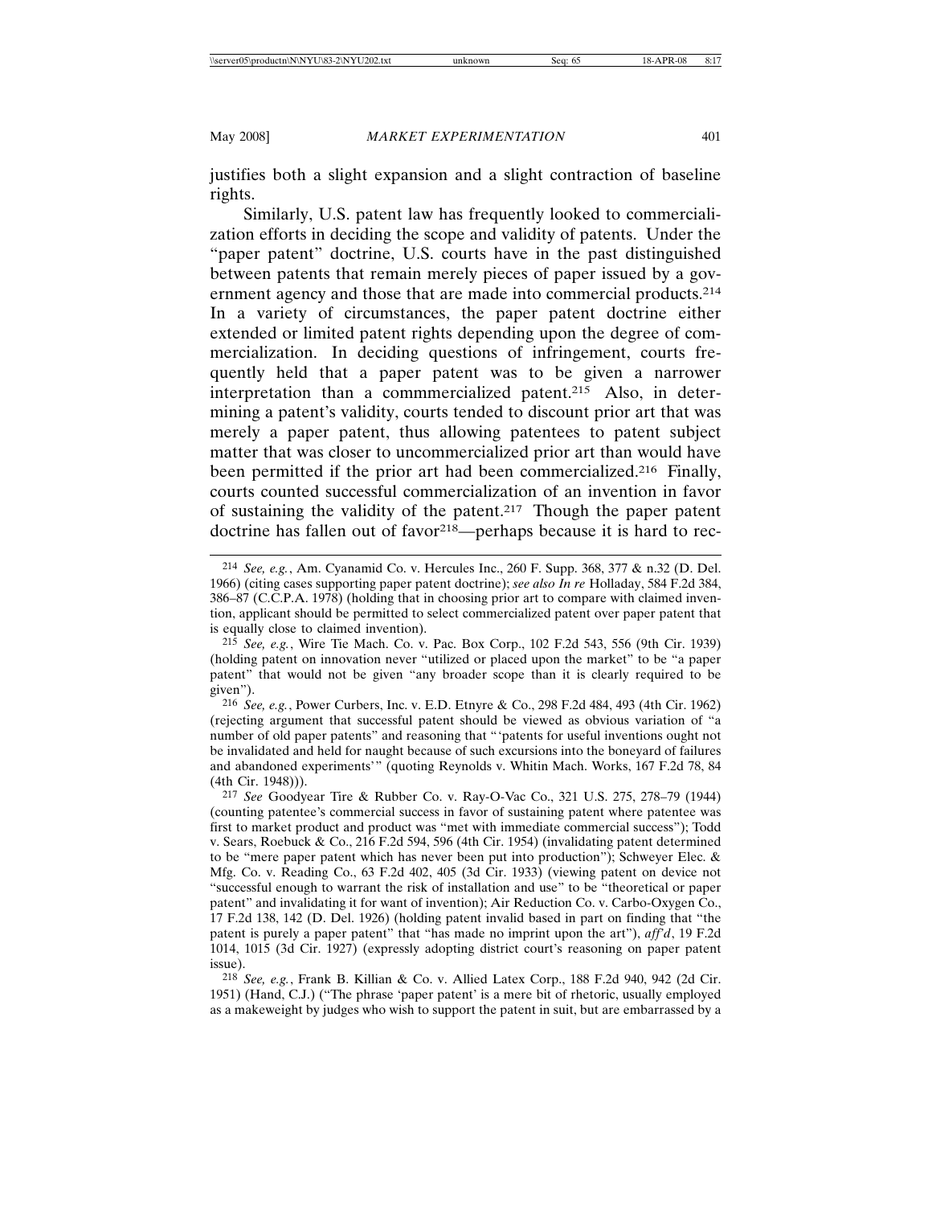justifies both a slight expansion and a slight contraction of baseline rights.

Similarly, U.S. patent law has frequently looked to commercialization efforts in deciding the scope and validity of patents. Under the "paper patent" doctrine, U.S. courts have in the past distinguished between patents that remain merely pieces of paper issued by a government agency and those that are made into commercial products.[214] In a variety of circumstances, the paper patent doctrine either extended or limited patent rights depending upon the degree of commercialization. In deciding questions of infringement, courts frequently held that a paper patent was to be given a narrower interpretation than a commmercialized patent.[215] Also, in determining a patent's validity, courts tended to discount prior art that was merely a paper patent, thus allowing patentees to patent subject matter that was closer to uncommercialized prior art than would have been permitted if the prior art had been commercialized.[216] Finally, courts counted successful commercialization of an invention in favor of sustaining the validity of the patent.[217] Though the paper patent doctrine has fallen out of favor[218]—perhaps because it is hard to rec-

---

[214] *See, e.g.*, Am. Cyanamid Co. v. Hercules Inc., 260 F. Supp. 368, 377 & n.32 (D. Del. 1966) (citing cases supporting paper patent doctrine); *see also In re* Holladay, 584 F.2d 384, 386–87 (C.C.P.A. 1978) (holding that in choosing prior art to compare with claimed invention, applicant should be permitted to select commercialized patent over paper patent that is equally close to claimed invention).

[215] *See, e.g.*, Wire Tie Mach. Co. v. Pac. Box Corp., 102 F.2d 543, 556 (9th Cir. 1939) (holding patent on innovation never "utilized or placed upon the market" to be "a paper patent" that would not be given "any broader scope than it is clearly required to be given").

[216] *See, e.g.*, Power Curbers, Inc. v. E.D. Etnyre & Co., 298 F.2d 484, 493 (4th Cir. 1962) (rejecting argument that successful patent should be viewed as obvious variation of "a number of old paper patents" and reasoning that "'patents for useful inventions ought not be invalidated and held for naught because of such excursions into the boneyard of failures and abandoned experiments'" (quoting Reynolds v. Whitin Mach. Works, 167 F.2d 78, 84 (4th Cir. 1948))).

[217] *See* Goodyear Tire & Rubber Co. v. Ray-O-Vac Co., 321 U.S. 275, 278–79 (1944) (counting patentee's commercial success in favor of sustaining patent where patentee was first to market product and product was "met with immediate commercial success"); Todd v. Sears, Roebuck & Co., 216 F.2d 594, 596 (4th Cir. 1954) (invalidating patent determined to be "mere paper patent which has never been put into production"); Schweyer Elec. & Mfg. Co. v. Reading Co., 63 F.2d 402, 405 (3d Cir. 1933) (viewing patent on device not "successful enough to warrant the risk of installation and use" to be "theoretical or paper patent" and invalidating it for want of invention); Air Reduction Co. v. Carbo-Oxygen Co., 17 F.2d 138, 142 (D. Del. 1926) (holding patent invalid based in part on finding that "the patent is purely a paper patent" that "has made no imprint upon the art"), *aff'd*, 19 F.2d 1014, 1015 (3d Cir. 1927) (expressly adopting district court's reasoning on paper patent issue).

[218] *See, e.g.*, Frank B. Killian & Co. v. Allied Latex Corp., 188 F.2d 940, 942 (2d Cir. 1951) (Hand, C.J.) ("The phrase 'paper patent' is a mere bit of rhetoric, usually employed as a makeweight by judges who wish to support the patent in suit, but are embarrassed by a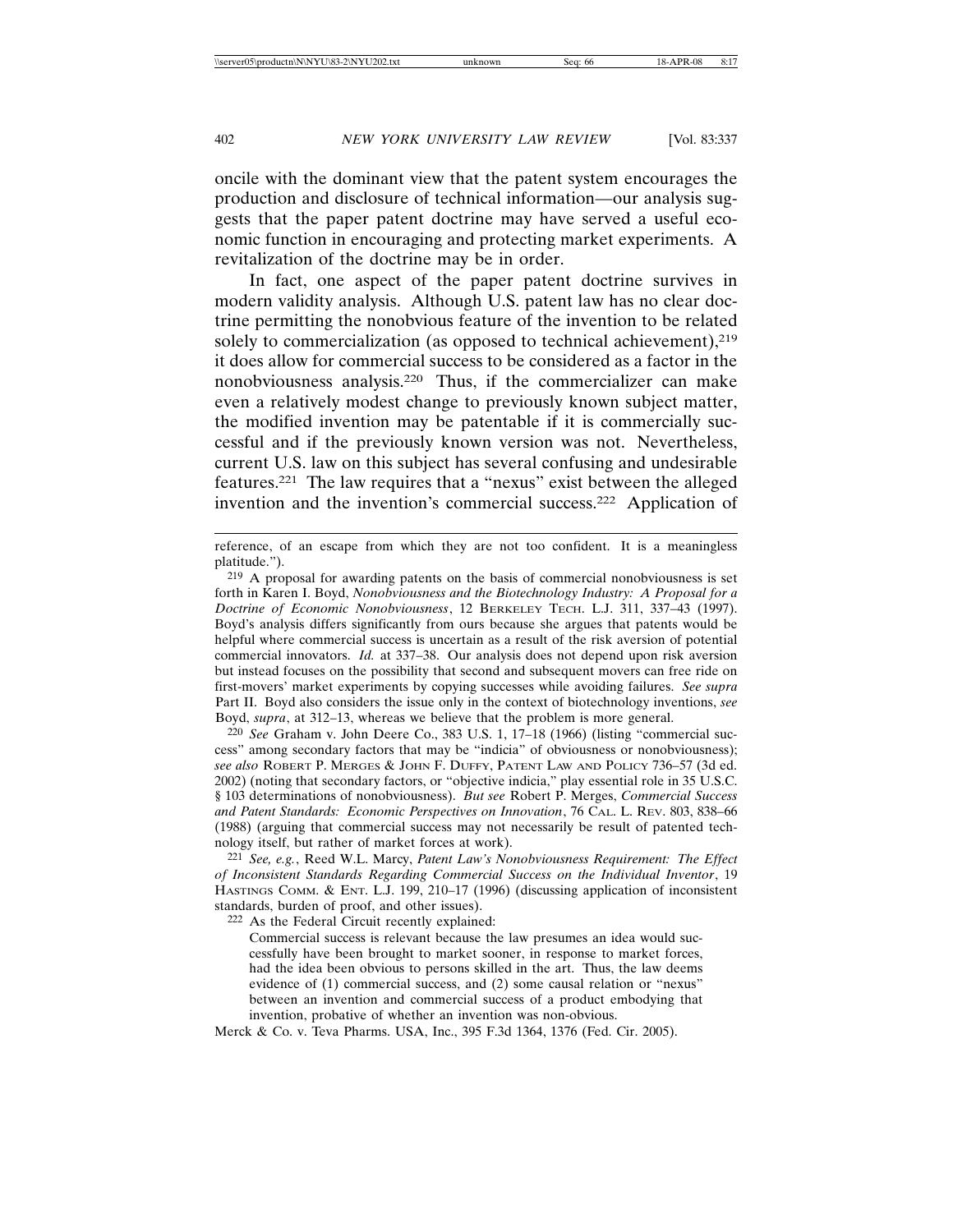oncile with the dominant view that the patent system encourages the production and disclosure of technical information—our analysis suggests that the paper patent doctrine may have served a useful economic function in encouraging and protecting market experiments. A revitalization of the doctrine may be in order.

In fact, one aspect of the paper patent doctrine survives in modern validity analysis. Although U.S. patent law has no clear doctrine permitting the nonobvious feature of the invention to be related solely to commercialization (as opposed to technical achievement),[219] it does allow for commercial success to be considered as a factor in the nonobviousness analysis.[220] Thus, if the commercializer can make even a relatively modest change to previously known subject matter, the modified invention may be patentable if it is commercially successful and if the previously known version was not. Nevertheless, current U.S. law on this subject has several confusing and undesirable features.[221] The law requires that a "nexus" exist between the alleged invention and the invention's commercial success.[222] Application of

---

reference, of an escape from which they are not too confident. It is a meaningless platitude.").

[219] A proposal for awarding patents on the basis of commercial nonobviousness is set forth in Karen I. Boyd, *Nonobviousness and the Biotechnology Industry: A Proposal for a Doctrine of Economic Nonobviousness*, 12 BERKELEY TECH. L.J. 311, 337–43 (1997). Boyd's analysis differs significantly from ours because she argues that patents would be helpful where commercial success is uncertain as a result of the risk aversion of potential commercial innovators. *Id.* at 337–38. Our analysis does not depend upon risk aversion but instead focuses on the possibility that second and subsequent movers can free ride on first-movers' market experiments by copying successes while avoiding failures. *See supra* Part II. Boyd also considers the issue only in the context of biotechnology inventions, *see* Boyd, *supra*, at 312–13, whereas we believe that the problem is more general.

[220] *See* Graham v. John Deere Co., 383 U.S. 1, 17–18 (1966) (listing "commercial success" among secondary factors that may be "indicia" of obviousness or nonobviousness); *see also* ROBERT P. MERGES & JOHN F. DUFFY, PATENT LAW AND POLICY 736–57 (3d ed. 2002) (noting that secondary factors, or "objective indicia," play essential role in 35 U.S.C. § 103 determinations of nonobviousness). *But see* Robert P. Merges, *Commercial Success and Patent Standards: Economic Perspectives on Innovation*, 76 CAL. L. REV. 803, 838–66 (1988) (arguing that commercial success may not necessarily be result of patented technology itself, but rather of market forces at work).

[221] *See, e.g.*, Reed W.L. Marcy, *Patent Law's Nonobviousness Requirement: The Effect of Inconsistent Standards Regarding Commercial Success on the Individual Inventor*, 19 HASTINGS COMM. & ENT. L.J. 199, 210–17 (1996) (discussing application of inconsistent standards, burden of proof, and other issues).

[222] As the Federal Circuit recently explained:

> Commercial success is relevant because the law presumes an idea would successfully have been brought to market sooner, in response to market forces, had the idea been obvious to persons skilled in the art. Thus, the law deems evidence of (1) commercial success, and (2) some causal relation or "nexus" between an invention and commercial success of a product embodying that invention, probative of whether an invention was non-obvious.

Merck & Co. v. Teva Pharms. USA, Inc., 395 F.3d 1364, 1376 (Fed. Cir. 2005).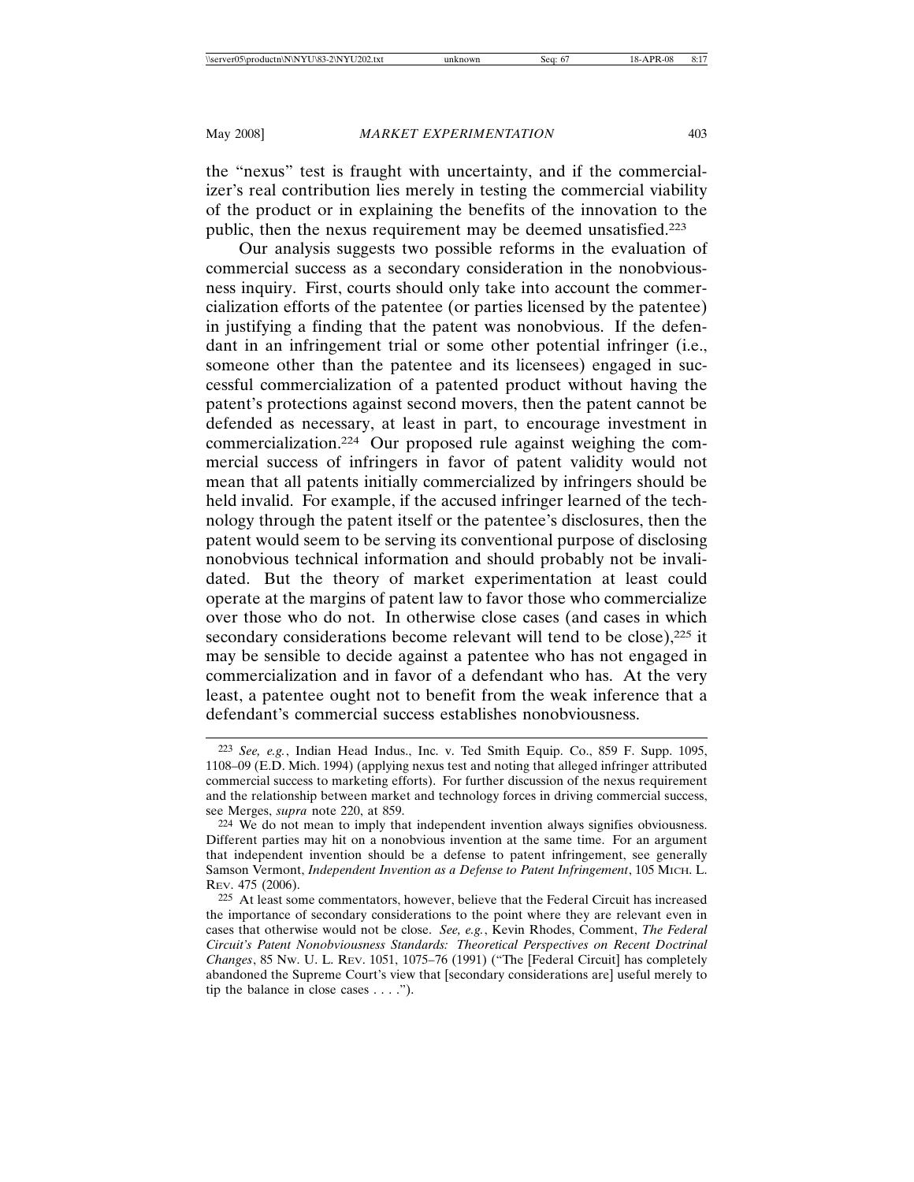the "nexus" test is fraught with uncertainty, and if the commercializer's real contribution lies merely in testing the commercial viability of the product or in explaining the benefits of the innovation to the public, then the nexus requirement may be deemed unsatisfied.[223]

Our analysis suggests two possible reforms in the evaluation of commercial success as a secondary consideration in the nonobviousness inquiry. First, courts should only take into account the commercialization efforts of the patentee (or parties licensed by the patentee) in justifying a finding that the patent was nonobvious. If the defendant in an infringement trial or some other potential infringer (i.e., someone other than the patentee and its licensees) engaged in successful commercialization of a patented product without having the patent's protections against second movers, then the patent cannot be defended as necessary, at least in part, to encourage investment in commercialization.[224] Our proposed rule against weighing the commercial success of infringers in favor of patent validity would not mean that all patents initially commercialized by infringers should be held invalid. For example, if the accused infringer learned of the technology through the patent itself or the patentee's disclosures, then the patent would seem to be serving its conventional purpose of disclosing nonobvious technical information and should probably not be invalidated. But the theory of market experimentation at least could operate at the margins of patent law to favor those who commercialize over those who do not. In otherwise close cases (and cases in which secondary considerations become relevant will tend to be close),[225] it may be sensible to decide against a patentee who has not engaged in commercialization and in favor of a defendant who has. At the very least, a patentee ought not to benefit from the weak inference that a defendant's commercial success establishes nonobviousness.

---

[223] *See, e.g.*, Indian Head Indus., Inc. v. Ted Smith Equip. Co., 859 F. Supp. 1095, 1108–09 (E.D. Mich. 1994) (applying nexus test and noting that alleged infringer attributed commercial success to marketing efforts). For further discussion of the nexus requirement and the relationship between market and technology forces in driving commercial success, see Merges, *supra* note 220, at 859.

[224] We do not mean to imply that independent invention always signifies obviousness. Different parties may hit on a nonobvious invention at the same time. For an argument that independent invention should be a defense to patent infringement, see generally Samson Vermont, *Independent Invention as a Defense to Patent Infringement*, 105 MICH. L. REV. 475 (2006).

[225] At least some commentators, however, believe that the Federal Circuit has increased the importance of secondary considerations to the point where they are relevant even in cases that otherwise would not be close. *See, e.g.*, Kevin Rhodes, Comment, *The Federal Circuit's Patent Nonobviousness Standards: Theoretical Perspectives on Recent Doctrinal Changes*, 85 NW. U. L. REV. 1051, 1075–76 (1991) ("The [Federal Circuit] has completely abandoned the Supreme Court's view that [secondary considerations are] useful merely to tip the balance in close cases . . . .").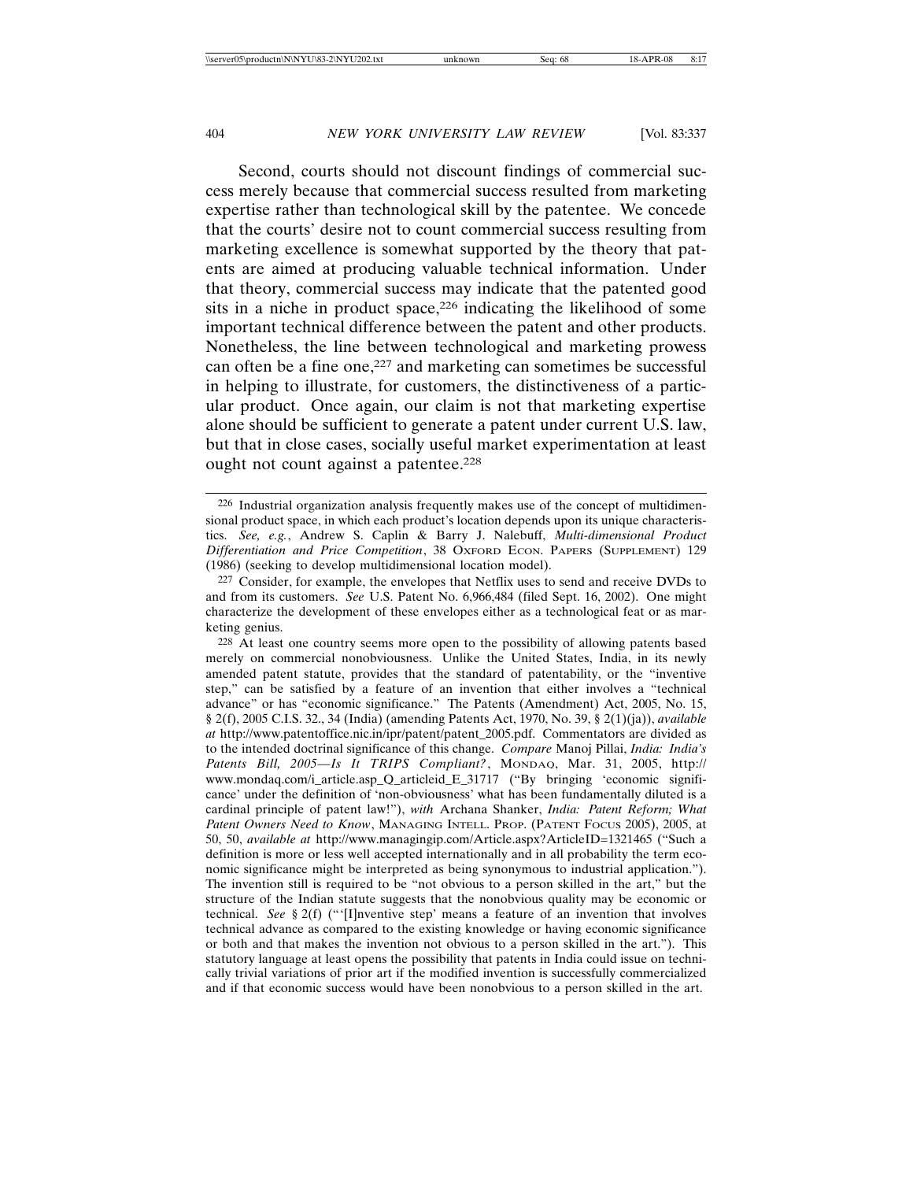Second, courts should not discount findings of commercial success merely because that commercial success resulted from marketing expertise rather than technological skill by the patentee. We concede that the courts' desire not to count commercial success resulting from marketing excellence is somewhat supported by the theory that patents are aimed at producing valuable technical information. Under that theory, commercial success may indicate that the patented good sits in a niche in product space,[226] indicating the likelihood of some important technical difference between the patent and other products. Nonetheless, the line between technological and marketing prowess can often be a fine one,[227] and marketing can sometimes be successful in helping to illustrate, for customers, the distinctiveness of a particular product. Once again, our claim is not that marketing expertise alone should be sufficient to generate a patent under current U.S. law, but that in close cases, socially useful market experimentation at least ought not count against a patentee.[228]

---

[226] Industrial organization analysis frequently makes use of the concept of multidimensional product space, in which each product's location depends upon its unique characteristics. *See, e.g.*, Andrew S. Caplin & Barry J. Nalebuff, *Multi-dimensional Product Differentiation and Price Competition*, 38 OXFORD ECON. PAPERS (SUPPLEMENT) 129 (1986) (seeking to develop multidimensional location model).

[227] Consider, for example, the envelopes that Netflix uses to send and receive DVDs to and from its customers. *See* U.S. Patent No. 6,966,484 (filed Sept. 16, 2002). One might characterize the development of these envelopes either as a technological feat or as marketing genius.

[228] At least one country seems more open to the possibility of allowing patents based merely on commercial nonobviousness. Unlike the United States, India, in its newly amended patent statute, provides that the standard of patentability, or the "inventive step," can be satisfied by a feature of an invention that either involves a "technical advance" or has "economic significance." The Patents (Amendment) Act, 2005, No. 15, § 2(f), 2005 C.I.S. 32., 34 (India) (amending Patents Act, 1970, No. 39, § 2(1)(ja)), *available at* http://www.patentoffice.nic.in/ipr/patent/patent_2005.pdf. Commentators are divided as to the intended doctrinal significance of this change. *Compare* Manoj Pillai, *India: India's Patents Bill, 2005—Is It TRIPS Compliant?*, MONDAQ, Mar. 31, 2005, http://www.mondaq.com/i_article.asp_Q_articleid_E_31717 ("By bringing 'economic significance' under the definition of 'non-obviousness' what has been fundamentally diluted is a cardinal principle of patent law!"), *with* Archana Shanker, *India: Patent Reform; What Patent Owners Need to Know*, MANAGING INTELL. PROP. (PATENT FOCUS 2005), 2005, at 50, 50, *available at* http://www.managingip.com/Article.aspx?ArticleID=1321465 ("Such a definition is more or less well accepted internationally and in all probability the term economic significance might be interpreted as being synonymous to industrial application."). The invention still is required to be "not obvious to a person skilled in the art," but the structure of the Indian statute suggests that the nonobvious quality may be economic or technical. *See* § 2(f) ("'[I]nventive step' means a feature of an invention that involves technical advance as compared to the existing knowledge or having economic significance or both and that makes the invention not obvious to a person skilled in the art."). This statutory language at least opens the possibility that patents in India could issue on technically trivial variations of prior art if the modified invention is successfully commercialized and if that economic success would have been nonobvious to a person skilled in the art.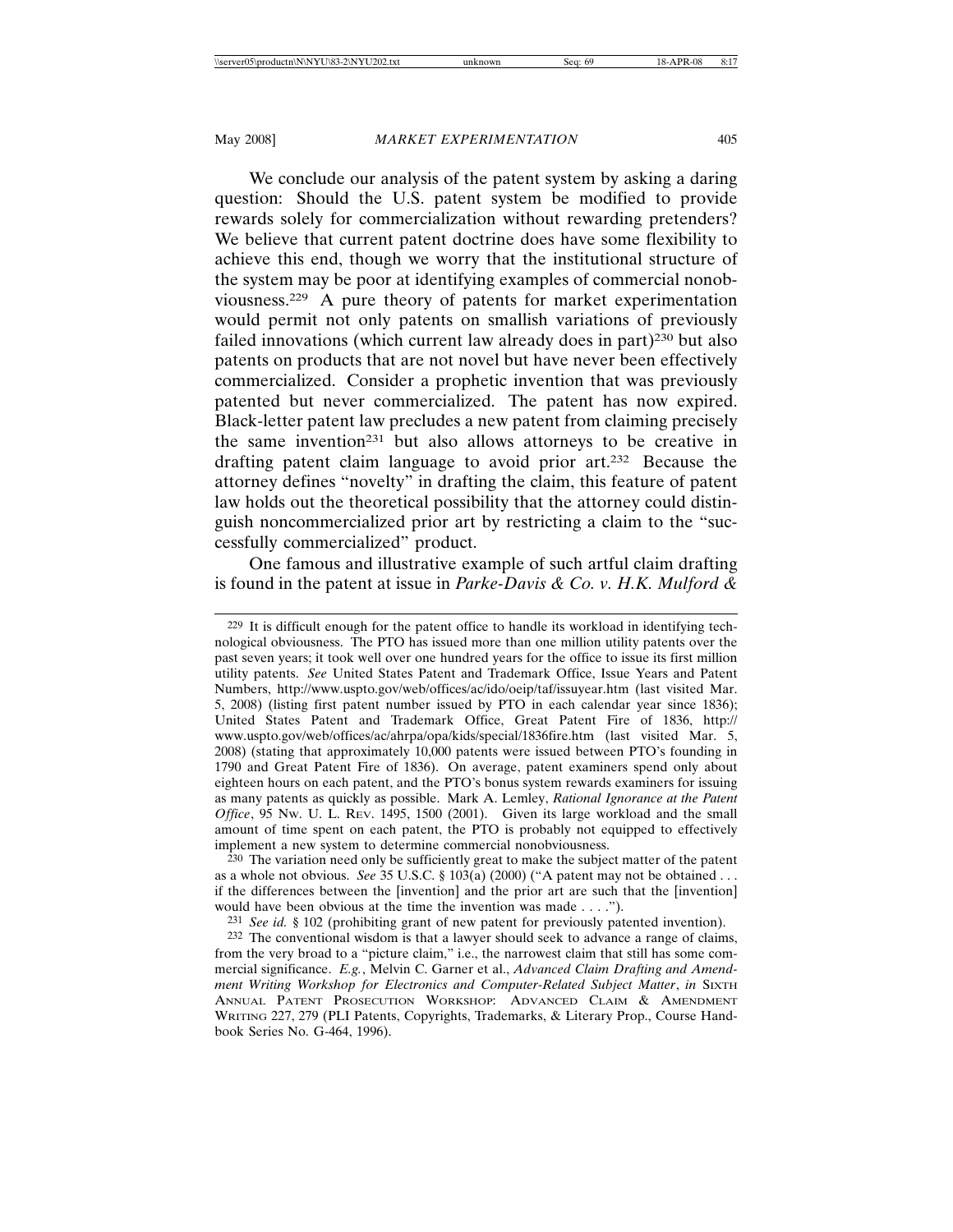We conclude our analysis of the patent system by asking a daring question: Should the U.S. patent system be modified to provide rewards solely for commercialization without rewarding pretenders? We believe that current patent doctrine does have some flexibility to achieve this end, though we worry that the institutional structure of the system may be poor at identifying examples of commercial nonobviousness.[229] A pure theory of patents for market experimentation would permit not only patents on smallish variations of previously failed innovations (which current law already does in part)[230] but also patents on products that are not novel but have never been effectively commercialized. Consider a prophetic invention that was previously patented but never commercialized. The patent has now expired. Black-letter patent law precludes a new patent from claiming precisely the same invention[231] but also allows attorneys to be creative in drafting patent claim language to avoid prior art.[232] Because the attorney defines "novelty" in drafting the claim, this feature of patent law holds out the theoretical possibility that the attorney could distinguish noncommercialized prior art by restricting a claim to the "successfully commercialized" product.

One famous and illustrative example of such artful claim drafting is found in the patent at issue in *Parke-Davis & Co. v. H.K. Mulford &*

---

[229] It is difficult enough for the patent office to handle its workload in identifying technological obviousness. The PTO has issued more than one million utility patents over the past seven years; it took well over one hundred years for the office to issue its first million utility patents. *See* United States Patent and Trademark Office, Issue Years and Patent Numbers, http://www.uspto.gov/web/offices/ac/ido/oeip/taf/issuyear.htm (last visited Mar. 5, 2008) (listing first patent number issued by PTO in each calendar year since 1836); United States Patent and Trademark Office, Great Patent Fire of 1836, http://www.uspto.gov/web/offices/ac/ahrpa/opa/kids/special/1836fire.htm (last visited Mar. 5, 2008) (stating that approximately 10,000 patents were issued between PTO's founding in 1790 and Great Patent Fire of 1836). On average, patent examiners spend only about eighteen hours on each patent, and the PTO's bonus system rewards examiners for issuing as many patents as quickly as possible. Mark A. Lemley, *Rational Ignorance at the Patent Office*, 95 Nw. U. L. Rev. 1495, 1500 (2001). Given its large workload and the small amount of time spent on each patent, the PTO is probably not equipped to effectively implement a new system to determine commercial nonobviousness.

[230] The variation need only be sufficiently great to make the subject matter of the patent as a whole not obvious. *See* 35 U.S.C. § 103(a) (2000) ("A patent may not be obtained . . . if the differences between the [invention] and the prior art are such that the [invention] would have been obvious at the time the invention was made . . . .").

[231] *See id.* § 102 (prohibiting grant of new patent for previously patented invention).

[232] The conventional wisdom is that a lawyer should seek to advance a range of claims, from the very broad to a "picture claim," i.e., the narrowest claim that still has some commercial significance. *E.g.*, Melvin C. Garner et al., *Advanced Claim Drafting and Amendment Writing Workshop for Electronics and Computer-Related Subject Matter*, *in* Sixth Annual Patent Prosecution Workshop: Advanced Claim & Amendment Writing 227, 279 (PLI Patents, Copyrights, Trademarks, & Literary Prop., Course Handbook Series No. G-464, 1996).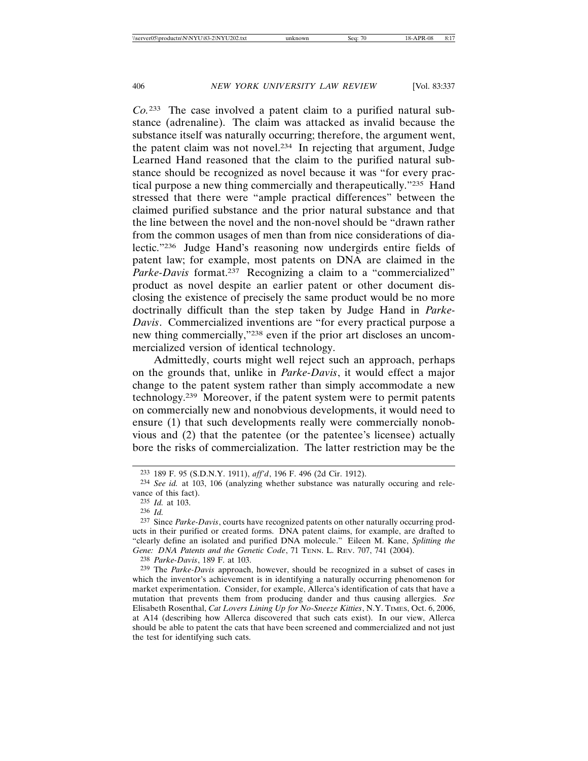*Co.*[233] The case involved a patent claim to a purified natural substance (adrenaline). The claim was attacked as invalid because the substance itself was naturally occurring; therefore, the argument went, the patent claim was not novel.[234] In rejecting that argument, Judge Learned Hand reasoned that the claim to the purified natural substance should be recognized as novel because it was "for every practical purpose a new thing commercially and therapeutically."[235] Hand stressed that there were "ample practical differences" between the claimed purified substance and the prior natural substance and that the line between the novel and the non-novel should be "drawn rather from the common usages of men than from nice considerations of dialectic."[236] Judge Hand's reasoning now undergirds entire fields of patent law; for example, most patents on DNA are claimed in the *Parke-Davis* format.[237] Recognizing a claim to a "commercialized" product as novel despite an earlier patent or other document disclosing the existence of precisely the same product would be no more doctrinally difficult than the step taken by Judge Hand in *Parke-Davis*. Commercialized inventions are "for every practical purpose a new thing commercially,"[238] even if the prior art discloses an uncommercialized version of identical technology.

Admittedly, courts might well reject such an approach, perhaps on the grounds that, unlike in *Parke-Davis*, it would effect a major change to the patent system rather than simply accommodate a new technology.[239] Moreover, if the patent system were to permit patents on commercially new and nonobvious developments, it would need to ensure (1) that such developments really were commercially nonobvious and (2) that the patentee (or the patentee's licensee) actually bore the risks of commercialization. The latter restriction may be the

---

[233] 189 F. 95 (S.D.N.Y. 1911), *aff'd*, 196 F. 496 (2d Cir. 1912).

[234] *See id.* at 103, 106 (analyzing whether substance was naturally occuring and relevance of this fact).

[235] *Id.* at 103.

[236] *Id.*

[237] Since *Parke-Davis*, courts have recognized patents on other naturally occurring products in their purified or created forms. DNA patent claims, for example, are drafted to "clearly define an isolated and purified DNA molecule." Eileen M. Kane, *Splitting the Gene: DNA Patents and the Genetic Code*, 71 TENN. L. REV. 707, 741 (2004).

[238] *Parke-Davis*, 189 F. at 103.

[239] The *Parke-Davis* approach, however, should be recognized in a subset of cases in which the inventor's achievement is in identifying a naturally occurring phenomenon for market experimentation. Consider, for example, Allerca's identification of cats that have a mutation that prevents them from producing dander and thus causing allergies. *See* Elisabeth Rosenthal, *Cat Lovers Lining Up for No-Sneeze Kitties*, N.Y. TIMES, Oct. 6, 2006, at A14 (describing how Allerca discovered that such cats exist). In our view, Allerca should be able to patent the cats that have been screened and commercialized and not just the test for identifying such cats.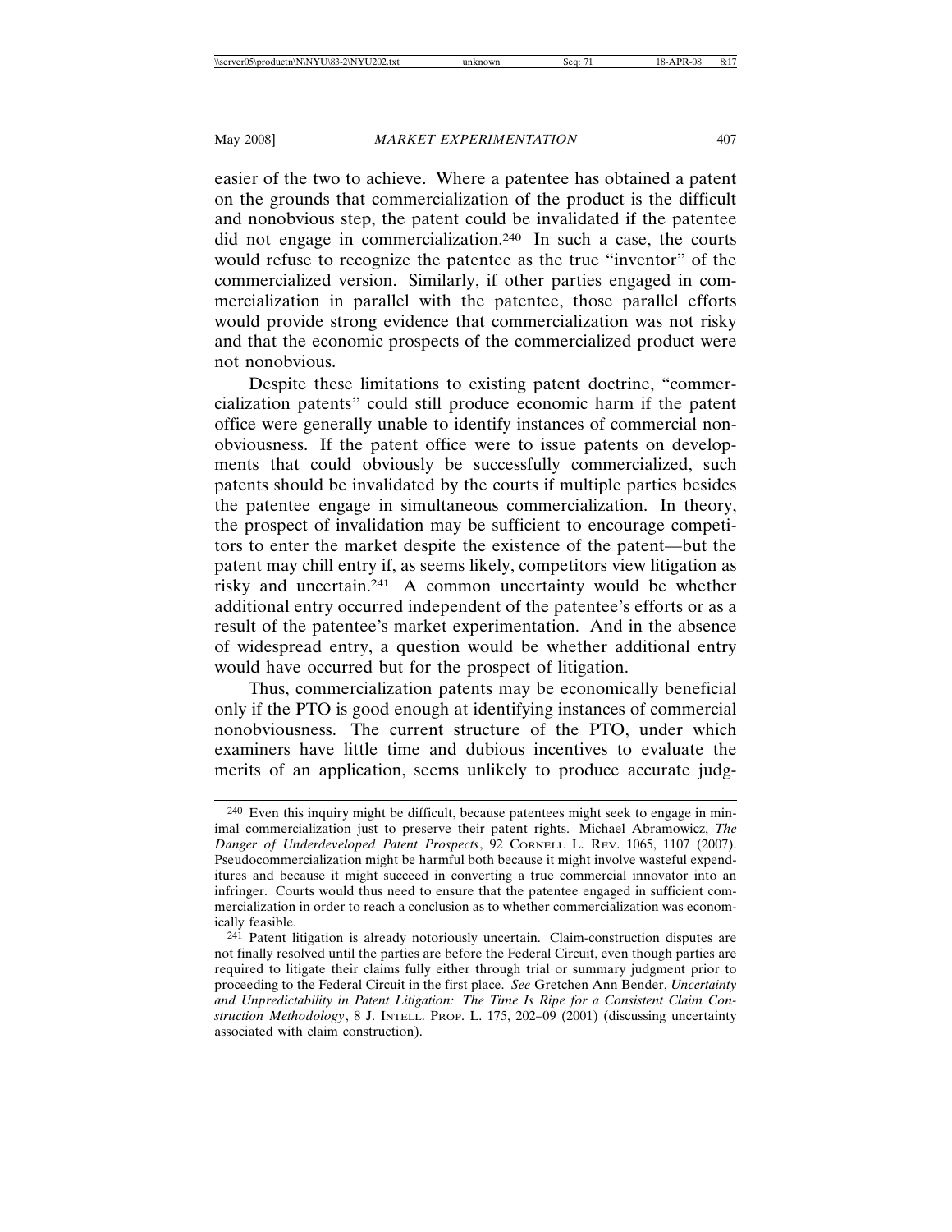easier of the two to achieve. Where a patentee has obtained a patent on the grounds that commercialization of the product is the difficult and nonobvious step, the patent could be invalidated if the patentee did not engage in commercialization.[240] In such a case, the courts would refuse to recognize the patentee as the true "inventor" of the commercialized version. Similarly, if other parties engaged in commercialization in parallel with the patentee, those parallel efforts would provide strong evidence that commercialization was not risky and that the economic prospects of the commercialized product were not nonobvious.

Despite these limitations to existing patent doctrine, "commercialization patents" could still produce economic harm if the patent office were generally unable to identify instances of commercial nonobviousness. If the patent office were to issue patents on developments that could obviously be successfully commercialized, such patents should be invalidated by the courts if multiple parties besides the patentee engage in simultaneous commercialization. In theory, the prospect of invalidation may be sufficient to encourage competitors to enter the market despite the existence of the patent—but the patent may chill entry if, as seems likely, competitors view litigation as risky and uncertain.[241] A common uncertainty would be whether additional entry occurred independent of the patentee's efforts or as a result of the patentee's market experimentation. And in the absence of widespread entry, a question would be whether additional entry would have occurred but for the prospect of litigation.

Thus, commercialization patents may be economically beneficial only if the PTO is good enough at identifying instances of commercial nonobviousness. The current structure of the PTO, under which examiners have little time and dubious incentives to evaluate the merits of an application, seems unlikely to produce accurate judg-

---

[240] Even this inquiry might be difficult, because patentees might seek to engage in minimal commercialization just to preserve their patent rights. Michael Abramowicz, *The Danger of Underdeveloped Patent Prospects*, 92 CORNELL L. REV. 1065, 1107 (2007). Pseudocommercialization might be harmful both because it might involve wasteful expenditures and because it might succeed in converting a true commercial innovator into an infringer. Courts would thus need to ensure that the patentee engaged in sufficient commercialization in order to reach a conclusion as to whether commercialization was economically feasible.

[241] Patent litigation is already notoriously uncertain. Claim-construction disputes are not finally resolved until the parties are before the Federal Circuit, even though parties are required to litigate their claims fully either through trial or summary judgment prior to proceeding to the Federal Circuit in the first place. *See* Gretchen Ann Bender, *Uncertainty and Unpredictability in Patent Litigation: The Time Is Ripe for a Consistent Claim Construction Methodology*, 8 J. INTELL. PROP. L. 175, 202–09 (2001) (discussing uncertainty associated with claim construction).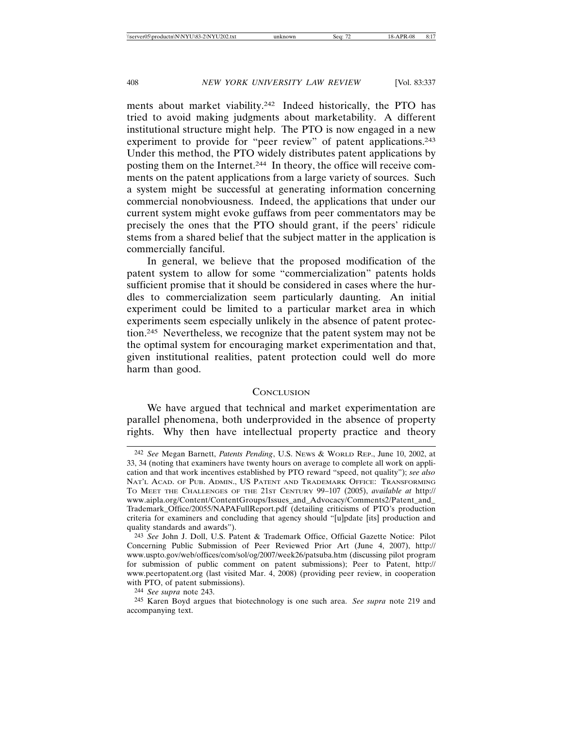ments about market viability.[242] Indeed historically, the PTO has tried to avoid making judgments about marketability. A different institutional structure might help. The PTO is now engaged in a new experiment to provide for "peer review" of patent applications.[243] Under this method, the PTO widely distributes patent applications by posting them on the Internet.[244] In theory, the office will receive comments on the patent applications from a large variety of sources. Such a system might be successful at generating information concerning commercial nonobviousness. Indeed, the applications that under our current system might evoke guffaws from peer commentators may be precisely the ones that the PTO should grant, if the peers' ridicule stems from a shared belief that the subject matter in the application is commercially fanciful.

In general, we believe that the proposed modification of the patent system to allow for some "commercialization" patents holds sufficient promise that it should be considered in cases where the hurdles to commercialization seem particularly daunting. An initial experiment could be limited to a particular market area in which experiments seem especially unlikely in the absence of patent protection.[245] Nevertheless, we recognize that the patent system may not be the optimal system for encouraging market experimentation and that, given institutional realities, patent protection could well do more harm than good.

## Conclusion

We have argued that technical and market experimentation are parallel phenomena, both underprovided in the absence of property rights. Why then have intellectual property practice and theory

---

[242] *See* Megan Barnett, *Patents Pending*, U.S. News & World Rep., June 10, 2002, at 33, 34 (noting that examiners have twenty hours on average to complete all work on application and that work incentives established by PTO reward "speed, not quality"); *see also* Nat'l Acad. of Pub. Admin., US Patent and Trademark Office: Transforming To Meet the Challenges of the 21st Century 99–107 (2005), *available at* http://www.aipla.org/Content/ContentGroups/Issues_and_Advocacy/Comments2/Patent_and_Trademark_Office/20055/NAPAFullReport.pdf (detailing criticisms of PTO's production criteria for examiners and concluding that agency should "[u]pdate [its] production and quality standards and awards").

[243] *See* John J. Doll, U.S. Patent & Trademark Office, Official Gazette Notice: Pilot Concerning Public Submission of Peer Reviewed Prior Art (June 4, 2007), http://www.uspto.gov/web/offices/com/sol/og/2007/week26/patsuba.htm (discussing pilot program for submission of public comment on patent submissions); Peer to Patent, http://www.peertopatent.org (last visited Mar. 4, 2008) (providing peer review, in cooperation with PTO, of patent submissions).

[244] *See supra* note 243.

[245] Karen Boyd argues that biotechnology is one such area. *See supra* note 219 and accompanying text.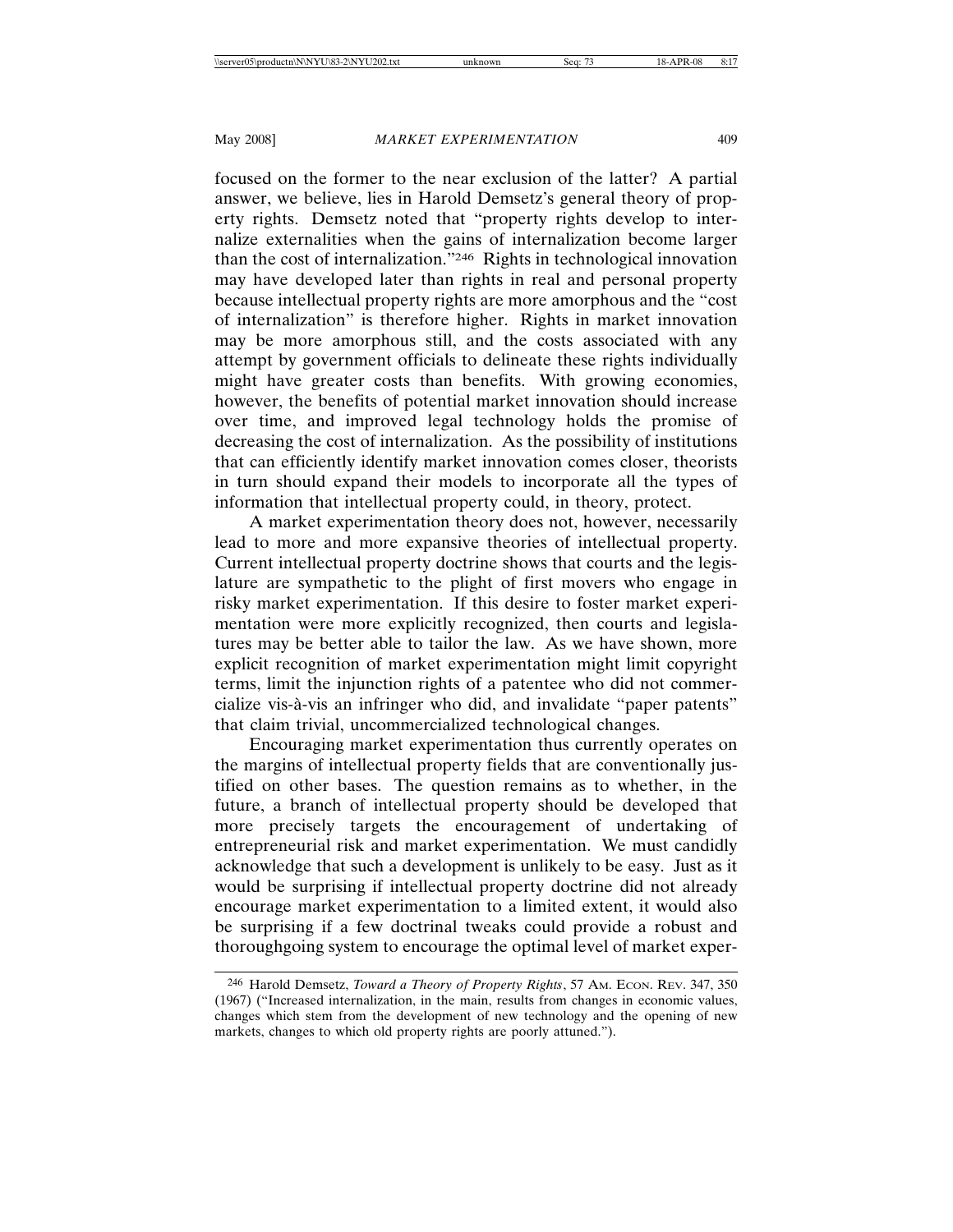focused on the former to the near exclusion of the latter? A partial answer, we believe, lies in Harold Demsetz's general theory of property rights. Demsetz noted that "property rights develop to internalize externalities when the gains of internalization become larger than the cost of internalization."[246] Rights in technological innovation may have developed later than rights in real and personal property because intellectual property rights are more amorphous and the "cost of internalization" is therefore higher. Rights in market innovation may be more amorphous still, and the costs associated with any attempt by government officials to delineate these rights individually might have greater costs than benefits. With growing economies, however, the benefits of potential market innovation should increase over time, and improved legal technology holds the promise of decreasing the cost of internalization. As the possibility of institutions that can efficiently identify market innovation comes closer, theorists in turn should expand their models to incorporate all the types of information that intellectual property could, in theory, protect.

A market experimentation theory does not, however, necessarily lead to more and more expansive theories of intellectual property. Current intellectual property doctrine shows that courts and the legislature are sympathetic to the plight of first movers who engage in risky market experimentation. If this desire to foster market experimentation were more explicitly recognized, then courts and legislatures may be better able to tailor the law. As we have shown, more explicit recognition of market experimentation might limit copyright terms, limit the injunction rights of a patentee who did not commercialize vis-à-vis an infringer who did, and invalidate "paper patents" that claim trivial, uncommercialized technological changes.

Encouraging market experimentation thus currently operates on the margins of intellectual property fields that are conventionally justified on other bases. The question remains as to whether, in the future, a branch of intellectual property should be developed that more precisely targets the encouragement of undertaking of entrepreneurial risk and market experimentation. We must candidly acknowledge that such a development is unlikely to be easy. Just as it would be surprising if intellectual property doctrine did not already encourage market experimentation to a limited extent, it would also be surprising if a few doctrinal tweaks could provide a robust and thoroughgoing system to encourage the optimal level of market exper-

[246] Harold Demsetz, *Toward a Theory of Property Rights*, 57 AM. ECON. REV. 347, 350 (1967) ("Increased internalization, in the main, results from changes in economic values, changes which stem from the development of new technology and the opening of new markets, changes to which old property rights are poorly attuned.").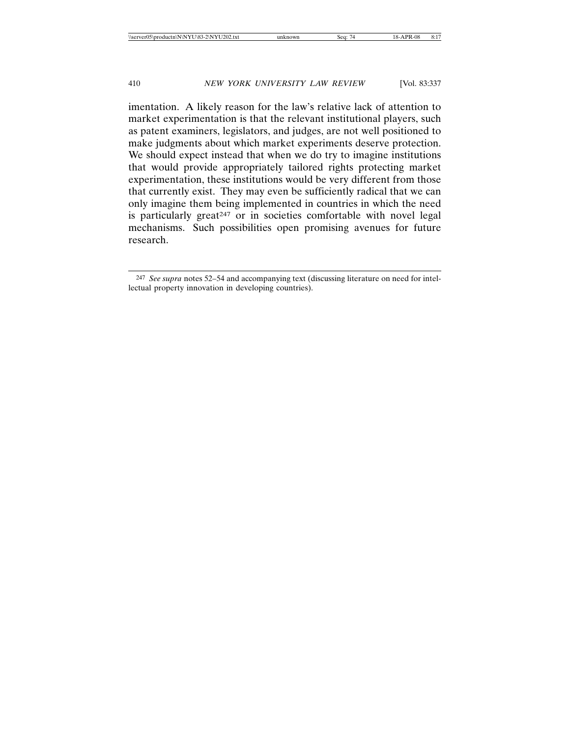imentation. A likely reason for the law's relative lack of attention to market experimentation is that the relevant institutional players, such as patent examiners, legislators, and judges, are not well positioned to make judgments about which market experiments deserve protection. We should expect instead that when we do try to imagine institutions that would provide appropriately tailored rights protecting market experimentation, these institutions would be very different from those that currently exist. They may even be sufficiently radical that we can only imagine them being implemented in countries in which the need is particularly great[247] or in societies comfortable with novel legal mechanisms. Such possibilities open promising avenues for future research.

---

[247] *See supra* notes 52–54 and accompanying text (discussing literature on need for intellectual property innovation in developing countries).